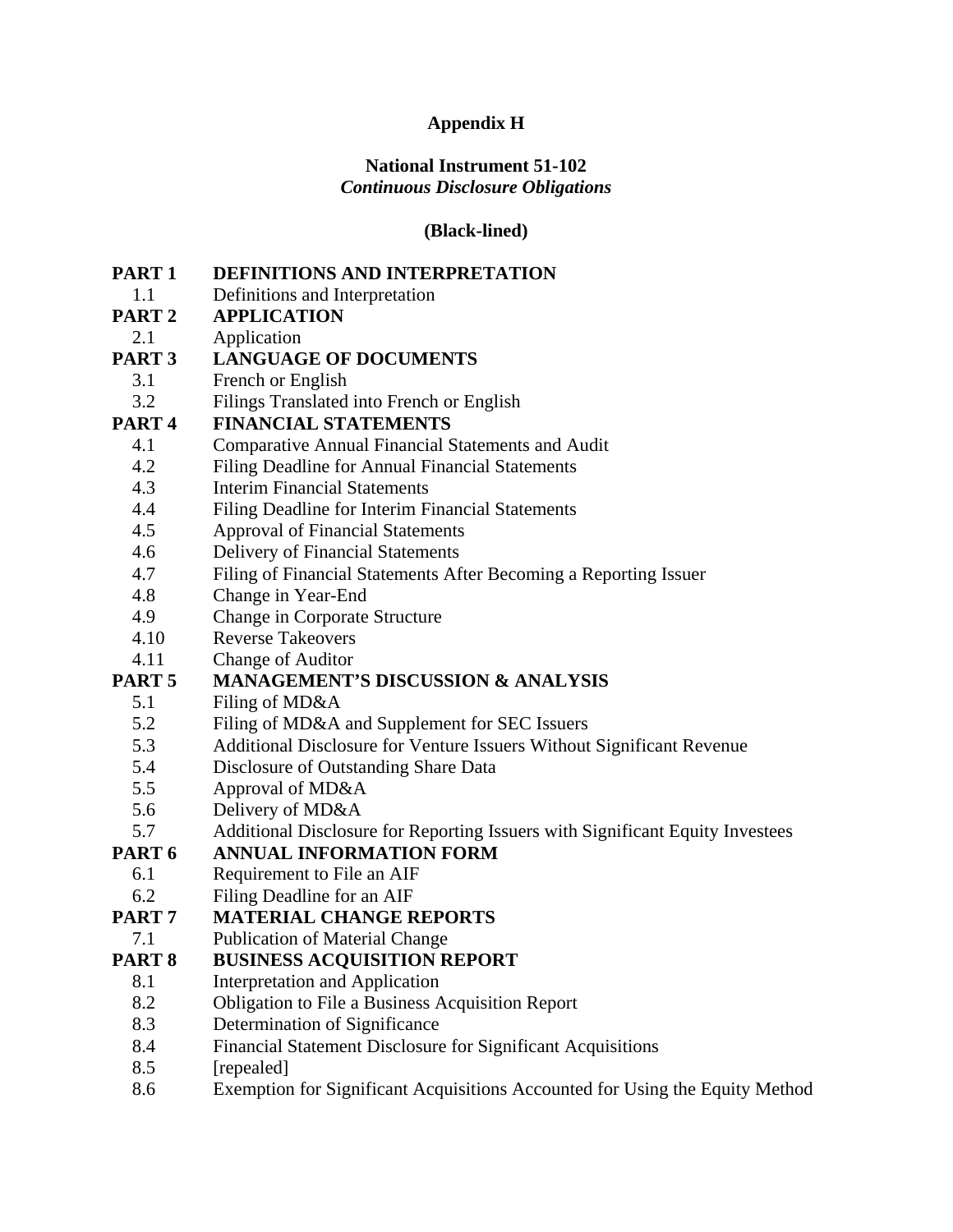**Appendix H**

**National Instrument 51-102**
***Continuous Disclosure Obligations***

**(Black-lined)**

**PART 1 DEFINITIONS AND INTERPRETATION**
- 1.1 Definitions and Interpretation

**PART 2 APPLICATION**
- 2.1 Application

**PART 3 LANGUAGE OF DOCUMENTS**
- 3.1 French or English
- 3.2 Filings Translated into French or English

**PART 4 FINANCIAL STATEMENTS**
- 4.1 Comparative Annual Financial Statements and Audit
- 4.2 Filing Deadline for Annual Financial Statements
- 4.3 Interim Financial Statements
- 4.4 Filing Deadline for Interim Financial Statements
- 4.5 Approval of Financial Statements
- 4.6 Delivery of Financial Statements
- 4.7 Filing of Financial Statements After Becoming a Reporting Issuer
- 4.8 Change in Year-End
- 4.9 Change in Corporate Structure
- 4.10 Reverse Takeovers
- 4.11 Change of Auditor

**PART 5 MANAGEMENT'S DISCUSSION & ANALYSIS**
- 5.1 Filing of MD&A
- 5.2 Filing of MD&A and Supplement for SEC Issuers
- 5.3 Additional Disclosure for Venture Issuers Without Significant Revenue
- 5.4 Disclosure of Outstanding Share Data
- 5.5 Approval of MD&A
- 5.6 Delivery of MD&A
- 5.7 Additional Disclosure for Reporting Issuers with Significant Equity Investees

**PART 6 ANNUAL INFORMATION FORM**
- 6.1 Requirement to File an AIF
- 6.2 Filing Deadline for an AIF

**PART 7 MATERIAL CHANGE REPORTS**
- 7.1 Publication of Material Change

**PART 8 BUSINESS ACQUISITION REPORT**
- 8.1 Interpretation and Application
- 8.2 Obligation to File a Business Acquisition Report
- 8.3 Determination of Significance
- 8.4 Financial Statement Disclosure for Significant Acquisitions
- 8.5 [repealed]
- 8.6 Exemption for Significant Acquisitions Accounted for Using the Equity Method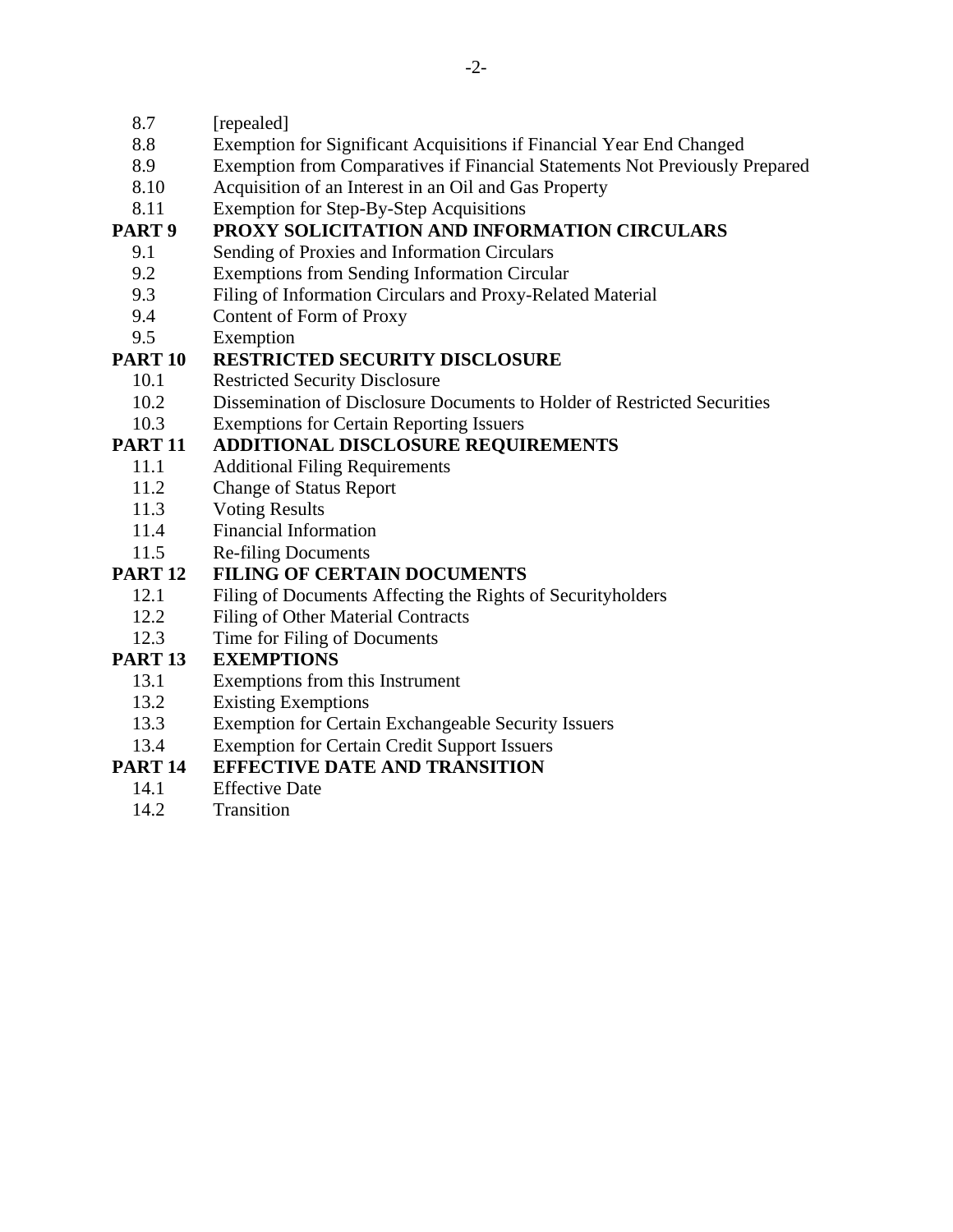8.7 [repealed]
8.8 Exemption for Significant Acquisitions if Financial Year End Changed
8.9 Exemption from Comparatives if Financial Statements Not Previously Prepared
8.10 Acquisition of an Interest in an Oil and Gas Property
8.11 Exemption for Step-By-Step Acquisitions

**PART 9 PROXY SOLICITATION AND INFORMATION CIRCULARS**

9.1 Sending of Proxies and Information Circulars
9.2 Exemptions from Sending Information Circular
9.3 Filing of Information Circulars and Proxy-Related Material
9.4 Content of Form of Proxy
9.5 Exemption

**PART 10 RESTRICTED SECURITY DISCLOSURE**

10.1 Restricted Security Disclosure
10.2 Dissemination of Disclosure Documents to Holder of Restricted Securities
10.3 Exemptions for Certain Reporting Issuers

**PART 11 ADDITIONAL DISCLOSURE REQUIREMENTS**

11.1 Additional Filing Requirements
11.2 Change of Status Report
11.3 Voting Results
11.4 Financial Information
11.5 Re-filing Documents

**PART 12 FILING OF CERTAIN DOCUMENTS**

12.1 Filing of Documents Affecting the Rights of Securityholders
12.2 Filing of Other Material Contracts
12.3 Time for Filing of Documents

**PART 13 EXEMPTIONS**

13.1 Exemptions from this Instrument
13.2 Existing Exemptions
13.3 Exemption for Certain Exchangeable Security Issuers
13.4 Exemption for Certain Credit Support Issuers

**PART 14 EFFECTIVE DATE AND TRANSITION**

14.1 Effective Date
14.2 Transition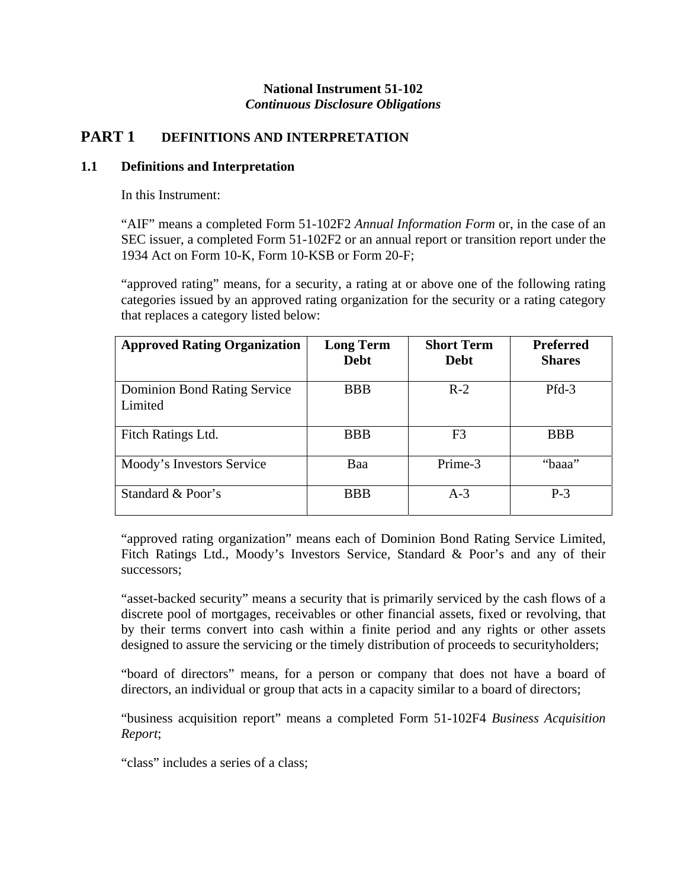**National Instrument 51-102**
***Continuous Disclosure Obligations***

# PART 1 DEFINITIONS AND INTERPRETATION

## 1.1 Definitions and Interpretation

In this Instrument:

"AIF" means a completed Form 51-102F2 *Annual Information Form* or, in the case of an SEC issuer, a completed Form 51-102F2 or an annual report or transition report under the 1934 Act on Form 10-K, Form 10-KSB or Form 20-F;

"approved rating" means, for a security, a rating at or above one of the following rating categories issued by an approved rating organization for the security or a rating category that replaces a category listed below:

| Approved Rating Organization | Long Term Debt | Short Term Debt | Preferred Shares |
|---|---|---|---|
| Dominion Bond Rating Service Limited | BBB | R-2 | Pfd-3 |
| Fitch Ratings Ltd. | BBB | F3 | BBB |
| Moody's Investors Service | Baa | Prime-3 | "baaa" |
| Standard & Poor's | BBB | A-3 | P-3 |

"approved rating organization" means each of Dominion Bond Rating Service Limited, Fitch Ratings Ltd., Moody's Investors Service, Standard & Poor's and any of their successors;

"asset-backed security" means a security that is primarily serviced by the cash flows of a discrete pool of mortgages, receivables or other financial assets, fixed or revolving, that by their terms convert into cash within a finite period and any rights or other assets designed to assure the servicing or the timely distribution of proceeds to securityholders;

"board of directors" means, for a person or company that does not have a board of directors, an individual or group that acts in a capacity similar to a board of directors;

"business acquisition report" means a completed Form 51-102F4 *Business Acquisition Report*;

"class" includes a series of a class;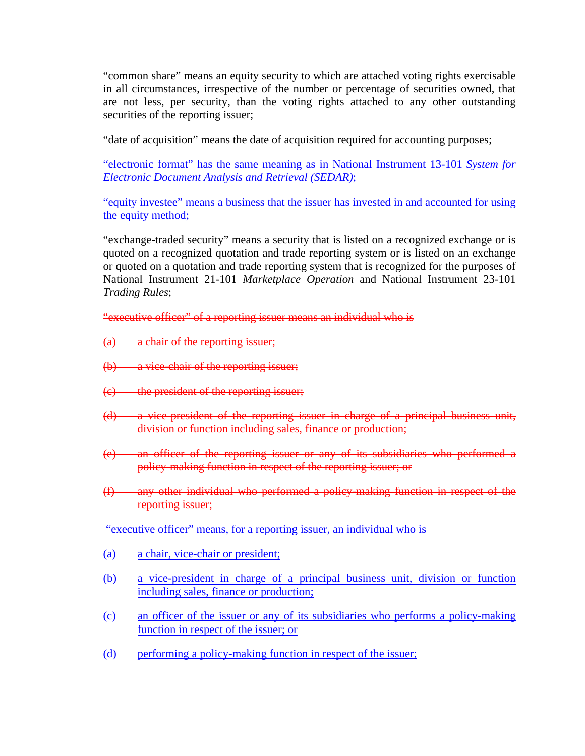"common share" means an equity security to which are attached voting rights exercisable in all circumstances, irrespective of the number or percentage of securities owned, that are not less, per security, than the voting rights attached to any other outstanding securities of the reporting issuer;

"date of acquisition" means the date of acquisition required for accounting purposes;

<u>"electronic format" has the same meaning as in National Instrument 13-101 *System for Electronic Document Analysis and Retrieval (SEDAR)*;</u>

<u>"equity investee" means a business that the issuer has invested in and accounted for using the equity method;</u>

"exchange-traded security" means a security that is listed on a recognized exchange or is quoted on a recognized quotation and trade reporting system or is listed on an exchange or quoted on a quotation and trade reporting system that is recognized for the purposes of National Instrument 21-101 *Marketplace Operation* and National Instrument 23-101 *Trading Rules*;

~~"executive officer" of a reporting issuer means an individual who is~~

~~(a) a chair of the reporting issuer;~~

~~(b) a vice-chair of the reporting issuer;~~

~~(c) the president of the reporting issuer;~~

~~(d) a vice-president of the reporting issuer in charge of a principal business unit, division or function including sales, finance or production;~~

~~(e) an officer of the reporting issuer or any of its subsidiaries who performed a policy-making function in respect of the reporting issuer; or~~

~~(f) any other individual who performed a policy-making function in respect of the reporting issuer;~~

<u>"executive officer" means, for a reporting issuer, an individual who is</u>

(a) <u>a chair, vice-chair or president;</u>

(b) <u>a vice-president in charge of a principal business unit, division or function including sales, finance or production;</u>

(c) <u>an officer of the issuer or any of its subsidiaries who performs a policy-making function in respect of the issuer; or</u>

(d) <u>performing a policy-making function in respect of the issuer;</u>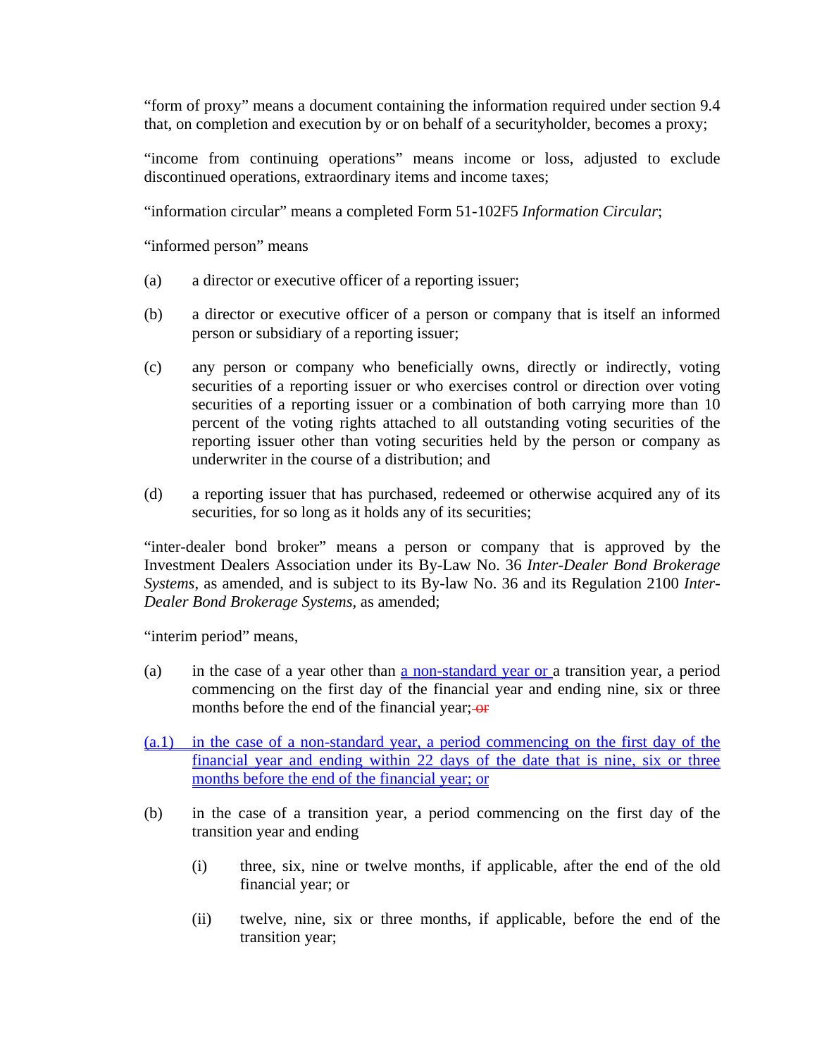"form of proxy" means a document containing the information required under section 9.4 that, on completion and execution by or on behalf of a securityholder, becomes a proxy;

"income from continuing operations" means income or loss, adjusted to exclude discontinued operations, extraordinary items and income taxes;

"information circular" means a completed Form 51-102F5 *Information Circular*;

"informed person" means

(a) a director or executive officer of a reporting issuer;

(b) a director or executive officer of a person or company that is itself an informed person or subsidiary of a reporting issuer;

(c) any person or company who beneficially owns, directly or indirectly, voting securities of a reporting issuer or who exercises control or direction over voting securities of a reporting issuer or a combination of both carrying more than 10 percent of the voting rights attached to all outstanding voting securities of the reporting issuer other than voting securities held by the person or company as underwriter in the course of a distribution; and

(d) a reporting issuer that has purchased, redeemed or otherwise acquired any of its securities, for so long as it holds any of its securities;

"inter-dealer bond broker" means a person or company that is approved by the Investment Dealers Association under its By-Law No. 36 *Inter-Dealer Bond Brokerage Systems*, as amended, and is subject to its By-law No. 36 and its Regulation 2100 *Inter-Dealer Bond Brokerage Systems*, as amended;

"interim period" means,

(a) in the case of a year other than a non-standard year or a transition year, a period commencing on the first day of the financial year and ending nine, six or three months before the end of the financial year; ~~or~~

(a.1) in the case of a non-standard year, a period commencing on the first day of the financial year and ending within 22 days of the date that is nine, six or three months before the end of the financial year; or

(b) in the case of a transition year, a period commencing on the first day of the transition year and ending

(i) three, six, nine or twelve months, if applicable, after the end of the old financial year; or

(ii) twelve, nine, six or three months, if applicable, before the end of the transition year;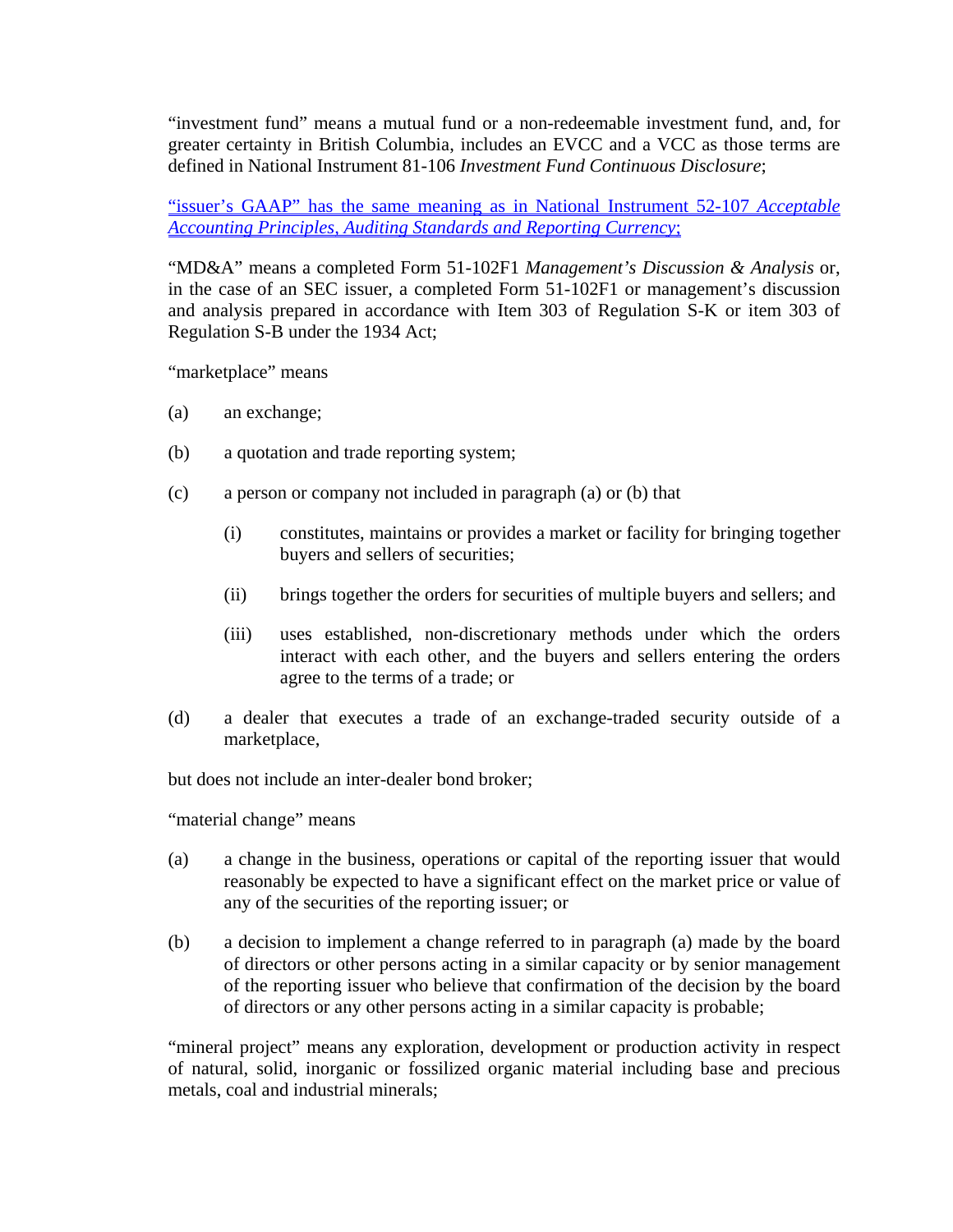"investment fund" means a mutual fund or a non-redeemable investment fund, and, for greater certainty in British Columbia, includes an EVCC and a VCC as those terms are defined in National Instrument 81-106 *Investment Fund Continuous Disclosure*;

"issuer's GAAP" has the same meaning as in National Instrument 52-107 *Acceptable Accounting Principles, Auditing Standards and Reporting Currency*;

"MD&A" means a completed Form 51-102F1 *Management's Discussion & Analysis* or, in the case of an SEC issuer, a completed Form 51-102F1 or management's discussion and analysis prepared in accordance with Item 303 of Regulation S-K or item 303 of Regulation S-B under the 1934 Act;

"marketplace" means

(a) an exchange;

(b) a quotation and trade reporting system;

(c) a person or company not included in paragraph (a) or (b) that

  (i) constitutes, maintains or provides a market or facility for bringing together buyers and sellers of securities;

  (ii) brings together the orders for securities of multiple buyers and sellers; and

  (iii) uses established, non-discretionary methods under which the orders interact with each other, and the buyers and sellers entering the orders agree to the terms of a trade; or

(d) a dealer that executes a trade of an exchange-traded security outside of a marketplace,

but does not include an inter-dealer bond broker;

"material change" means

(a) a change in the business, operations or capital of the reporting issuer that would reasonably be expected to have a significant effect on the market price or value of any of the securities of the reporting issuer; or

(b) a decision to implement a change referred to in paragraph (a) made by the board of directors or other persons acting in a similar capacity or by senior management of the reporting issuer who believe that confirmation of the decision by the board of directors or any other persons acting in a similar capacity is probable;

"mineral project" means any exploration, development or production activity in respect of natural, solid, inorganic or fossilized organic material including base and precious metals, coal and industrial minerals;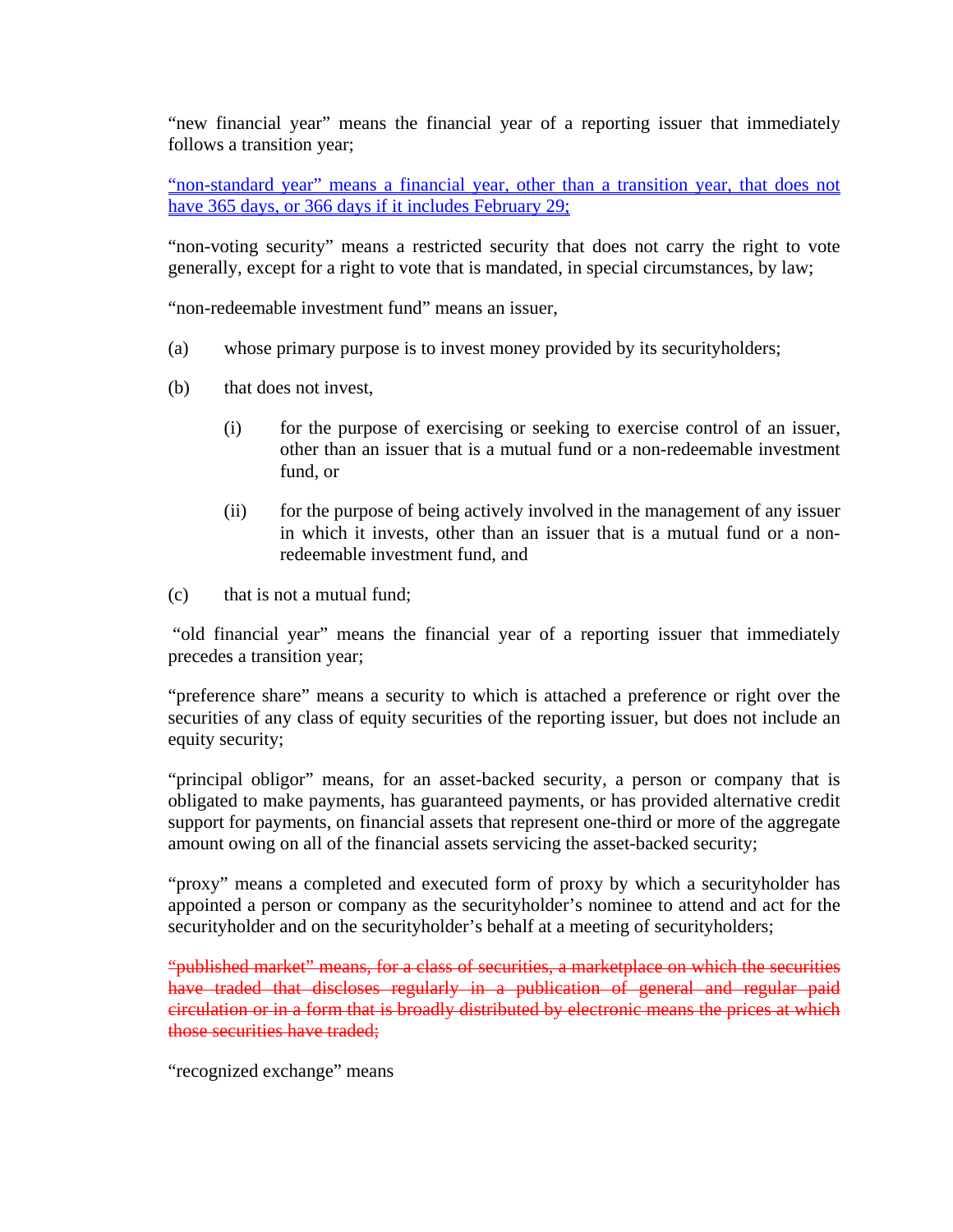"new financial year" means the financial year of a reporting issuer that immediately follows a transition year;

<u>"non-standard year" means a financial year, other than a transition year, that does not have 365 days, or 366 days if it includes February 29;</u>

"non-voting security" means a restricted security that does not carry the right to vote generally, except for a right to vote that is mandated, in special circumstances, by law;

"non-redeemable investment fund" means an issuer,

(a) whose primary purpose is to invest money provided by its securityholders;

(b) that does not invest,

 (i) for the purpose of exercising or seeking to exercise control of an issuer, other than an issuer that is a mutual fund or a non-redeemable investment fund, or

 (ii) for the purpose of being actively involved in the management of any issuer in which it invests, other than an issuer that is a mutual fund or a non-redeemable investment fund, and

(c) that is not a mutual fund;

"old financial year" means the financial year of a reporting issuer that immediately precedes a transition year;

"preference share" means a security to which is attached a preference or right over the securities of any class of equity securities of the reporting issuer, but does not include an equity security;

"principal obligor" means, for an asset-backed security, a person or company that is obligated to make payments, has guaranteed payments, or has provided alternative credit support for payments, on financial assets that represent one-third or more of the aggregate amount owing on all of the financial assets servicing the asset-backed security;

"proxy" means a completed and executed form of proxy by which a securityholder has appointed a person or company as the securityholder's nominee to attend and act for the securityholder and on the securityholder's behalf at a meeting of securityholders;

~~"published market" means, for a class of securities, a marketplace on which the securities have traded that discloses regularly in a publication of general and regular paid circulation or in a form that is broadly distributed by electronic means the prices at which those securities have traded;~~

"recognized exchange" means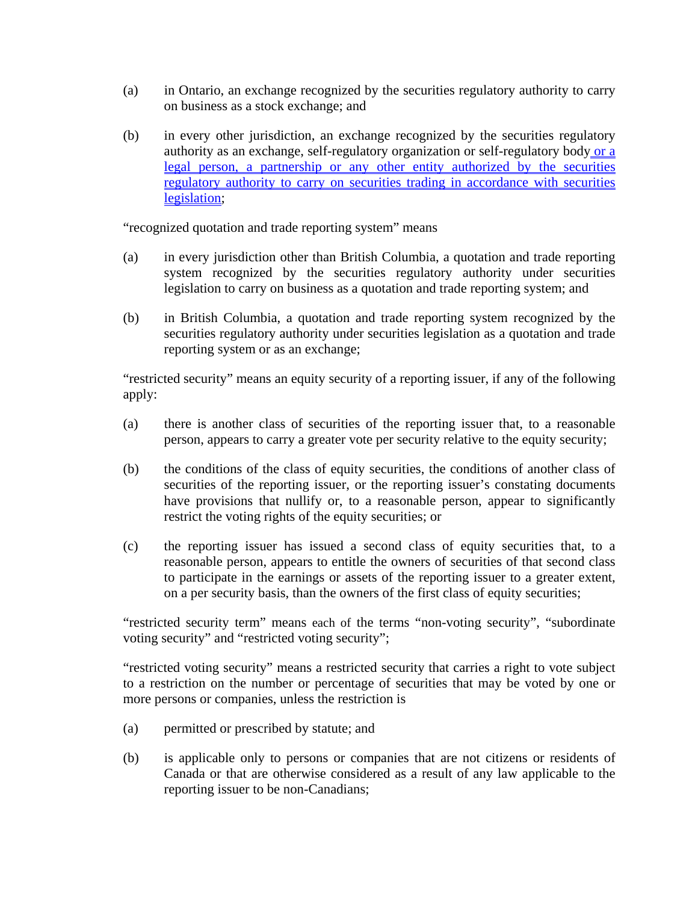(a) in Ontario, an exchange recognized by the securities regulatory authority to carry on business as a stock exchange; and

(b) in every other jurisdiction, an exchange recognized by the securities regulatory authority as an exchange, self-regulatory organization or self-regulatory body or a legal person, a partnership or any other entity authorized by the securities regulatory authority to carry on securities trading in accordance with securities legislation;

"recognized quotation and trade reporting system" means

(a) in every jurisdiction other than British Columbia, a quotation and trade reporting system recognized by the securities regulatory authority under securities legislation to carry on business as a quotation and trade reporting system; and

(b) in British Columbia, a quotation and trade reporting system recognized by the securities regulatory authority under securities legislation as a quotation and trade reporting system or as an exchange;

"restricted security" means an equity security of a reporting issuer, if any of the following apply:

(a) there is another class of securities of the reporting issuer that, to a reasonable person, appears to carry a greater vote per security relative to the equity security;

(b) the conditions of the class of equity securities, the conditions of another class of securities of the reporting issuer, or the reporting issuer's constating documents have provisions that nullify or, to a reasonable person, appear to significantly restrict the voting rights of the equity securities; or

(c) the reporting issuer has issued a second class of equity securities that, to a reasonable person, appears to entitle the owners of securities of that second class to participate in the earnings or assets of the reporting issuer to a greater extent, on a per security basis, than the owners of the first class of equity securities;

"restricted security term" means each of the terms "non-voting security", "subordinate voting security" and "restricted voting security";

"restricted voting security" means a restricted security that carries a right to vote subject to a restriction on the number or percentage of securities that may be voted by one or more persons or companies, unless the restriction is

(a) permitted or prescribed by statute; and

(b) is applicable only to persons or companies that are not citizens or residents of Canada or that are otherwise considered as a result of any law applicable to the reporting issuer to be non-Canadians;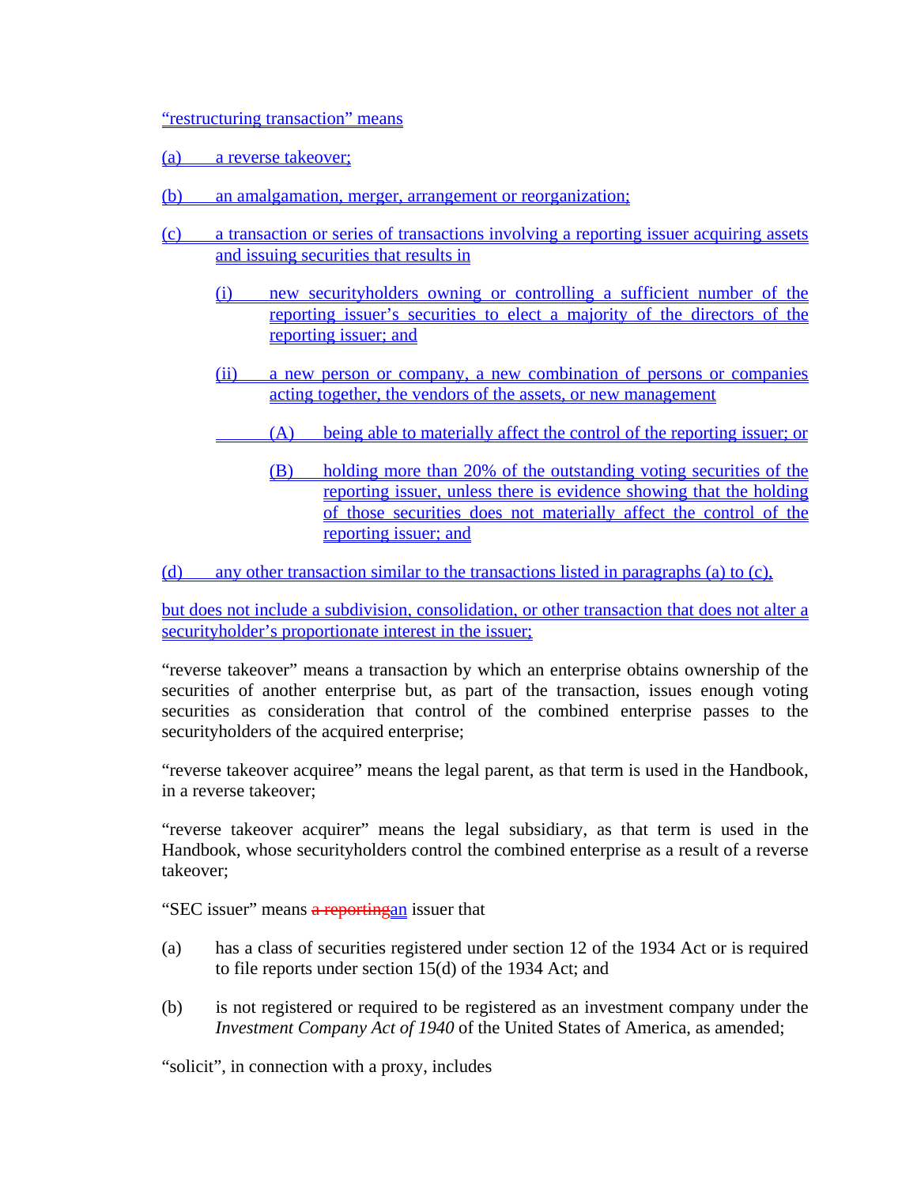"restructuring transaction" means

(a) a reverse takeover;

(b) an amalgamation, merger, arrangement or reorganization;

(c) a transaction or series of transactions involving a reporting issuer acquiring assets and issuing securities that results in

(i) new securityholders owning or controlling a sufficient number of the reporting issuer's securities to elect a majority of the directors of the reporting issuer; and

(ii) a new person or company, a new combination of persons or companies acting together, the vendors of the assets, or new management

(A) being able to materially affect the control of the reporting issuer; or

(B) holding more than 20% of the outstanding voting securities of the reporting issuer, unless there is evidence showing that the holding of those securities does not materially affect the control of the reporting issuer; and

(d) any other transaction similar to the transactions listed in paragraphs (a) to (c),

but does not include a subdivision, consolidation, or other transaction that does not alter a securityholder's proportionate interest in the issuer;

"reverse takeover" means a transaction by which an enterprise obtains ownership of the securities of another enterprise but, as part of the transaction, issues enough voting securities as consideration that control of the combined enterprise passes to the securityholders of the acquired enterprise;

"reverse takeover acquiree" means the legal parent, as that term is used in the Handbook, in a reverse takeover;

"reverse takeover acquirer" means the legal subsidiary, as that term is used in the Handbook, whose securityholders control the combined enterprise as a result of a reverse takeover;

"SEC issuer" means ~~a reporting~~an issuer that

(a) has a class of securities registered under section 12 of the 1934 Act or is required to file reports under section 15(d) of the 1934 Act; and

(b) is not registered or required to be registered as an investment company under the *Investment Company Act of 1940* of the United States of America, as amended;

"solicit", in connection with a proxy, includes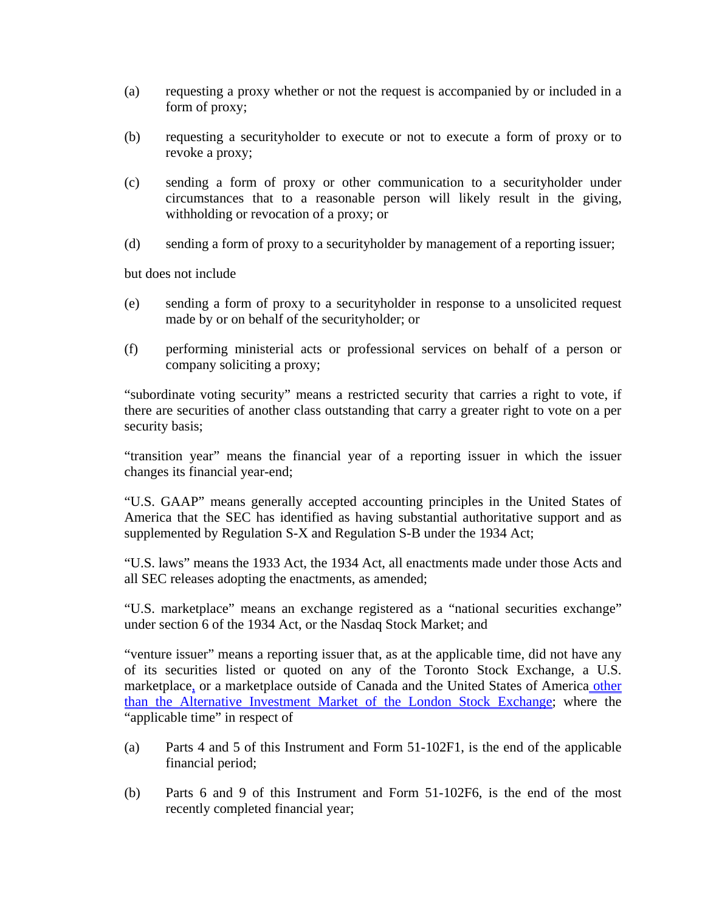(a) requesting a proxy whether or not the request is accompanied by or included in a form of proxy;

(b) requesting a securityholder to execute or not to execute a form of proxy or to revoke a proxy;

(c) sending a form of proxy or other communication to a securityholder under circumstances that to a reasonable person will likely result in the giving, withholding or revocation of a proxy; or

(d) sending a form of proxy to a securityholder by management of a reporting issuer;

but does not include

(e) sending a form of proxy to a securityholder in response to a unsolicited request made by or on behalf of the securityholder; or

(f) performing ministerial acts or professional services on behalf of a person or company soliciting a proxy;

"subordinate voting security" means a restricted security that carries a right to vote, if there are securities of another class outstanding that carry a greater right to vote on a per security basis;

"transition year" means the financial year of a reporting issuer in which the issuer changes its financial year-end;

"U.S. GAAP" means generally accepted accounting principles in the United States of America that the SEC has identified as having substantial authoritative support and as supplemented by Regulation S-X and Regulation S-B under the 1934 Act;

"U.S. laws" means the 1933 Act, the 1934 Act, all enactments made under those Acts and all SEC releases adopting the enactments, as amended;

"U.S. marketplace" means an exchange registered as a "national securities exchange" under section 6 of the 1934 Act, or the Nasdaq Stock Market; and

"venture issuer" means a reporting issuer that, as at the applicable time, did not have any of its securities listed or quoted on any of the Toronto Stock Exchange, a U.S. marketplace, or a marketplace outside of Canada and the United States of America other than the Alternative Investment Market of the London Stock Exchange; where the "applicable time" in respect of

(a) Parts 4 and 5 of this Instrument and Form 51-102F1, is the end of the applicable financial period;

(b) Parts 6 and 9 of this Instrument and Form 51-102F6, is the end of the most recently completed financial year;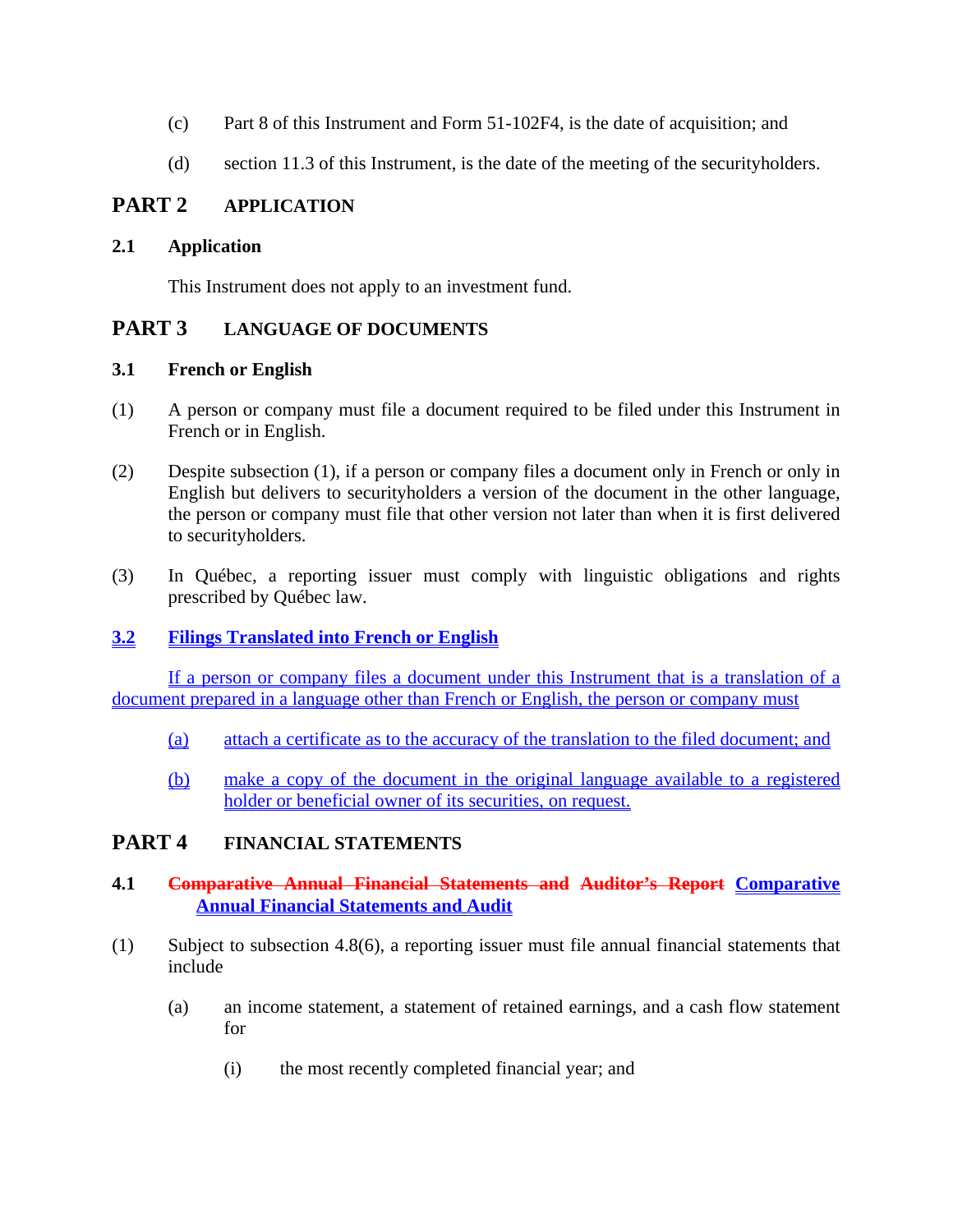(c) Part 8 of this Instrument and Form 51-102F4, is the date of acquisition; and

(d) section 11.3 of this Instrument, is the date of the meeting of the securityholders.

## PART 2 APPLICATION

### 2.1 Application

This Instrument does not apply to an investment fund.

## PART 3 LANGUAGE OF DOCUMENTS

### 3.1 French or English

(1) A person or company must file a document required to be filed under this Instrument in French or in English.

(2) Despite subsection (1), if a person or company files a document only in French or only in English but delivers to securityholders a version of the document in the other language, the person or company must file that other version not later than when it is first delivered to securityholders.

(3) In Québec, a reporting issuer must comply with linguistic obligations and rights prescribed by Québec law.

### 3.2 Filings Translated into French or English

If a person or company files a document under this Instrument that is a translation of a document prepared in a language other than French or English, the person or company must

(a) attach a certificate as to the accuracy of the translation to the filed document; and

(b) make a copy of the document in the original language available to a registered holder or beneficial owner of its securities, on request.

## PART 4 FINANCIAL STATEMENTS

### 4.1 ~~Comparative Annual Financial Statements and Auditor's Report~~ Comparative Annual Financial Statements and Audit

(1) Subject to subsection 4.8(6), a reporting issuer must file annual financial statements that include

(a) an income statement, a statement of retained earnings, and a cash flow statement for

(i) the most recently completed financial year; and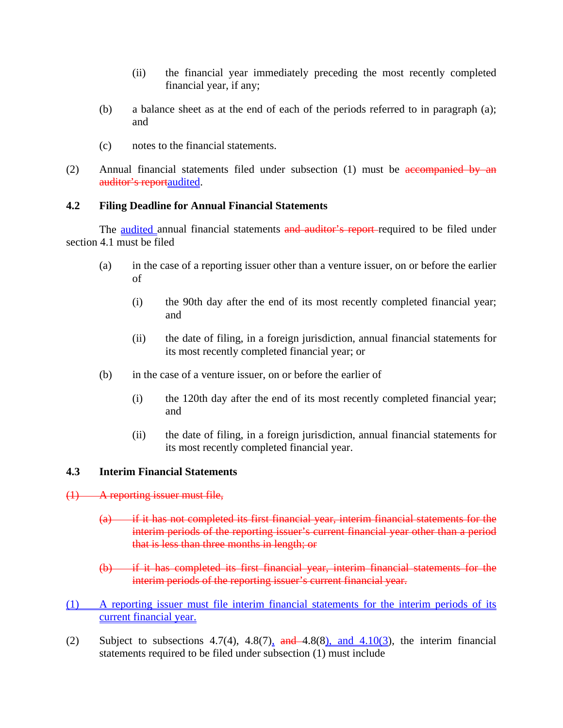(ii) the financial year immediately preceding the most recently completed financial year, if any;

(b) a balance sheet as at the end of each of the periods referred to in paragraph (a); and

(c) notes to the financial statements.

(2) Annual financial statements filed under subsection (1) must be ~~accompanied by an auditor's report~~<u>audited</u>.

### 4.2 Filing Deadline for Annual Financial Statements

The <u>audited</u> annual financial statements ~~and auditor's report~~ required to be filed under section 4.1 must be filed

(a) in the case of a reporting issuer other than a venture issuer, on or before the earlier of

(i) the 90th day after the end of its most recently completed financial year; and

(ii) the date of filing, in a foreign jurisdiction, annual financial statements for its most recently completed financial year; or

(b) in the case of a venture issuer, on or before the earlier of

(i) the 120th day after the end of its most recently completed financial year; and

(ii) the date of filing, in a foreign jurisdiction, annual financial statements for its most recently completed financial year.

### 4.3 Interim Financial Statements

~~(1) A reporting issuer must file,~~

~~(a) if it has not completed its first financial year, interim financial statements for the interim periods of the reporting issuer's current financial year other than a period that is less than three months in length; or~~

~~(b) if it has completed its first financial year, interim financial statements for the interim periods of the reporting issuer's current financial year.~~

<u>(1) A reporting issuer must file interim financial statements for the interim periods of its current financial year.</u>

(2) Subject to subsections 4.7(4), 4.8(7)<u>,</u> ~~and~~ 4.8(8)<u>, and 4.10(3</u>), the interim financial statements required to be filed under subsection (1) must include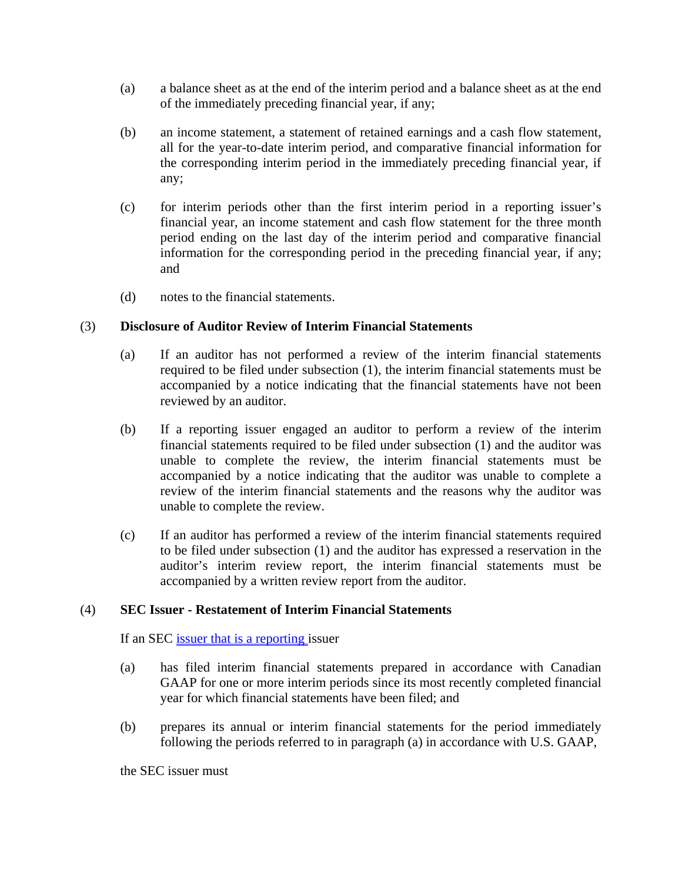(a) a balance sheet as at the end of the interim period and a balance sheet as at the end of the immediately preceding financial year, if any;

(b) an income statement, a statement of retained earnings and a cash flow statement, all for the year-to-date interim period, and comparative financial information for the corresponding interim period in the immediately preceding financial year, if any;

(c) for interim periods other than the first interim period in a reporting issuer's financial year, an income statement and cash flow statement for the three month period ending on the last day of the interim period and comparative financial information for the corresponding period in the preceding financial year, if any; and

(d) notes to the financial statements.

(3) **Disclosure of Auditor Review of Interim Financial Statements**

(a) If an auditor has not performed a review of the interim financial statements required to be filed under subsection (1), the interim financial statements must be accompanied by a notice indicating that the financial statements have not been reviewed by an auditor.

(b) If a reporting issuer engaged an auditor to perform a review of the interim financial statements required to be filed under subsection (1) and the auditor was unable to complete the review, the interim financial statements must be accompanied by a notice indicating that the auditor was unable to complete a review of the interim financial statements and the reasons why the auditor was unable to complete the review.

(c) If an auditor has performed a review of the interim financial statements required to be filed under subsection (1) and the auditor has expressed a reservation in the auditor's interim review report, the interim financial statements must be accompanied by a written review report from the auditor.

(4) **SEC Issuer - Restatement of Interim Financial Statements**

If an SEC issuer that is a reporting issuer

(a) has filed interim financial statements prepared in accordance with Canadian GAAP for one or more interim periods since its most recently completed financial year for which financial statements have been filed; and

(b) prepares its annual or interim financial statements for the period immediately following the periods referred to in paragraph (a) in accordance with U.S. GAAP,

the SEC issuer must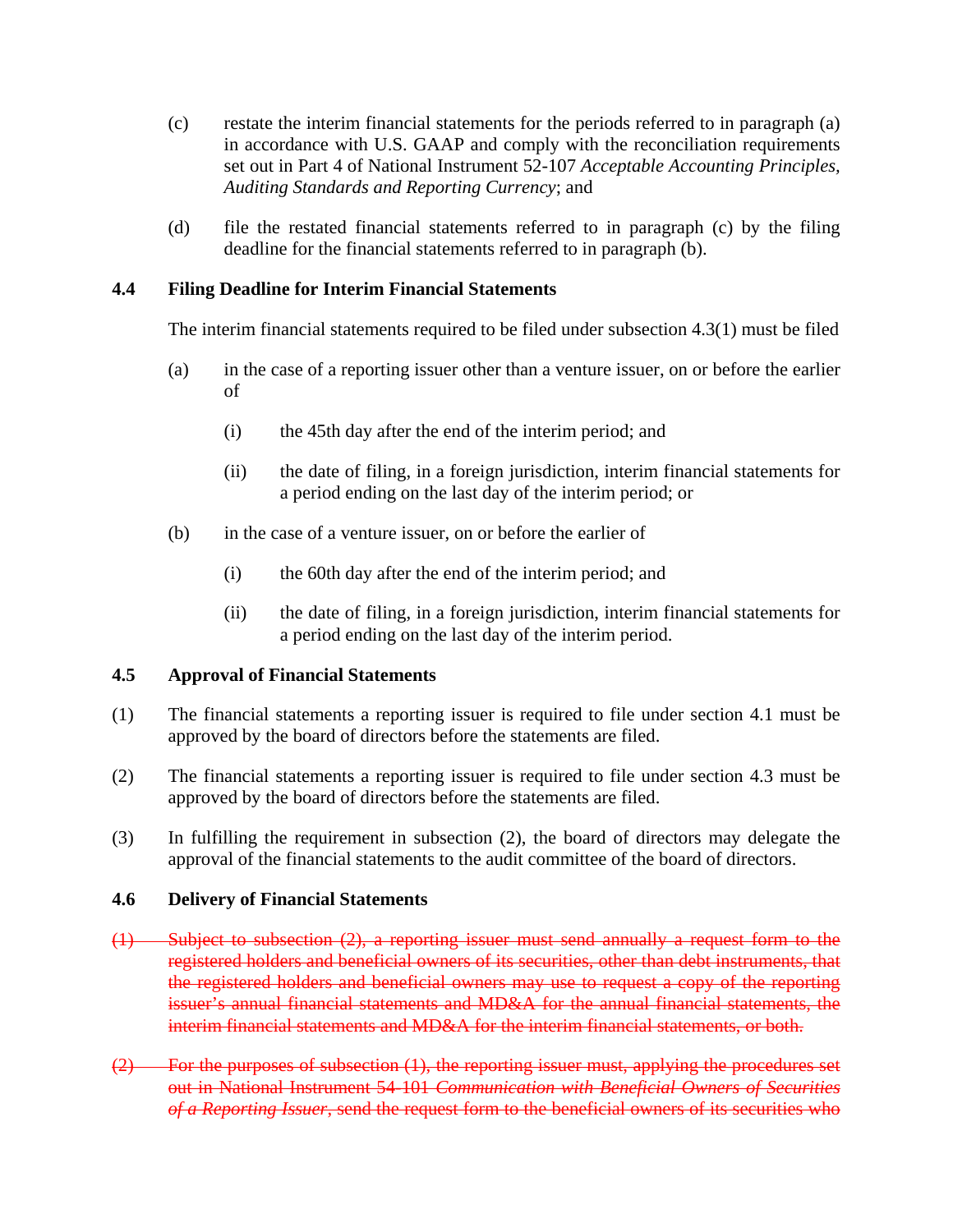(c) restate the interim financial statements for the periods referred to in paragraph (a) in accordance with U.S. GAAP and comply with the reconciliation requirements set out in Part 4 of National Instrument 52-107 *Acceptable Accounting Principles, Auditing Standards and Reporting Currency*; and

(d) file the restated financial statements referred to in paragraph (c) by the filing deadline for the financial statements referred to in paragraph (b).

### 4.4 Filing Deadline for Interim Financial Statements

The interim financial statements required to be filed under subsection 4.3(1) must be filed

(a) in the case of a reporting issuer other than a venture issuer, on or before the earlier of

(i) the 45th day after the end of the interim period; and

(ii) the date of filing, in a foreign jurisdiction, interim financial statements for a period ending on the last day of the interim period; or

(b) in the case of a venture issuer, on or before the earlier of

(i) the 60th day after the end of the interim period; and

(ii) the date of filing, in a foreign jurisdiction, interim financial statements for a period ending on the last day of the interim period.

### 4.5 Approval of Financial Statements

(1) The financial statements a reporting issuer is required to file under section 4.1 must be approved by the board of directors before the statements are filed.

(2) The financial statements a reporting issuer is required to file under section 4.3 must be approved by the board of directors before the statements are filed.

(3) In fulfilling the requirement in subsection (2), the board of directors may delegate the approval of the financial statements to the audit committee of the board of directors.

### 4.6 Delivery of Financial Statements

~~(1) Subject to subsection (2), a reporting issuer must send annually a request form to the registered holders and beneficial owners of its securities, other than debt instruments, that the registered holders and beneficial owners may use to request a copy of the reporting issuer's annual financial statements and MD&A for the annual financial statements, the interim financial statements and MD&A for the interim financial statements, or both.~~

~~(2) For the purposes of subsection (1), the reporting issuer must, applying the procedures set out in National Instrument 54-101 *Communication with Beneficial Owners of Securities of a Reporting Issuer*, send the request form to the beneficial owners of its securities who~~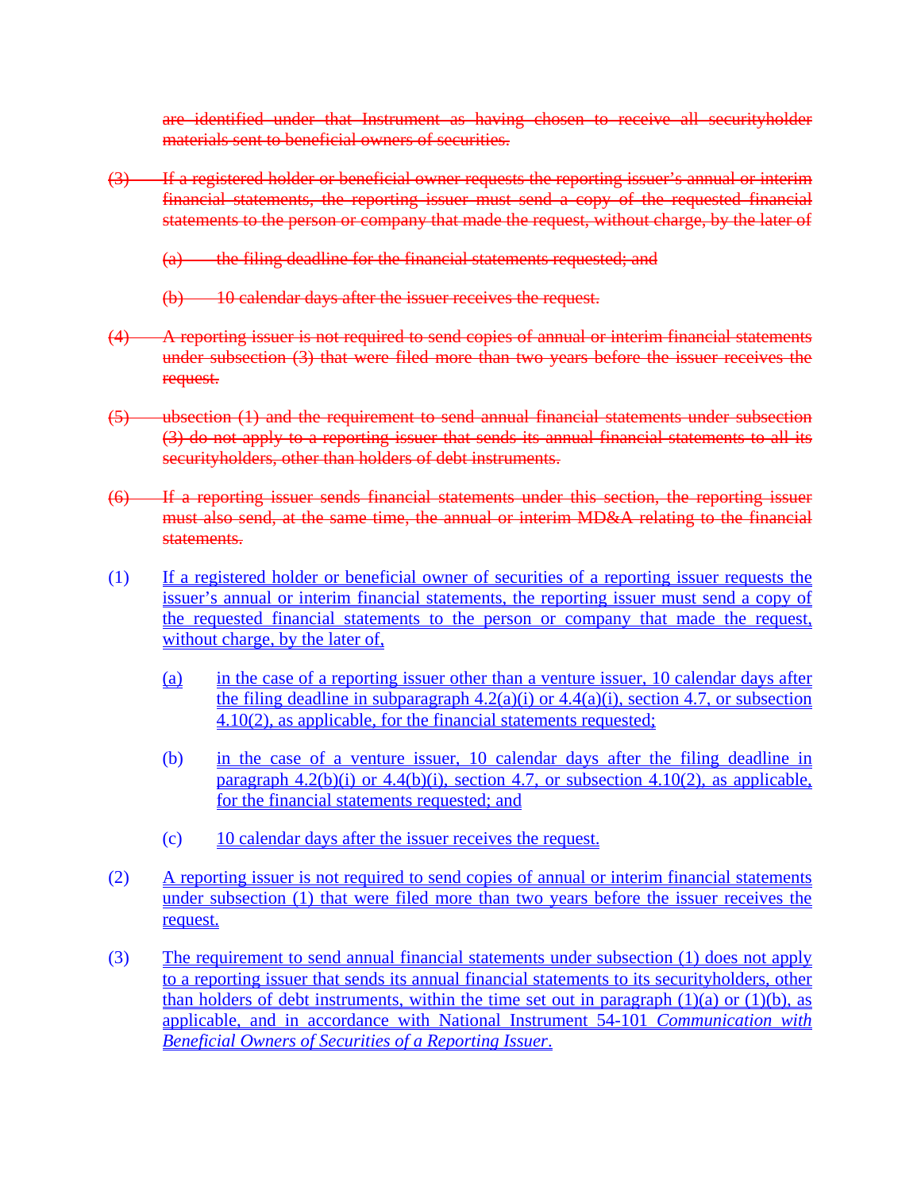~~are identified under that Instrument as having chosen to receive all securityholder materials sent to beneficial owners of securities.~~

~~(3) If a registered holder or beneficial owner requests the reporting issuer's annual or interim financial statements, the reporting issuer must send a copy of the requested financial statements to the person or company that made the request, without charge, by the later of~~

~~(a) the filing deadline for the financial statements requested; and~~

~~(b) 10 calendar days after the issuer receives the request.~~

~~(4) A reporting issuer is not required to send copies of annual or interim financial statements under subsection (3) that were filed more than two years before the issuer receives the request.~~

~~(5) ubsection (1) and the requirement to send annual financial statements under subsection (3) do not apply to a reporting issuer that sends its annual financial statements to all its securityholders, other than holders of debt instruments.~~

~~(6) If a reporting issuer sends financial statements under this section, the reporting issuer must also send, at the same time, the annual or interim MD&A relating to the financial statements.~~

(1) <u>If a registered holder or beneficial owner of securities of a reporting issuer requests the issuer's annual or interim financial statements, the reporting issuer must send a copy of the requested financial statements to the person or company that made the request, without charge, by the later of,</u>

(a) <u>in the case of a reporting issuer other than a venture issuer, 10 calendar days after the filing deadline in subparagraph 4.2(a)(i) or 4.4(a)(i), section 4.7, or subsection 4.10(2), as applicable, for the financial statements requested;</u>

(b) <u>in the case of a venture issuer, 10 calendar days after the filing deadline in paragraph 4.2(b)(i) or 4.4(b)(i), section 4.7, or subsection 4.10(2), as applicable, for the financial statements requested; and</u>

(c) <u>10 calendar days after the issuer receives the request.</u>

(2) <u>A reporting issuer is not required to send copies of annual or interim financial statements under subsection (1) that were filed more than two years before the issuer receives the request.</u>

(3) <u>The requirement to send annual financial statements under subsection (1) does not apply to a reporting issuer that sends its annual financial statements to its securityholders, other than holders of debt instruments, within the time set out in paragraph (1)(a) or (1)(b), as applicable, and in accordance with National Instrument 54-101 *Communication with Beneficial Owners of Securities of a Reporting Issuer*.</u>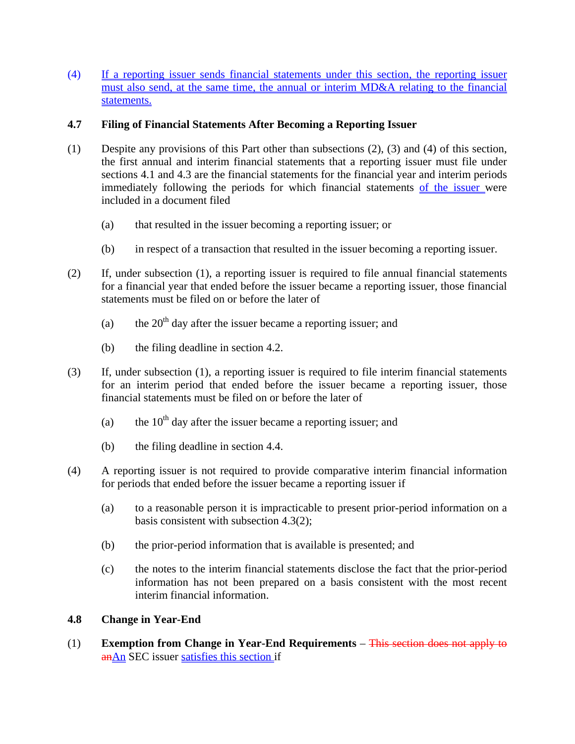(4) If a reporting issuer sends financial statements under this section, the reporting issuer must also send, at the same time, the annual or interim MD&A relating to the financial statements.

### 4.7 Filing of Financial Statements After Becoming a Reporting Issuer

(1) Despite any provisions of this Part other than subsections (2), (3) and (4) of this section, the first annual and interim financial statements that a reporting issuer must file under sections 4.1 and 4.3 are the financial statements for the financial year and interim periods immediately following the periods for which financial statements of the issuer were included in a document filed

 (a) that resulted in the issuer becoming a reporting issuer; or

 (b) in respect of a transaction that resulted in the issuer becoming a reporting issuer.

(2) If, under subsection (1), a reporting issuer is required to file annual financial statements for a financial year that ended before the issuer became a reporting issuer, those financial statements must be filed on or before the later of

 (a) the 20th day after the issuer became a reporting issuer; and

 (b) the filing deadline in section 4.2.

(3) If, under subsection (1), a reporting issuer is required to file interim financial statements for an interim period that ended before the issuer became a reporting issuer, those financial statements must be filed on or before the later of

 (a) the 10th day after the issuer became a reporting issuer; and

 (b) the filing deadline in section 4.4.

(4) A reporting issuer is not required to provide comparative interim financial information for periods that ended before the issuer became a reporting issuer if

 (a) to a reasonable person it is impracticable to present prior-period information on a basis consistent with subsection 4.3(2);

 (b) the prior-period information that is available is presented; and

 (c) the notes to the interim financial statements disclose the fact that the prior-period information has not been prepared on a basis consistent with the most recent interim financial information.

### 4.8 Change in Year-End

(1) **Exemption from Change in Year-End Requirements** – ~~This section does not apply to an~~An SEC issuer satisfies this section if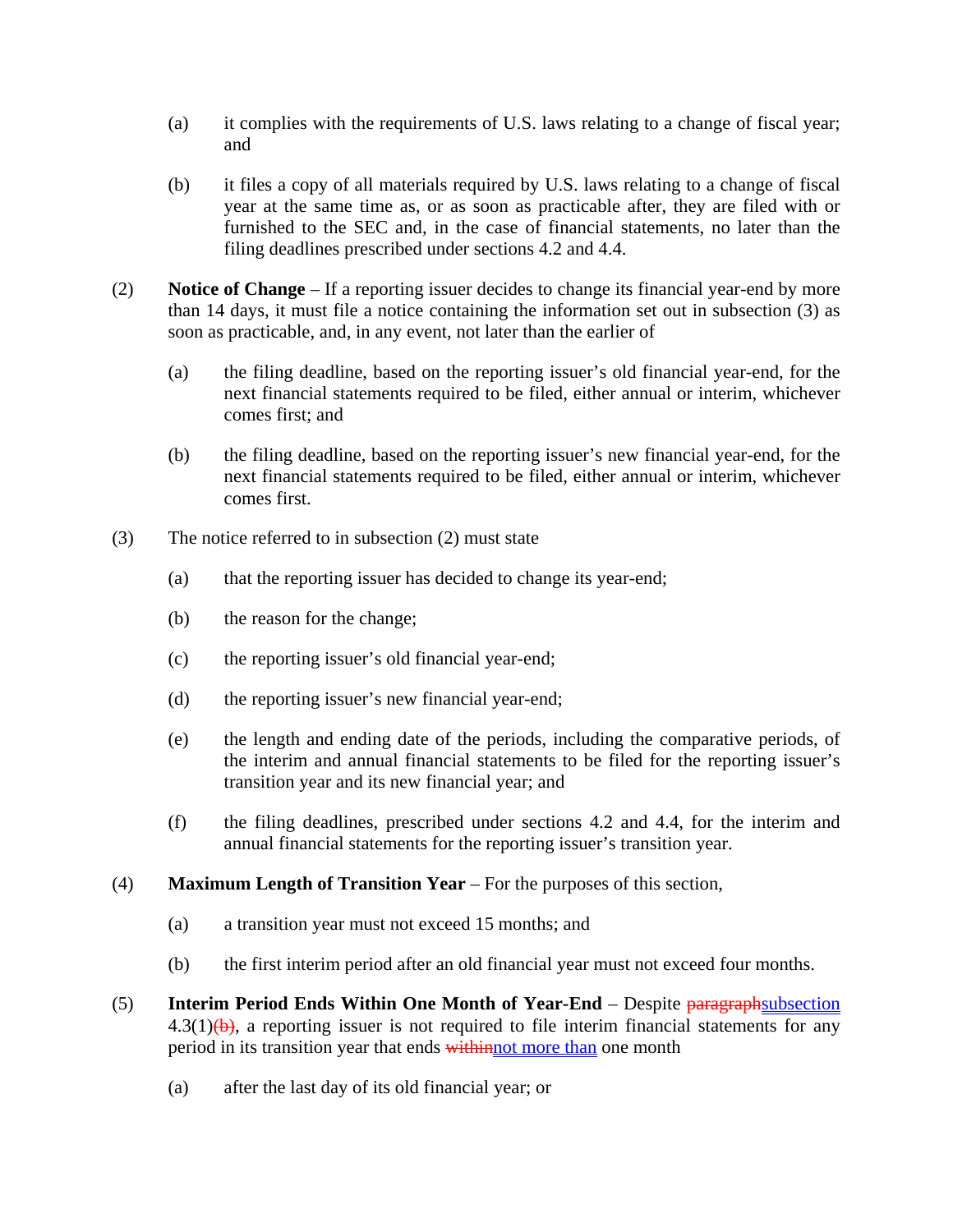(a) it complies with the requirements of U.S. laws relating to a change of fiscal year; and

(b) it files a copy of all materials required by U.S. laws relating to a change of fiscal year at the same time as, or as soon as practicable after, they are filed with or furnished to the SEC and, in the case of financial statements, no later than the filing deadlines prescribed under sections 4.2 and 4.4.

(2) **Notice of Change** – If a reporting issuer decides to change its financial year-end by more than 14 days, it must file a notice containing the information set out in subsection (3) as soon as practicable, and, in any event, not later than the earlier of

(a) the filing deadline, based on the reporting issuer's old financial year-end, for the next financial statements required to be filed, either annual or interim, whichever comes first; and

(b) the filing deadline, based on the reporting issuer's new financial year-end, for the next financial statements required to be filed, either annual or interim, whichever comes first.

(3) The notice referred to in subsection (2) must state

(a) that the reporting issuer has decided to change its year-end;

(b) the reason for the change;

(c) the reporting issuer's old financial year-end;

(d) the reporting issuer's new financial year-end;

(e) the length and ending date of the periods, including the comparative periods, of the interim and annual financial statements to be filed for the reporting issuer's transition year and its new financial year; and

(f) the filing deadlines, prescribed under sections 4.2 and 4.4, for the interim and annual financial statements for the reporting issuer's transition year.

(4) **Maximum Length of Transition Year** – For the purposes of this section,

(a) a transition year must not exceed 15 months; and

(b) the first interim period after an old financial year must not exceed four months.

(5) **Interim Period Ends Within One Month of Year-End** – Despite ~~paragraph~~subsection 4.3(1)~~(b)~~, a reporting issuer is not required to file interim financial statements for any period in its transition year that ends ~~within~~not more than one month

(a) after the last day of its old financial year; or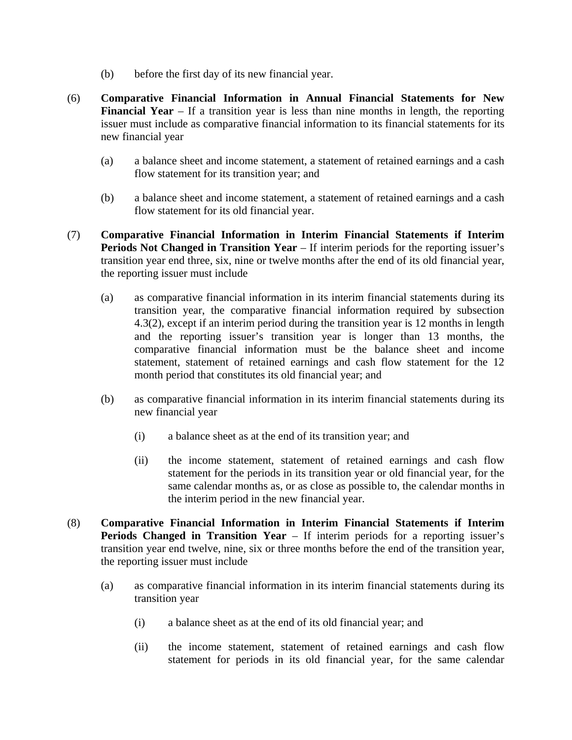(b) before the first day of its new financial year.

(6) **Comparative Financial Information in Annual Financial Statements for New Financial Year** – If a transition year is less than nine months in length, the reporting issuer must include as comparative financial information to its financial statements for its new financial year

(a) a balance sheet and income statement, a statement of retained earnings and a cash flow statement for its transition year; and

(b) a balance sheet and income statement, a statement of retained earnings and a cash flow statement for its old financial year.

(7) **Comparative Financial Information in Interim Financial Statements if Interim Periods Not Changed in Transition Year** – If interim periods for the reporting issuer's transition year end three, six, nine or twelve months after the end of its old financial year, the reporting issuer must include

(a) as comparative financial information in its interim financial statements during its transition year, the comparative financial information required by subsection 4.3(2), except if an interim period during the transition year is 12 months in length and the reporting issuer's transition year is longer than 13 months, the comparative financial information must be the balance sheet and income statement, statement of retained earnings and cash flow statement for the 12 month period that constitutes its old financial year; and

(b) as comparative financial information in its interim financial statements during its new financial year

(i) a balance sheet as at the end of its transition year; and

(ii) the income statement, statement of retained earnings and cash flow statement for the periods in its transition year or old financial year, for the same calendar months as, or as close as possible to, the calendar months in the interim period in the new financial year.

(8) **Comparative Financial Information in Interim Financial Statements if Interim Periods Changed in Transition Year** – If interim periods for a reporting issuer's transition year end twelve, nine, six or three months before the end of the transition year, the reporting issuer must include

(a) as comparative financial information in its interim financial statements during its transition year

(i) a balance sheet as at the end of its old financial year; and

(ii) the income statement, statement of retained earnings and cash flow statement for periods in its old financial year, for the same calendar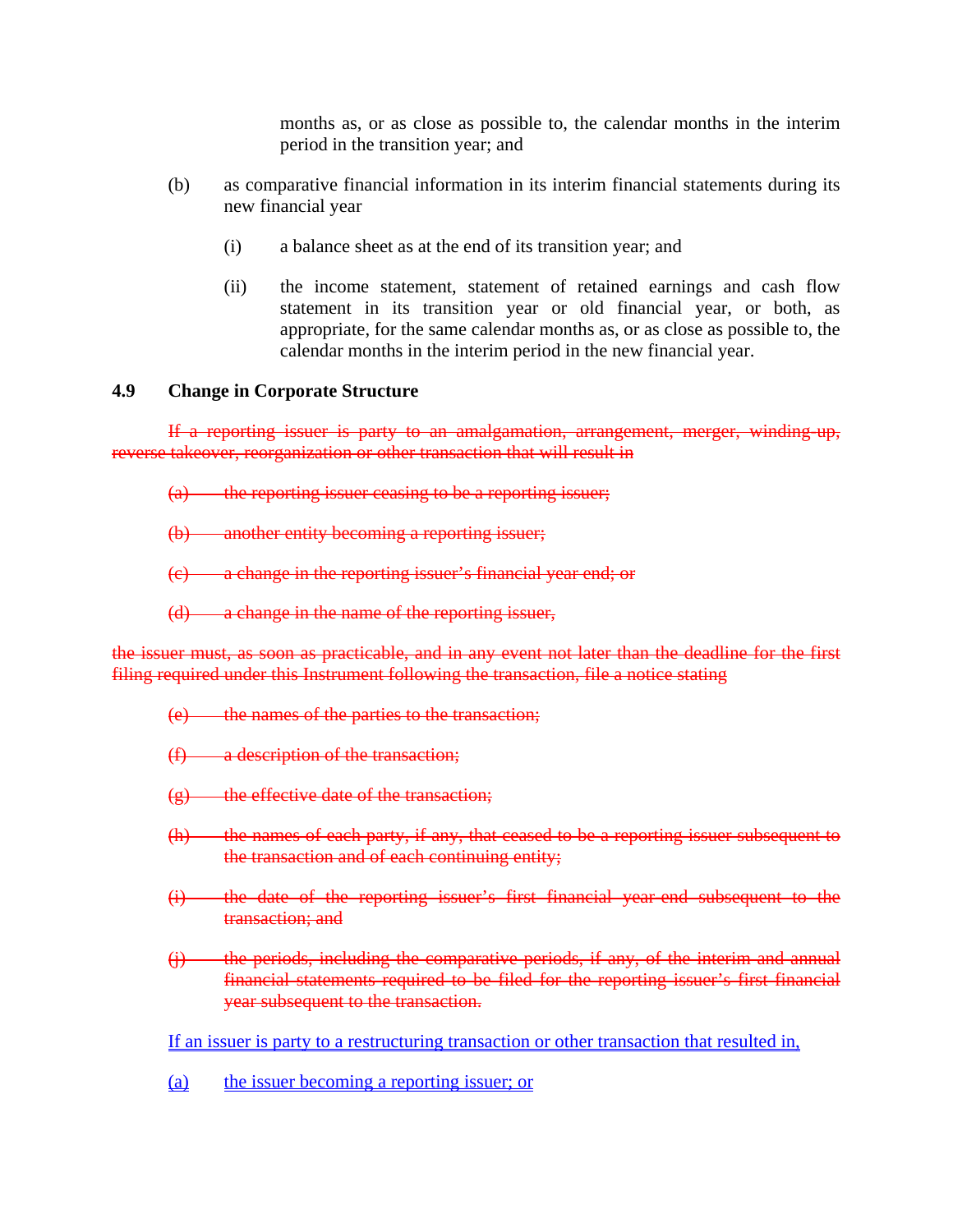months as, or as close as possible to, the calendar months in the interim period in the transition year; and

(b) as comparative financial information in its interim financial statements during its new financial year

(i) a balance sheet as at the end of its transition year; and

(ii) the income statement, statement of retained earnings and cash flow statement in its transition year or old financial year, or both, as appropriate, for the same calendar months as, or as close as possible to, the calendar months in the interim period in the new financial year.

### 4.9 Change in Corporate Structure

~~If a reporting issuer is party to an amalgamation, arrangement, merger, winding-up, reverse takeover, reorganization or other transaction that will result in~~

~~(a) the reporting issuer ceasing to be a reporting issuer;~~

~~(b) another entity becoming a reporting issuer;~~

~~(c) a change in the reporting issuer's financial year end; or~~

~~(d) a change in the name of the reporting issuer,~~

~~the issuer must, as soon as practicable, and in any event not later than the deadline for the first filing required under this Instrument following the transaction, file a notice stating~~

~~(e) the names of the parties to the transaction;~~

~~(f) a description of the transaction;~~

~~(g) the effective date of the transaction;~~

~~(h) the names of each party, if any, that ceased to be a reporting issuer subsequent to the transaction and of each continuing entity;~~

~~(i) the date of the reporting issuer's first financial year-end subsequent to the transaction; and~~

~~(j) the periods, including the comparative periods, if any, of the interim and annual financial statements required to be filed for the reporting issuer's first financial year subsequent to the transaction.~~

<u>If an issuer is party to a restructuring transaction or other transaction that resulted in,</u>

<u>(a) the issuer becoming a reporting issuer; or</u>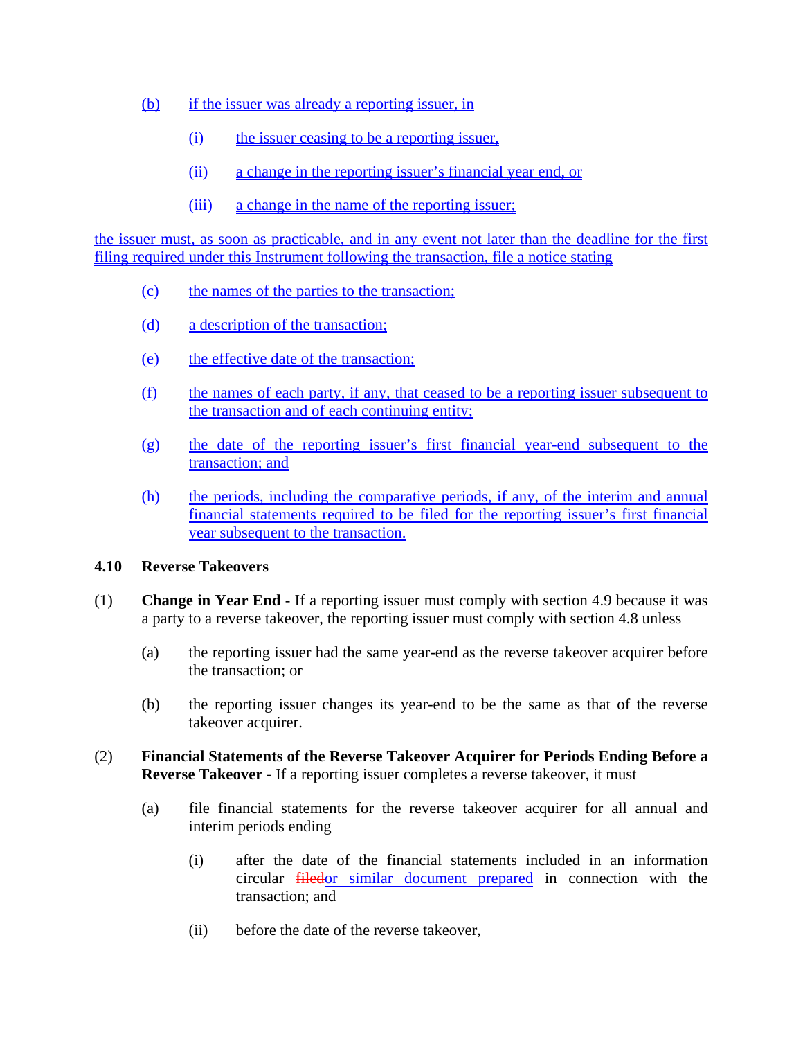(b) if the issuer was already a reporting issuer, in

   (i) the issuer ceasing to be a reporting issuer,

   (ii) a change in the reporting issuer's financial year end, or

   (iii) a change in the name of the reporting issuer;

the issuer must, as soon as practicable, and in any event not later than the deadline for the first filing required under this Instrument following the transaction, file a notice stating

(c) the names of the parties to the transaction;

(d) a description of the transaction;

(e) the effective date of the transaction;

(f) the names of each party, if any, that ceased to be a reporting issuer subsequent to the transaction and of each continuing entity;

(g) the date of the reporting issuer's first financial year-end subsequent to the transaction; and

(h) the periods, including the comparative periods, if any, of the interim and annual financial statements required to be filed for the reporting issuer's first financial year subsequent to the transaction.

**4.10 Reverse Takeovers**

(1) **Change in Year End -** If a reporting issuer must comply with section 4.9 because it was a party to a reverse takeover, the reporting issuer must comply with section 4.8 unless

(a) the reporting issuer had the same year-end as the reverse takeover acquirer before the transaction; or

(b) the reporting issuer changes its year-end to be the same as that of the reverse takeover acquirer.

(2) **Financial Statements of the Reverse Takeover Acquirer for Periods Ending Before a Reverse Takeover -** If a reporting issuer completes a reverse takeover, it must

(a) file financial statements for the reverse takeover acquirer for all annual and interim periods ending

   (i) after the date of the financial statements included in an information circular ~~filed~~or similar document prepared in connection with the transaction; and

   (ii) before the date of the reverse takeover,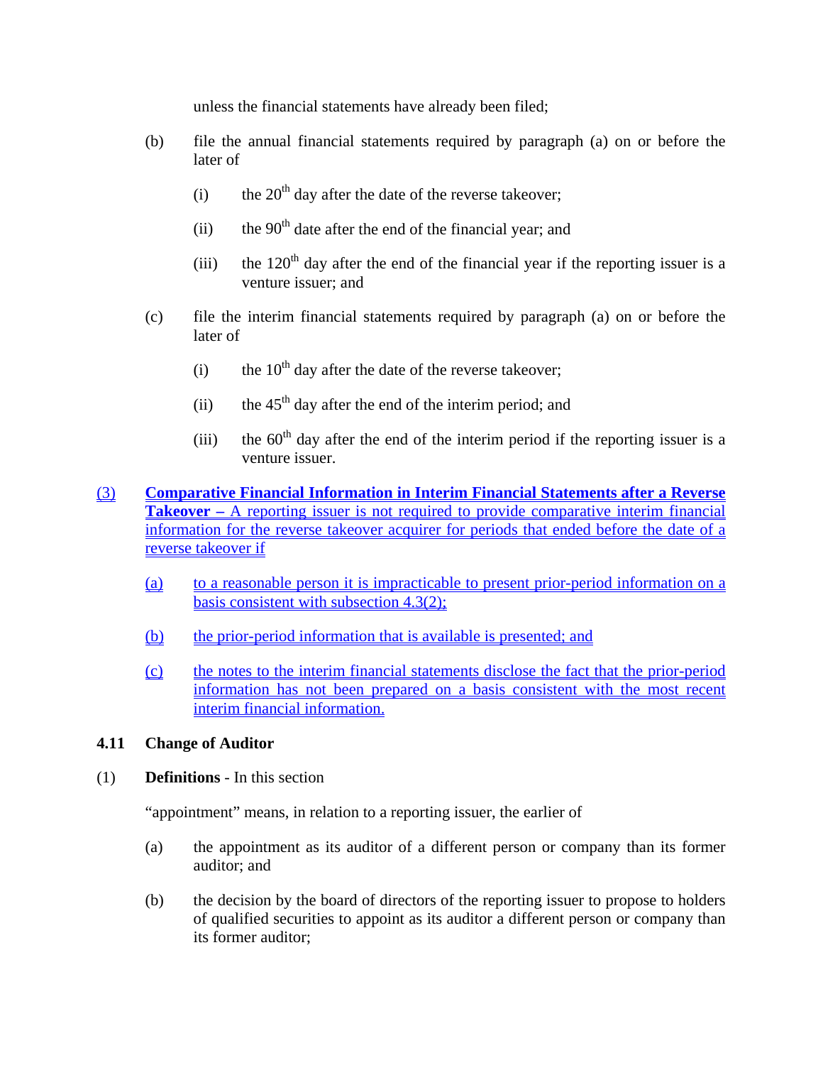unless the financial statements have already been filed;

(b) file the annual financial statements required by paragraph (a) on or before the later of

(i) the 20th day after the date of the reverse takeover;

(ii) the 90th date after the end of the financial year; and

(iii) the 120th day after the end of the financial year if the reporting issuer is a venture issuer; and

(c) file the interim financial statements required by paragraph (a) on or before the later of

(i) the 10th day after the date of the reverse takeover;

(ii) the 45th day after the end of the interim period; and

(iii) the 60th day after the end of the interim period if the reporting issuer is a venture issuer.

(3) **Comparative Financial Information in Interim Financial Statements after a Reverse Takeover –** A reporting issuer is not required to provide comparative interim financial information for the reverse takeover acquirer for periods that ended before the date of a reverse takeover if

(a) to a reasonable person it is impracticable to present prior-period information on a basis consistent with subsection 4.3(2);

(b) the prior-period information that is available is presented; and

(c) the notes to the interim financial statements disclose the fact that the prior-period information has not been prepared on a basis consistent with the most recent interim financial information.

## 4.11 Change of Auditor

(1) **Definitions** - In this section

"appointment" means, in relation to a reporting issuer, the earlier of

(a) the appointment as its auditor of a different person or company than its former auditor; and

(b) the decision by the board of directors of the reporting issuer to propose to holders of qualified securities to appoint as its auditor a different person or company than its former auditor;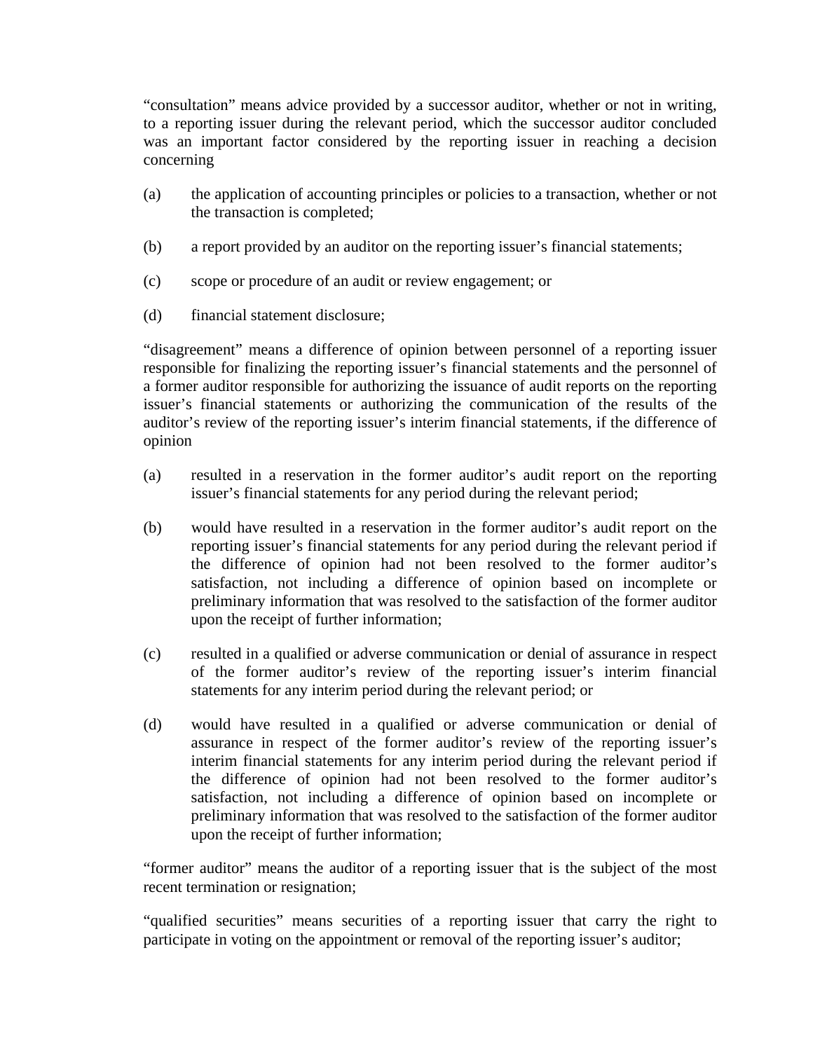"consultation" means advice provided by a successor auditor, whether or not in writing, to a reporting issuer during the relevant period, which the successor auditor concluded was an important factor considered by the reporting issuer in reaching a decision concerning

(a) the application of accounting principles or policies to a transaction, whether or not the transaction is completed;

(b) a report provided by an auditor on the reporting issuer's financial statements;

(c) scope or procedure of an audit or review engagement; or

(d) financial statement disclosure;

"disagreement" means a difference of opinion between personnel of a reporting issuer responsible for finalizing the reporting issuer's financial statements and the personnel of a former auditor responsible for authorizing the issuance of audit reports on the reporting issuer's financial statements or authorizing the communication of the results of the auditor's review of the reporting issuer's interim financial statements, if the difference of opinion

(a) resulted in a reservation in the former auditor's audit report on the reporting issuer's financial statements for any period during the relevant period;

(b) would have resulted in a reservation in the former auditor's audit report on the reporting issuer's financial statements for any period during the relevant period if the difference of opinion had not been resolved to the former auditor's satisfaction, not including a difference of opinion based on incomplete or preliminary information that was resolved to the satisfaction of the former auditor upon the receipt of further information;

(c) resulted in a qualified or adverse communication or denial of assurance in respect of the former auditor's review of the reporting issuer's interim financial statements for any interim period during the relevant period; or

(d) would have resulted in a qualified or adverse communication or denial of assurance in respect of the former auditor's review of the reporting issuer's interim financial statements for any interim period during the relevant period if the difference of opinion had not been resolved to the former auditor's satisfaction, not including a difference of opinion based on incomplete or preliminary information that was resolved to the satisfaction of the former auditor upon the receipt of further information;

"former auditor" means the auditor of a reporting issuer that is the subject of the most recent termination or resignation;

"qualified securities" means securities of a reporting issuer that carry the right to participate in voting on the appointment or removal of the reporting issuer's auditor;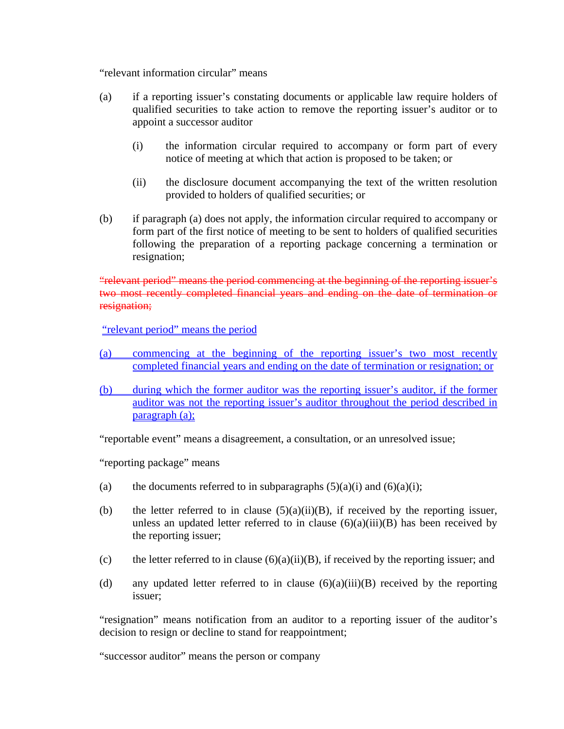"relevant information circular" means

(a) if a reporting issuer's constating documents or applicable law require holders of qualified securities to take action to remove the reporting issuer's auditor or to appoint a successor auditor

  (i) the information circular required to accompany or form part of every notice of meeting at which that action is proposed to be taken; or

  (ii) the disclosure document accompanying the text of the written resolution provided to holders of qualified securities; or

(b) if paragraph (a) does not apply, the information circular required to accompany or form part of the first notice of meeting to be sent to holders of qualified securities following the preparation of a reporting package concerning a termination or resignation;

~~"relevant period" means the period commencing at the beginning of the reporting issuer's two most recently completed financial years and ending on the date of termination or resignation;~~

<u>"relevant period" means the period</u>

<u>(a) commencing at the beginning of the reporting issuer's two most recently completed financial years and ending on the date of termination or resignation; or</u>

<u>(b) during which the former auditor was the reporting issuer's auditor, if the former auditor was not the reporting issuer's auditor throughout the period described in paragraph (a);</u>

"reportable event" means a disagreement, a consultation, or an unresolved issue;

"reporting package" means

(a) the documents referred to in subparagraphs (5)(a)(i) and (6)(a)(i);

(b) the letter referred to in clause (5)(a)(ii)(B), if received by the reporting issuer, unless an updated letter referred to in clause (6)(a)(iii)(B) has been received by the reporting issuer;

(c) the letter referred to in clause (6)(a)(ii)(B), if received by the reporting issuer; and

(d) any updated letter referred to in clause (6)(a)(iii)(B) received by the reporting issuer;

"resignation" means notification from an auditor to a reporting issuer of the auditor's decision to resign or decline to stand for reappointment;

"successor auditor" means the person or company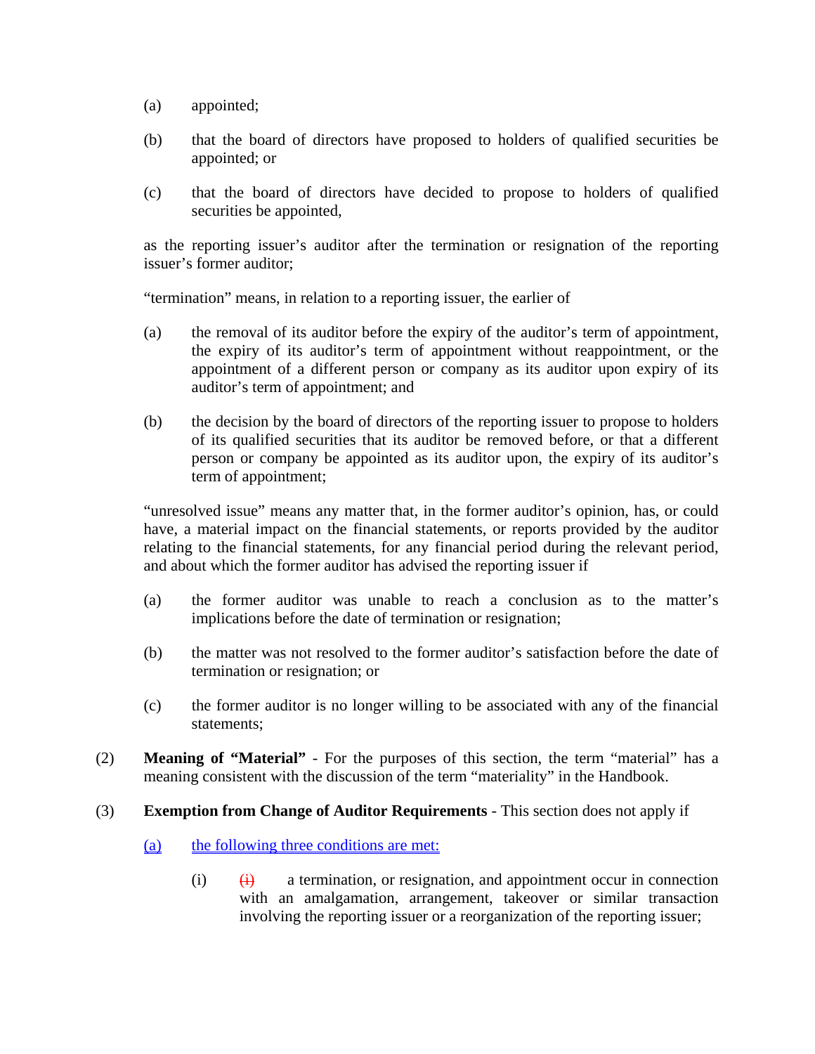(a) appointed;

(b) that the board of directors have proposed to holders of qualified securities be appointed; or

(c) that the board of directors have decided to propose to holders of qualified securities be appointed,

as the reporting issuer's auditor after the termination or resignation of the reporting issuer's former auditor;

"termination" means, in relation to a reporting issuer, the earlier of

(a) the removal of its auditor before the expiry of the auditor's term of appointment, the expiry of its auditor's term of appointment without reappointment, or the appointment of a different person or company as its auditor upon expiry of its auditor's term of appointment; and

(b) the decision by the board of directors of the reporting issuer to propose to holders of its qualified securities that its auditor be removed before, or that a different person or company be appointed as its auditor upon, the expiry of its auditor's term of appointment;

"unresolved issue" means any matter that, in the former auditor's opinion, has, or could have, a material impact on the financial statements, or reports provided by the auditor relating to the financial statements, for any financial period during the relevant period, and about which the former auditor has advised the reporting issuer if

(a) the former auditor was unable to reach a conclusion as to the matter's implications before the date of termination or resignation;

(b) the matter was not resolved to the former auditor's satisfaction before the date of termination or resignation; or

(c) the former auditor is no longer willing to be associated with any of the financial statements;

(2) **Meaning of "Material"** - For the purposes of this section, the term "material" has a meaning consistent with the discussion of the term "materiality" in the Handbook.

(3) **Exemption from Change of Auditor Requirements** - This section does not apply if

(a) the following three conditions are met:

(i) ~~(i)~~ a termination, or resignation, and appointment occur in connection with an amalgamation, arrangement, takeover or similar transaction involving the reporting issuer or a reorganization of the reporting issuer;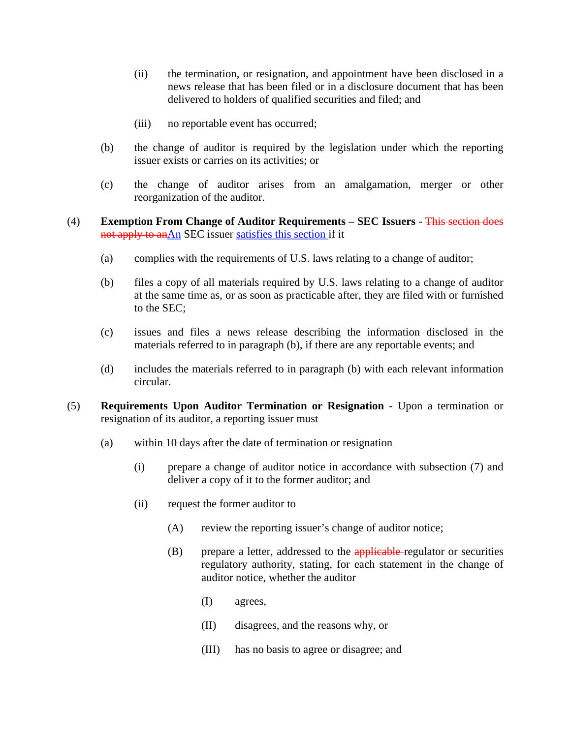(ii) the termination, or resignation, and appointment have been disclosed in a news release that has been filed or in a disclosure document that has been delivered to holders of qualified securities and filed; and

(iii) no reportable event has occurred;

(b) the change of auditor is required by the legislation under which the reporting issuer exists or carries on its activities; or

(c) the change of auditor arises from an amalgamation, merger or other reorganization of the auditor.

(4) **Exemption From Change of Auditor Requirements – SEC Issuers** - ~~This section does not apply to an~~An SEC issuer satisfies this section if it

(a) complies with the requirements of U.S. laws relating to a change of auditor;

(b) files a copy of all materials required by U.S. laws relating to a change of auditor at the same time as, or as soon as practicable after, they are filed with or furnished to the SEC;

(c) issues and files a news release describing the information disclosed in the materials referred to in paragraph (b), if there are any reportable events; and

(d) includes the materials referred to in paragraph (b) with each relevant information circular.

(5) **Requirements Upon Auditor Termination or Resignation** - Upon a termination or resignation of its auditor, a reporting issuer must

(a) within 10 days after the date of termination or resignation

(i) prepare a change of auditor notice in accordance with subsection (7) and deliver a copy of it to the former auditor; and

(ii) request the former auditor to

(A) review the reporting issuer's change of auditor notice;

(B) prepare a letter, addressed to the ~~applicable~~ regulator or securities regulatory authority, stating, for each statement in the change of auditor notice, whether the auditor

(I) agrees,

(II) disagrees, and the reasons why, or

(III) has no basis to agree or disagree; and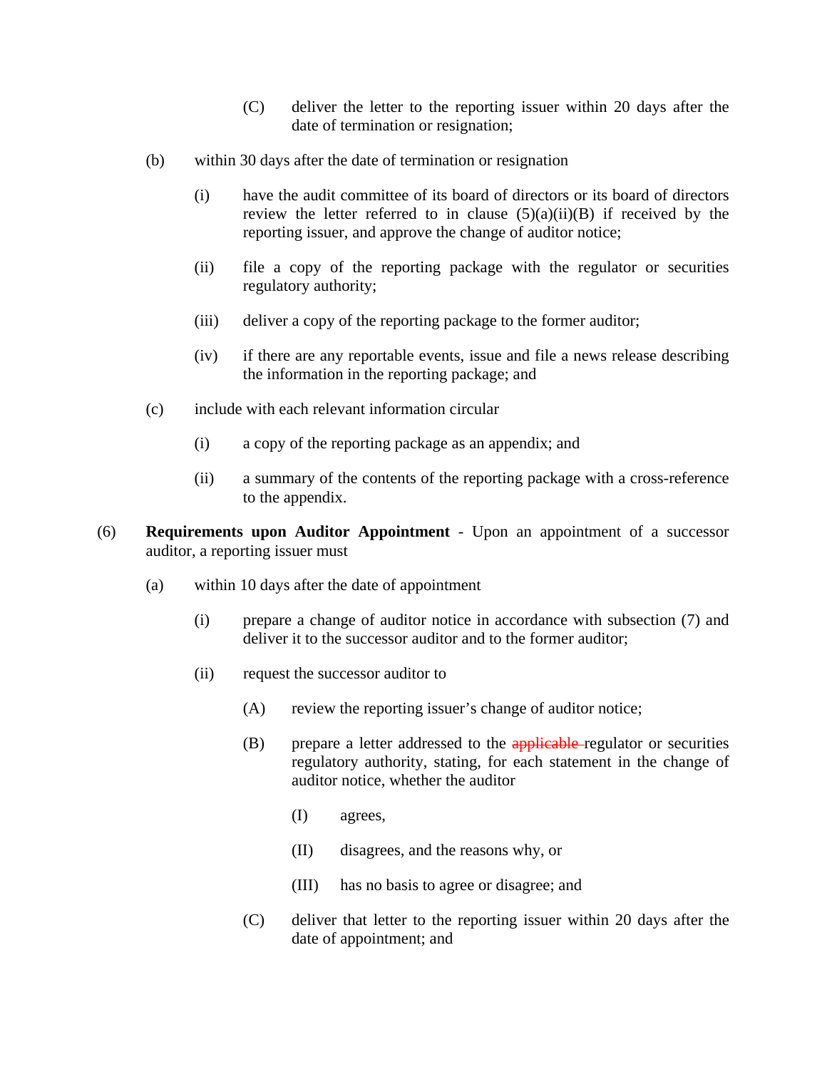(C) deliver the letter to the reporting issuer within 20 days after the date of termination or resignation;

(b) within 30 days after the date of termination or resignation

(i) have the audit committee of its board of directors or its board of directors review the letter referred to in clause (5)(a)(ii)(B) if received by the reporting issuer, and approve the change of auditor notice;

(ii) file a copy of the reporting package with the regulator or securities regulatory authority;

(iii) deliver a copy of the reporting package to the former auditor;

(iv) if there are any reportable events, issue and file a news release describing the information in the reporting package; and

(c) include with each relevant information circular

(i) a copy of the reporting package as an appendix; and

(ii) a summary of the contents of the reporting package with a cross-reference to the appendix.

(6) **Requirements upon Auditor Appointment** - Upon an appointment of a successor auditor, a reporting issuer must

(a) within 10 days after the date of appointment

(i) prepare a change of auditor notice in accordance with subsection (7) and deliver it to the successor auditor and to the former auditor;

(ii) request the successor auditor to

(A) review the reporting issuer's change of auditor notice;

(B) prepare a letter addressed to the ~~applicable~~ regulator or securities regulatory authority, stating, for each statement in the change of auditor notice, whether the auditor

(I) agrees,

(II) disagrees, and the reasons why, or

(III) has no basis to agree or disagree; and

(C) deliver that letter to the reporting issuer within 20 days after the date of appointment; and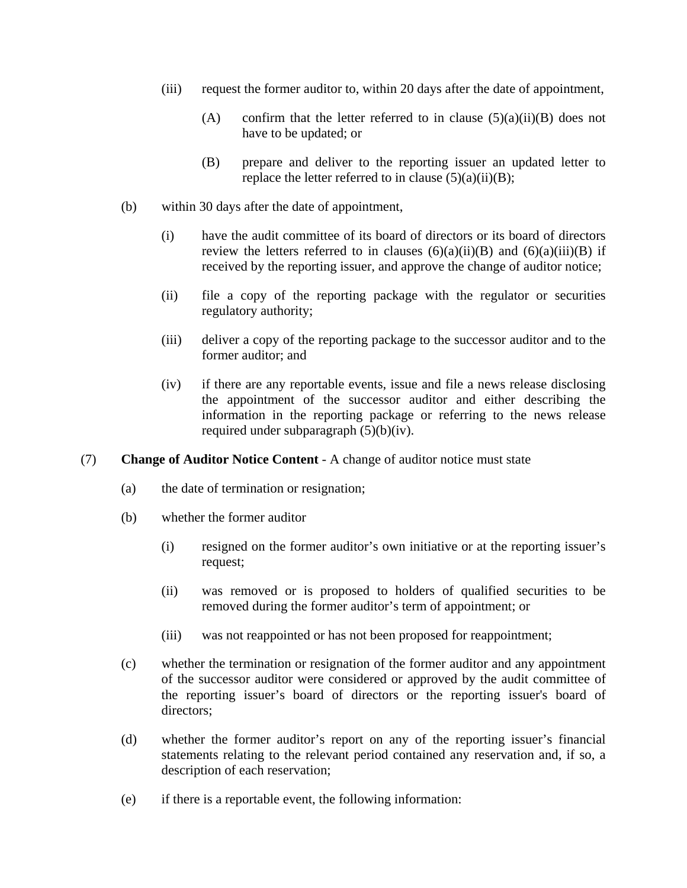(iii) request the former auditor to, within 20 days after the date of appointment,

(A) confirm that the letter referred to in clause (5)(a)(ii)(B) does not have to be updated; or

(B) prepare and deliver to the reporting issuer an updated letter to replace the letter referred to in clause (5)(a)(ii)(B);

(b) within 30 days after the date of appointment,

(i) have the audit committee of its board of directors or its board of directors review the letters referred to in clauses (6)(a)(ii)(B) and (6)(a)(iii)(B) if received by the reporting issuer, and approve the change of auditor notice;

(ii) file a copy of the reporting package with the regulator or securities regulatory authority;

(iii) deliver a copy of the reporting package to the successor auditor and to the former auditor; and

(iv) if there are any reportable events, issue and file a news release disclosing the appointment of the successor auditor and either describing the information in the reporting package or referring to the news release required under subparagraph (5)(b)(iv).

(7) **Change of Auditor Notice Content** - A change of auditor notice must state

(a) the date of termination or resignation;

(b) whether the former auditor

(i) resigned on the former auditor's own initiative or at the reporting issuer's request;

(ii) was removed or is proposed to holders of qualified securities to be removed during the former auditor's term of appointment; or

(iii) was not reappointed or has not been proposed for reappointment;

(c) whether the termination or resignation of the former auditor and any appointment of the successor auditor were considered or approved by the audit committee of the reporting issuer's board of directors or the reporting issuer's board of directors;

(d) whether the former auditor's report on any of the reporting issuer's financial statements relating to the relevant period contained any reservation and, if so, a description of each reservation;

(e) if there is a reportable event, the following information: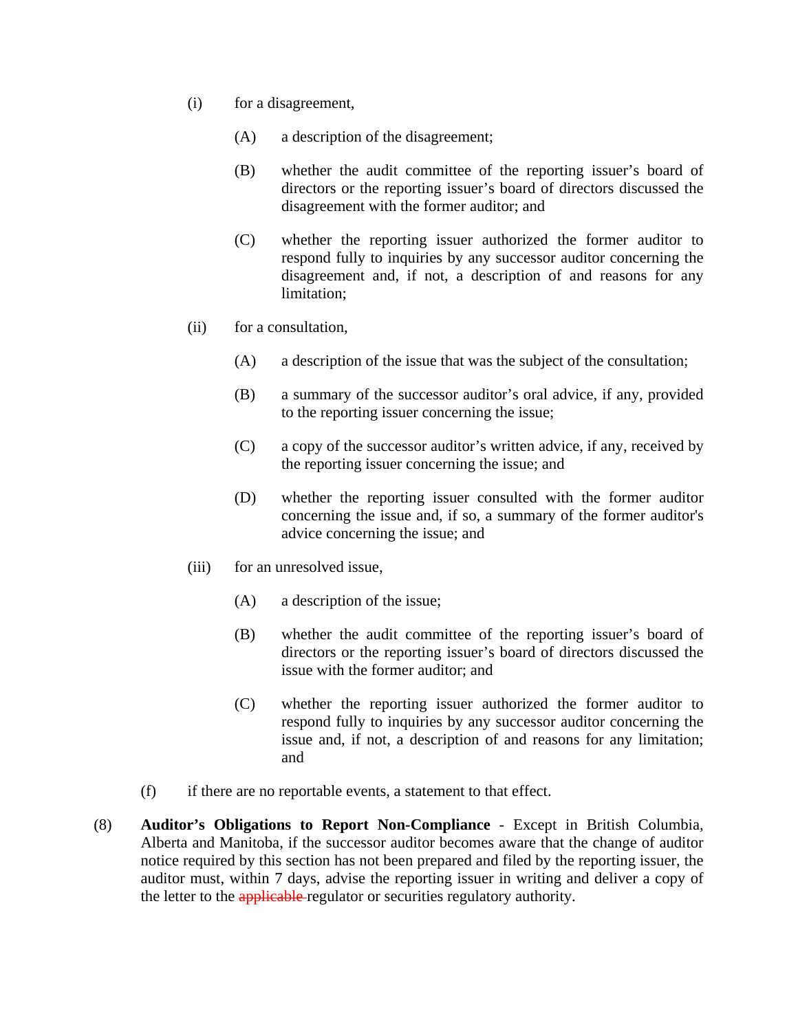(i) for a disagreement,

(A) a description of the disagreement;

(B) whether the audit committee of the reporting issuer's board of directors or the reporting issuer's board of directors discussed the disagreement with the former auditor; and

(C) whether the reporting issuer authorized the former auditor to respond fully to inquiries by any successor auditor concerning the disagreement and, if not, a description of and reasons for any limitation;

(ii) for a consultation,

(A) a description of the issue that was the subject of the consultation;

(B) a summary of the successor auditor's oral advice, if any, provided to the reporting issuer concerning the issue;

(C) a copy of the successor auditor's written advice, if any, received by the reporting issuer concerning the issue; and

(D) whether the reporting issuer consulted with the former auditor concerning the issue and, if so, a summary of the former auditor's advice concerning the issue; and

(iii) for an unresolved issue,

(A) a description of the issue;

(B) whether the audit committee of the reporting issuer's board of directors or the reporting issuer's board of directors discussed the issue with the former auditor; and

(C) whether the reporting issuer authorized the former auditor to respond fully to inquiries by any successor auditor concerning the issue and, if not, a description of and reasons for any limitation; and

(f) if there are no reportable events, a statement to that effect.

(8) **Auditor's Obligations to Report Non-Compliance** - Except in British Columbia, Alberta and Manitoba, if the successor auditor becomes aware that the change of auditor notice required by this section has not been prepared and filed by the reporting issuer, the auditor must, within 7 days, advise the reporting issuer in writing and deliver a copy of the letter to the ~~applicable~~ regulator or securities regulatory authority.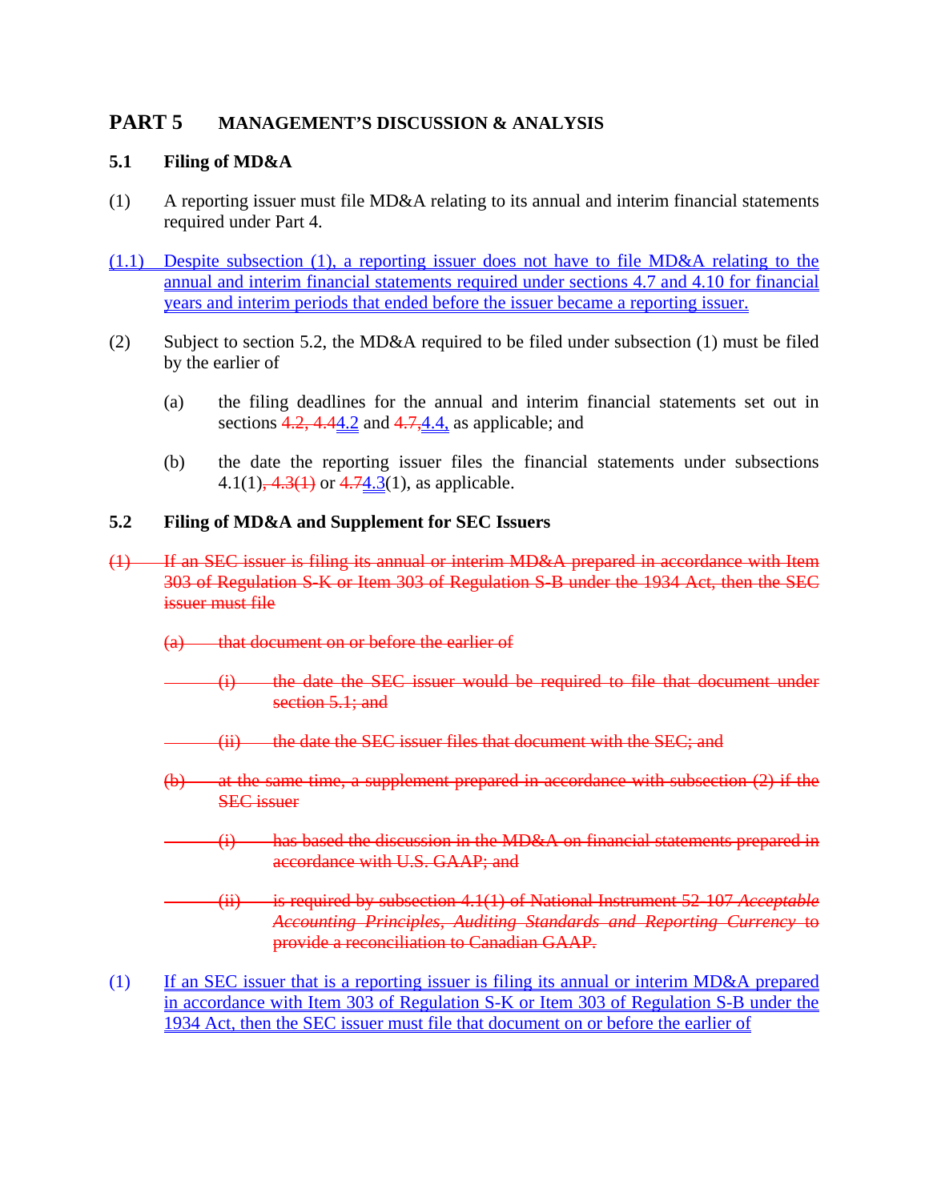## PART 5 MANAGEMENT'S DISCUSSION & ANALYSIS

### 5.1 Filing of MD&A

(1) A reporting issuer must file MD&A relating to its annual and interim financial statements required under Part 4.

<ins>(1.1) Despite subsection (1), a reporting issuer does not have to file MD&A relating to the annual and interim financial statements required under sections 4.7 and 4.10 for financial years and interim periods that ended before the issuer became a reporting issuer.</ins>

(2) Subject to section 5.2, the MD&A required to be filed under subsection (1) must be filed by the earlier of

(a) the filing deadlines for the annual and interim financial statements set out in sections ~~4.2, 4.4~~<ins>4.2</ins> and ~~4.7,~~<ins>4.4,</ins> as applicable; and

(b) the date the reporting issuer files the financial statements under subsections 4.1(1)~~, 4.3(1)~~ or ~~4.7~~<ins>4.3</ins>(1), as applicable.

### 5.2 Filing of MD&A and Supplement for SEC Issuers

~~(1) If an SEC issuer is filing its annual or interim MD&A prepared in accordance with Item 303 of Regulation S-K or Item 303 of Regulation S-B under the 1934 Act, then the SEC issuer must file~~

~~(a) that document on or before the earlier of~~

~~(i) the date the SEC issuer would be required to file that document under section 5.1; and~~

~~(ii) the date the SEC issuer files that document with the SEC; and~~

~~(b) at the same time, a supplement prepared in accordance with subsection (2) if the SEC issuer~~

~~(i) has based the discussion in the MD&A on financial statements prepared in accordance with U.S. GAAP; and~~

~~(ii) is required by subsection 4.1(1) of National Instrument 52-107 *Acceptable Accounting Principles, Auditing Standards and Reporting Currency* to provide a reconciliation to Canadian GAAP.~~

<ins>(1) If an SEC issuer that is a reporting issuer is filing its annual or interim MD&A prepared in accordance with Item 303 of Regulation S-K or Item 303 of Regulation S-B under the 1934 Act, then the SEC issuer must file that document on or before the earlier of</ins>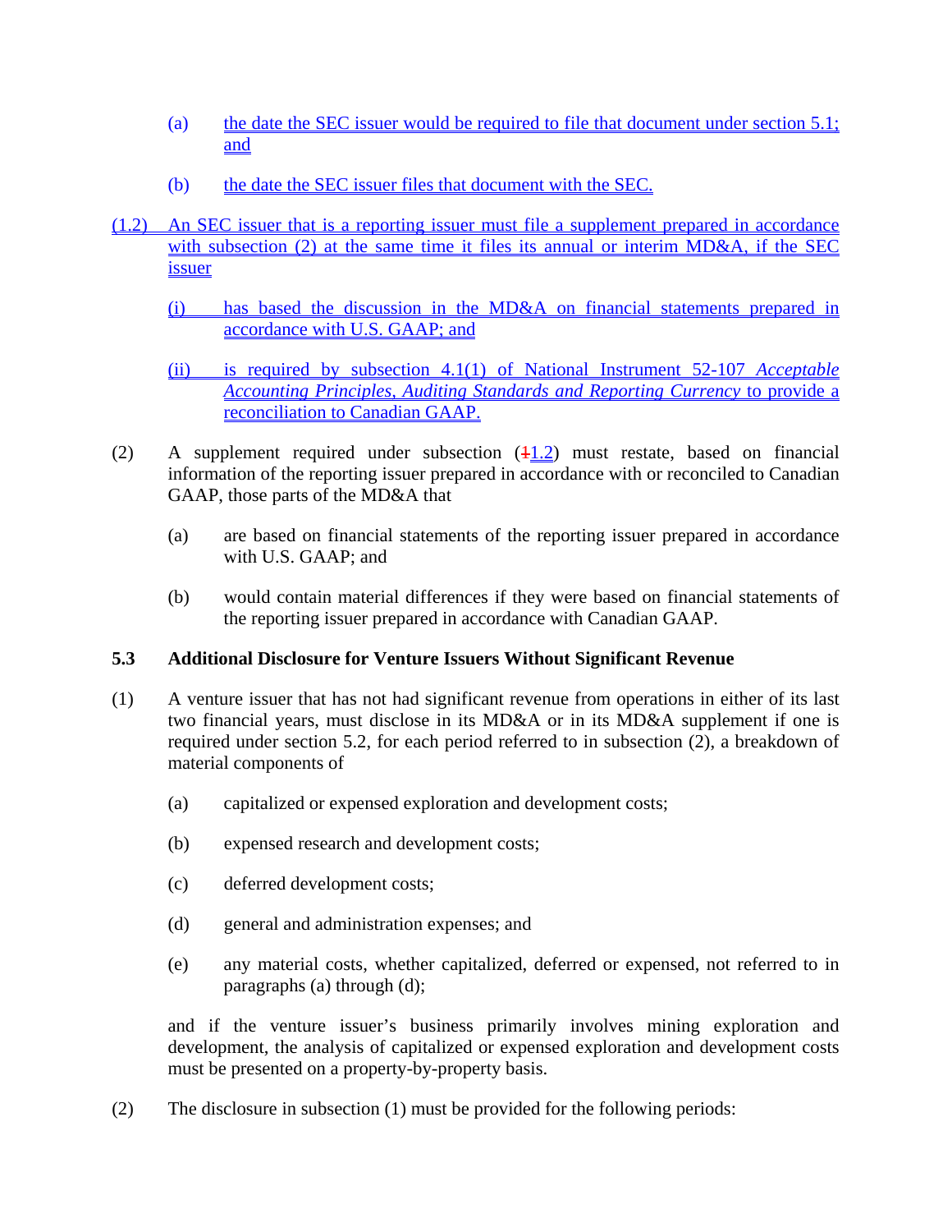(a) the date the SEC issuer would be required to file that document under section 5.1; and

(b) the date the SEC issuer files that document with the SEC.

(1.2) An SEC issuer that is a reporting issuer must file a supplement prepared in accordance with subsection (2) at the same time it files its annual or interim MD&A, if the SEC issuer

(i) has based the discussion in the MD&A on financial statements prepared in accordance with U.S. GAAP; and

(ii) is required by subsection 4.1(1) of National Instrument 52-107 *Acceptable Accounting Principles, Auditing Standards and Reporting Currency* to provide a reconciliation to Canadian GAAP.

(2) A supplement required under subsection (~~1~~1.2) must restate, based on financial information of the reporting issuer prepared in accordance with or reconciled to Canadian GAAP, those parts of the MD&A that

(a) are based on financial statements of the reporting issuer prepared in accordance with U.S. GAAP; and

(b) would contain material differences if they were based on financial statements of the reporting issuer prepared in accordance with Canadian GAAP.

**5.3 Additional Disclosure for Venture Issuers Without Significant Revenue**

(1) A venture issuer that has not had significant revenue from operations in either of its last two financial years, must disclose in its MD&A or in its MD&A supplement if one is required under section 5.2, for each period referred to in subsection (2), a breakdown of material components of

(a) capitalized or expensed exploration and development costs;

(b) expensed research and development costs;

(c) deferred development costs;

(d) general and administration expenses; and

(e) any material costs, whether capitalized, deferred or expensed, not referred to in paragraphs (a) through (d);

and if the venture issuer's business primarily involves mining exploration and development, the analysis of capitalized or expensed exploration and development costs must be presented on a property-by-property basis.

(2) The disclosure in subsection (1) must be provided for the following periods: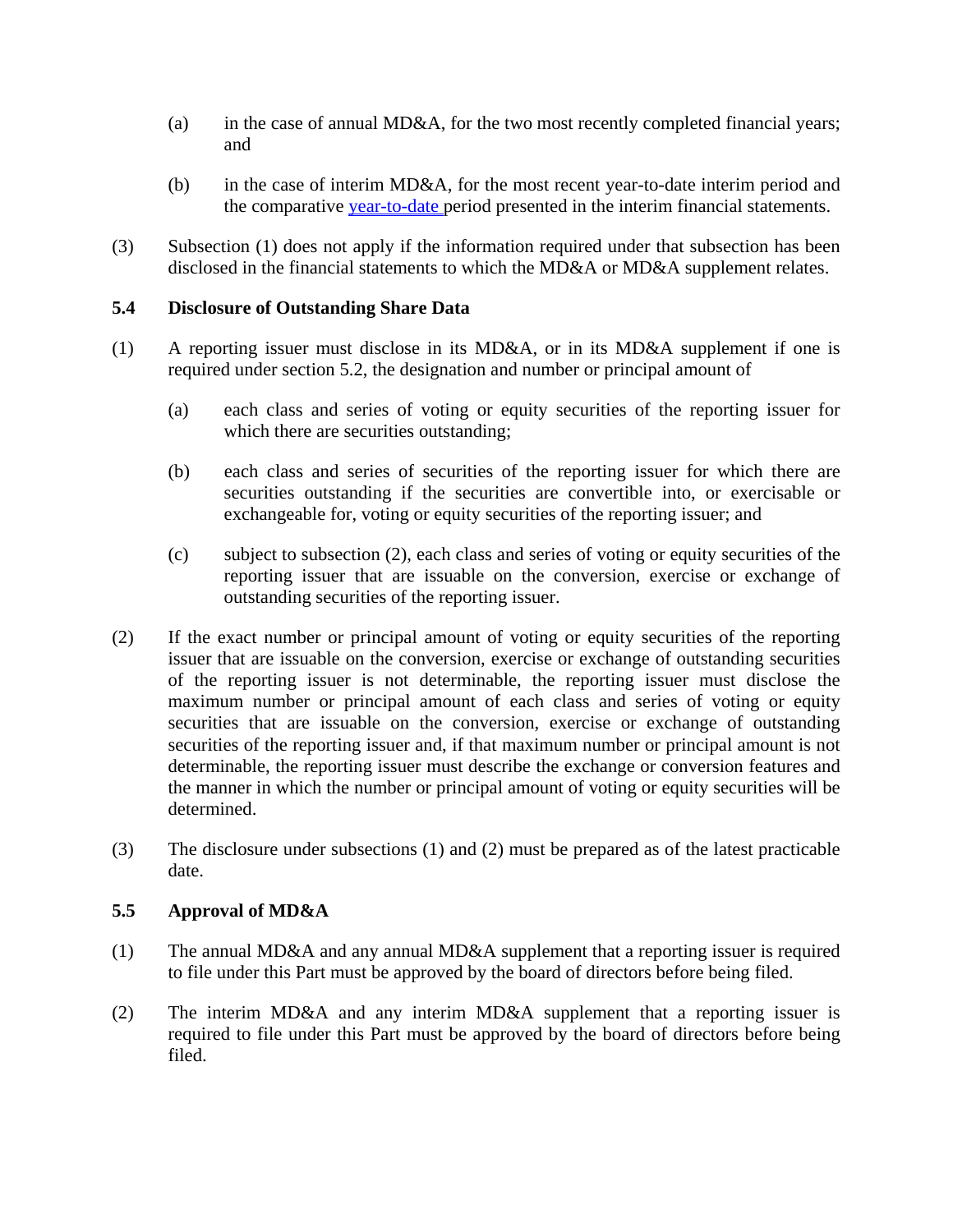(a) in the case of annual MD&A, for the two most recently completed financial years; and

(b) in the case of interim MD&A, for the most recent year-to-date interim period and the comparative year-to-date period presented in the interim financial statements.

(3) Subsection (1) does not apply if the information required under that subsection has been disclosed in the financial statements to which the MD&A or MD&A supplement relates.

### 5.4 Disclosure of Outstanding Share Data

(1) A reporting issuer must disclose in its MD&A, or in its MD&A supplement if one is required under section 5.2, the designation and number or principal amount of

(a) each class and series of voting or equity securities of the reporting issuer for which there are securities outstanding;

(b) each class and series of securities of the reporting issuer for which there are securities outstanding if the securities are convertible into, or exercisable or exchangeable for, voting or equity securities of the reporting issuer; and

(c) subject to subsection (2), each class and series of voting or equity securities of the reporting issuer that are issuable on the conversion, exercise or exchange of outstanding securities of the reporting issuer.

(2) If the exact number or principal amount of voting or equity securities of the reporting issuer that are issuable on the conversion, exercise or exchange of outstanding securities of the reporting issuer is not determinable, the reporting issuer must disclose the maximum number or principal amount of each class and series of voting or equity securities that are issuable on the conversion, exercise or exchange of outstanding securities of the reporting issuer and, if that maximum number or principal amount is not determinable, the reporting issuer must describe the exchange or conversion features and the manner in which the number or principal amount of voting or equity securities will be determined.

(3) The disclosure under subsections (1) and (2) must be prepared as of the latest practicable date.

### 5.5 Approval of MD&A

(1) The annual MD&A and any annual MD&A supplement that a reporting issuer is required to file under this Part must be approved by the board of directors before being filed.

(2) The interim MD&A and any interim MD&A supplement that a reporting issuer is required to file under this Part must be approved by the board of directors before being filed.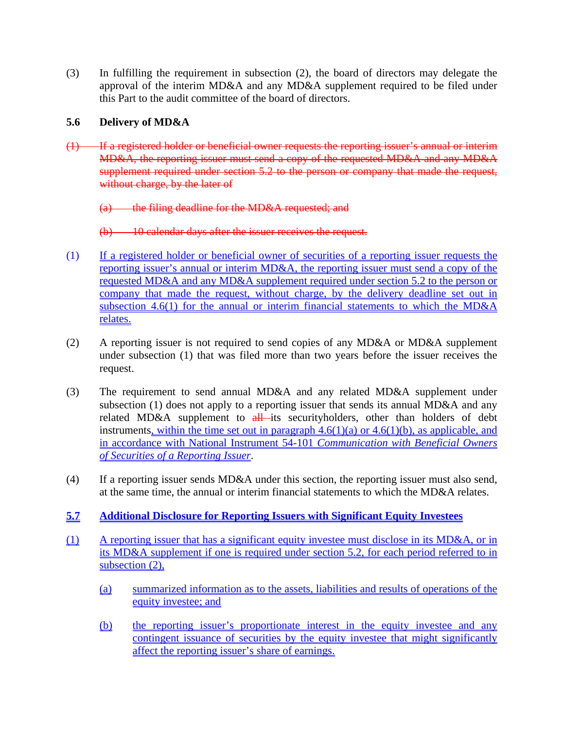(3) In fulfilling the requirement in subsection (2), the board of directors may delegate the approval of the interim MD&A and any MD&A supplement required to be filed under this Part to the audit committee of the board of directors.

**5.6 Delivery of MD&A**

~~(1) If a registered holder or beneficial owner requests the reporting issuer's annual or interim MD&A, the reporting issuer must send a copy of the requested MD&A and any MD&A supplement required under section 5.2 to the person or company that made the request, without charge, by the later of~~

~~(a) the filing deadline for the MD&A requested; and~~

~~(b) 10 calendar days after the issuer receives the request.~~

(1) <u>If a registered holder or beneficial owner of securities of a reporting issuer requests the reporting issuer's annual or interim MD&A, the reporting issuer must send a copy of the requested MD&A and any MD&A supplement required under section 5.2 to the person or company that made the request, without charge, by the delivery deadline set out in subsection 4.6(1) for the annual or interim financial statements to which the MD&A relates.</u>

(2) A reporting issuer is not required to send copies of any MD&A or MD&A supplement under subsection (1) that was filed more than two years before the issuer receives the request.

(3) The requirement to send annual MD&A and any related MD&A supplement under subsection (1) does not apply to a reporting issuer that sends its annual MD&A and any related MD&A supplement to ~~all~~ its securityholders, other than holders of debt instruments<u>, within the time set out in paragraph 4.6(1)(a) or 4.6(1)(b), as applicable, and in accordance with National Instrument 54-101 *Communication with Beneficial Owners of Securities of a Reporting Issuer*</u>.

(4) If a reporting issuer sends MD&A under this section, the reporting issuer must also send, at the same time, the annual or interim financial statements to which the MD&A relates.

**<u>5.7 Additional Disclosure for Reporting Issuers with Significant Equity Investees</u>**

<u>(1) A reporting issuer that has a significant equity investee must disclose in its MD&A, or in its MD&A supplement if one is required under section 5.2, for each period referred to in subsection (2),</u>

<u>(a) summarized information as to the assets, liabilities and results of operations of the equity investee; and</u>

<u>(b) the reporting issuer's proportionate interest in the equity investee and any contingent issuance of securities by the equity investee that might significantly affect the reporting issuer's share of earnings.</u>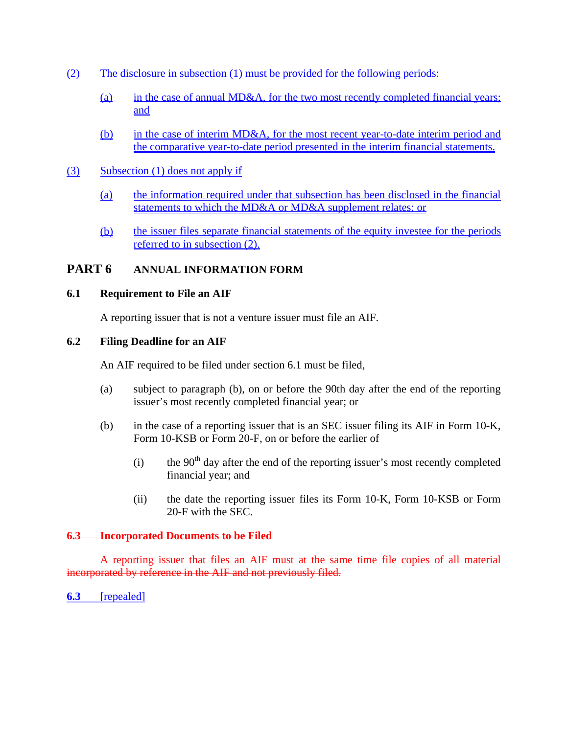(2) The disclosure in subsection (1) must be provided for the following periods:

(a) in the case of annual MD&A, for the two most recently completed financial years; and

(b) in the case of interim MD&A, for the most recent year-to-date interim period and the comparative year-to-date period presented in the interim financial statements.

(3) Subsection (1) does not apply if

(a) the information required under that subsection has been disclosed in the financial statements to which the MD&A or MD&A supplement relates; or

(b) the issuer files separate financial statements of the equity investee for the periods referred to in subsection (2).

## PART 6 ANNUAL INFORMATION FORM

### 6.1 Requirement to File an AIF

A reporting issuer that is not a venture issuer must file an AIF.

### 6.2 Filing Deadline for an AIF

An AIF required to be filed under section 6.1 must be filed,

(a) subject to paragraph (b), on or before the 90th day after the end of the reporting issuer's most recently completed financial year; or

(b) in the case of a reporting issuer that is an SEC issuer filing its AIF in Form 10-K, Form 10-KSB or Form 20-F, on or before the earlier of

(i) the 90th day after the end of the reporting issuer's most recently completed financial year; and

(ii) the date the reporting issuer files its Form 10-K, Form 10-KSB or Form 20-F with the SEC.

~~**6.3 Incorporated Documents to be Filed**~~

~~A reporting issuer that files an AIF must at the same time file copies of all material incorporated by reference in the AIF and not previously filed.~~

**6.3** [repealed]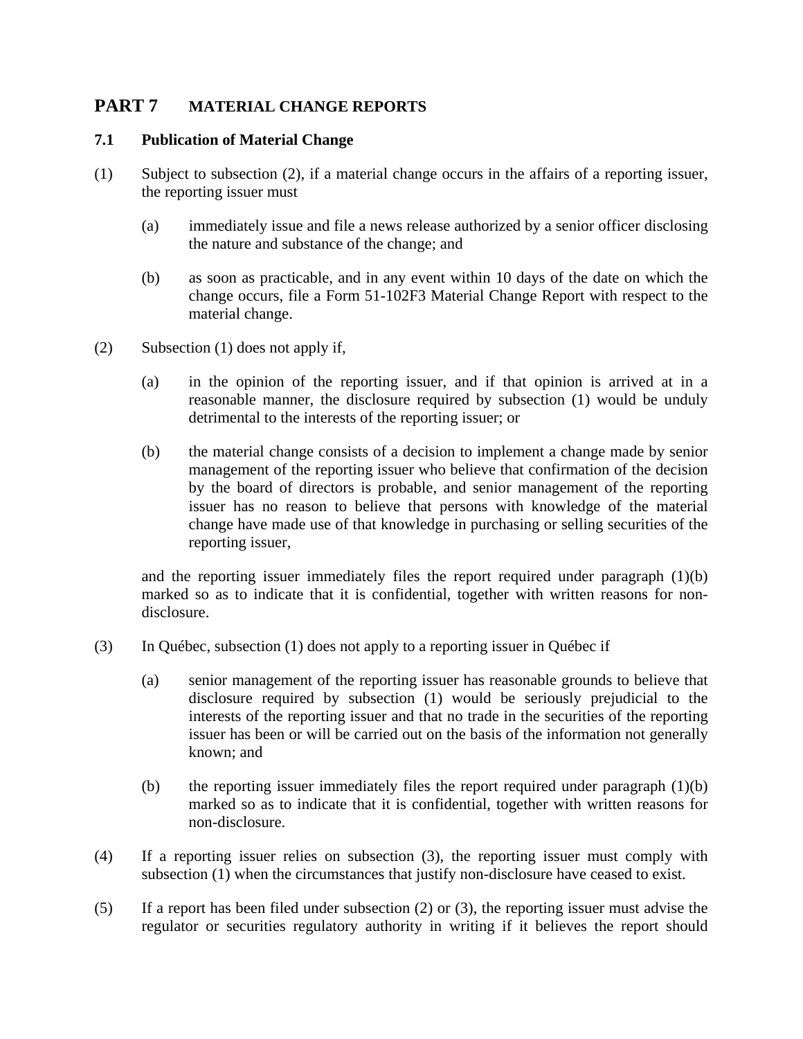# PART 7 MATERIAL CHANGE REPORTS

## 7.1 Publication of Material Change

(1) Subject to subsection (2), if a material change occurs in the affairs of a reporting issuer, the reporting issuer must

   (a) immediately issue and file a news release authorized by a senior officer disclosing the nature and substance of the change; and

   (b) as soon as practicable, and in any event within 10 days of the date on which the change occurs, file a Form 51-102F3 Material Change Report with respect to the material change.

(2) Subsection (1) does not apply if,

   (a) in the opinion of the reporting issuer, and if that opinion is arrived at in a reasonable manner, the disclosure required by subsection (1) would be unduly detrimental to the interests of the reporting issuer; or

   (b) the material change consists of a decision to implement a change made by senior management of the reporting issuer who believe that confirmation of the decision by the board of directors is probable, and senior management of the reporting issuer has no reason to believe that persons with knowledge of the material change have made use of that knowledge in purchasing or selling securities of the reporting issuer,

   and the reporting issuer immediately files the report required under paragraph (1)(b) marked so as to indicate that it is confidential, together with written reasons for non-disclosure.

(3) In Québec, subsection (1) does not apply to a reporting issuer in Québec if

   (a) senior management of the reporting issuer has reasonable grounds to believe that disclosure required by subsection (1) would be seriously prejudicial to the interests of the reporting issuer and that no trade in the securities of the reporting issuer has been or will be carried out on the basis of the information not generally known; and

   (b) the reporting issuer immediately files the report required under paragraph (1)(b) marked so as to indicate that it is confidential, together with written reasons for non-disclosure.

(4) If a reporting issuer relies on subsection (3), the reporting issuer must comply with subsection (1) when the circumstances that justify non-disclosure have ceased to exist.

(5) If a report has been filed under subsection (2) or (3), the reporting issuer must advise the regulator or securities regulatory authority in writing if it believes the report should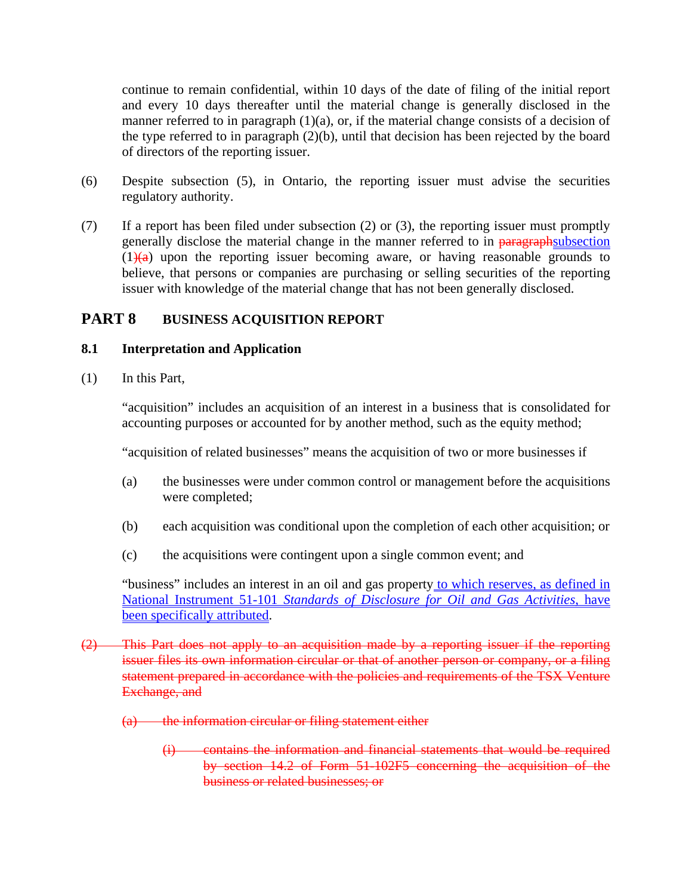continue to remain confidential, within 10 days of the date of filing of the initial report and every 10 days thereafter until the material change is generally disclosed in the manner referred to in paragraph (1)(a), or, if the material change consists of a decision of the type referred to in paragraph (2)(b), until that decision has been rejected by the board of directors of the reporting issuer.

(6) Despite subsection (5), in Ontario, the reporting issuer must advise the securities regulatory authority.

(7) If a report has been filed under subsection (2) or (3), the reporting issuer must promptly generally disclose the material change in the manner referred to in ~~paragraph~~subsection (1)~~(a)~~ upon the reporting issuer becoming aware, or having reasonable grounds to believe, that persons or companies are purchasing or selling securities of the reporting issuer with knowledge of the material change that has not been generally disclosed.

## PART 8 BUSINESS ACQUISITION REPORT

### 8.1 Interpretation and Application

(1) In this Part,

"acquisition" includes an acquisition of an interest in a business that is consolidated for accounting purposes or accounted for by another method, such as the equity method;

"acquisition of related businesses" means the acquisition of two or more businesses if

(a) the businesses were under common control or management before the acquisitions were completed;

(b) each acquisition was conditional upon the completion of each other acquisition; or

(c) the acquisitions were contingent upon a single common event; and

"business" includes an interest in an oil and gas property to which reserves, as defined in National Instrument 51-101 *Standards of Disclosure for Oil and Gas Activities*, have been specifically attributed.

~~(2) This Part does not apply to an acquisition made by a reporting issuer if the reporting issuer files its own information circular or that of another person or company, or a filing statement prepared in accordance with the policies and requirements of the TSX Venture Exchange, and~~

~~(a) the information circular or filing statement either~~

~~(i) contains the information and financial statements that would be required by section 14.2 of Form 51-102F5 concerning the acquisition of the business or related businesses; or~~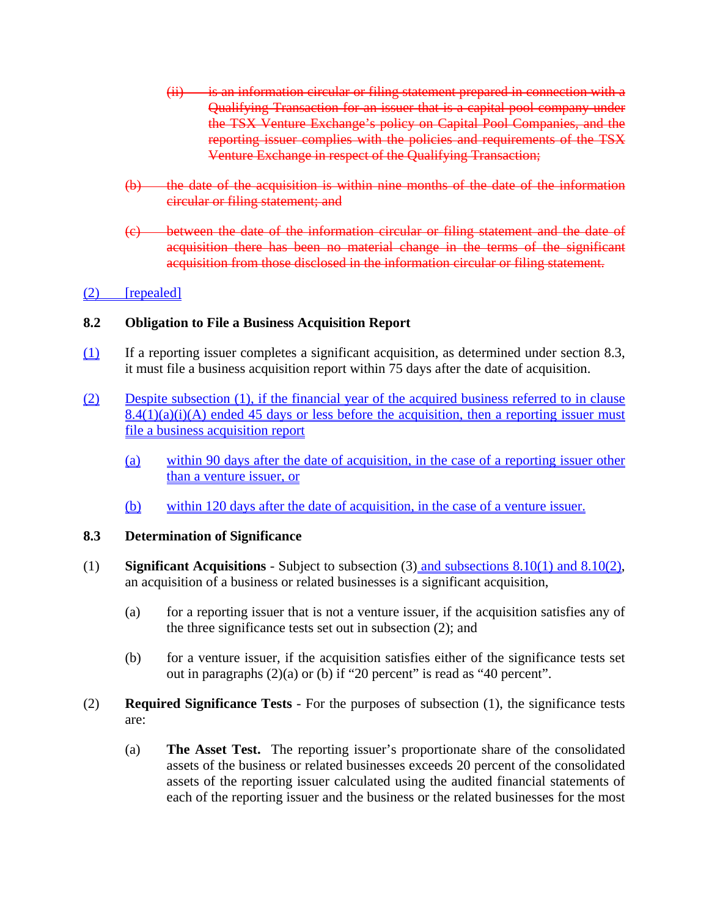(ii) ~~is an information circular or filing statement prepared in connection with a Qualifying Transaction for an issuer that is a capital pool company under the TSX Venture Exchange's policy on Capital Pool Companies, and the reporting issuer complies with the policies and requirements of the TSX Venture Exchange in respect of the Qualifying Transaction;~~

~~(b) the date of the acquisition is within nine months of the date of the information circular or filing statement; and~~

~~(c) between the date of the information circular or filing statement and the date of acquisition there has been no material change in the terms of the significant acquisition from those disclosed in the information circular or filing statement.~~

(2) [repealed]

**8.2 Obligation to File a Business Acquisition Report**

(1) If a reporting issuer completes a significant acquisition, as determined under section 8.3, it must file a business acquisition report within 75 days after the date of acquisition.

(2) Despite subsection (1), if the financial year of the acquired business referred to in clause 8.4(1)(a)(i)(A) ended 45 days or less before the acquisition, then a reporting issuer must file a business acquisition report

(a) within 90 days after the date of acquisition, in the case of a reporting issuer other than a venture issuer, or

(b) within 120 days after the date of acquisition, in the case of a venture issuer.

**8.3 Determination of Significance**

(1) **Significant Acquisitions** - Subject to subsection (3) and subsections 8.10(1) and 8.10(2), an acquisition of a business or related businesses is a significant acquisition,

(a) for a reporting issuer that is not a venture issuer, if the acquisition satisfies any of the three significance tests set out in subsection (2); and

(b) for a venture issuer, if the acquisition satisfies either of the significance tests set out in paragraphs (2)(a) or (b) if "20 percent" is read as "40 percent".

(2) **Required Significance Tests** - For the purposes of subsection (1), the significance tests are:

(a) **The Asset Test.** The reporting issuer's proportionate share of the consolidated assets of the business or related businesses exceeds 20 percent of the consolidated assets of the reporting issuer calculated using the audited financial statements of each of the reporting issuer and the business or the related businesses for the most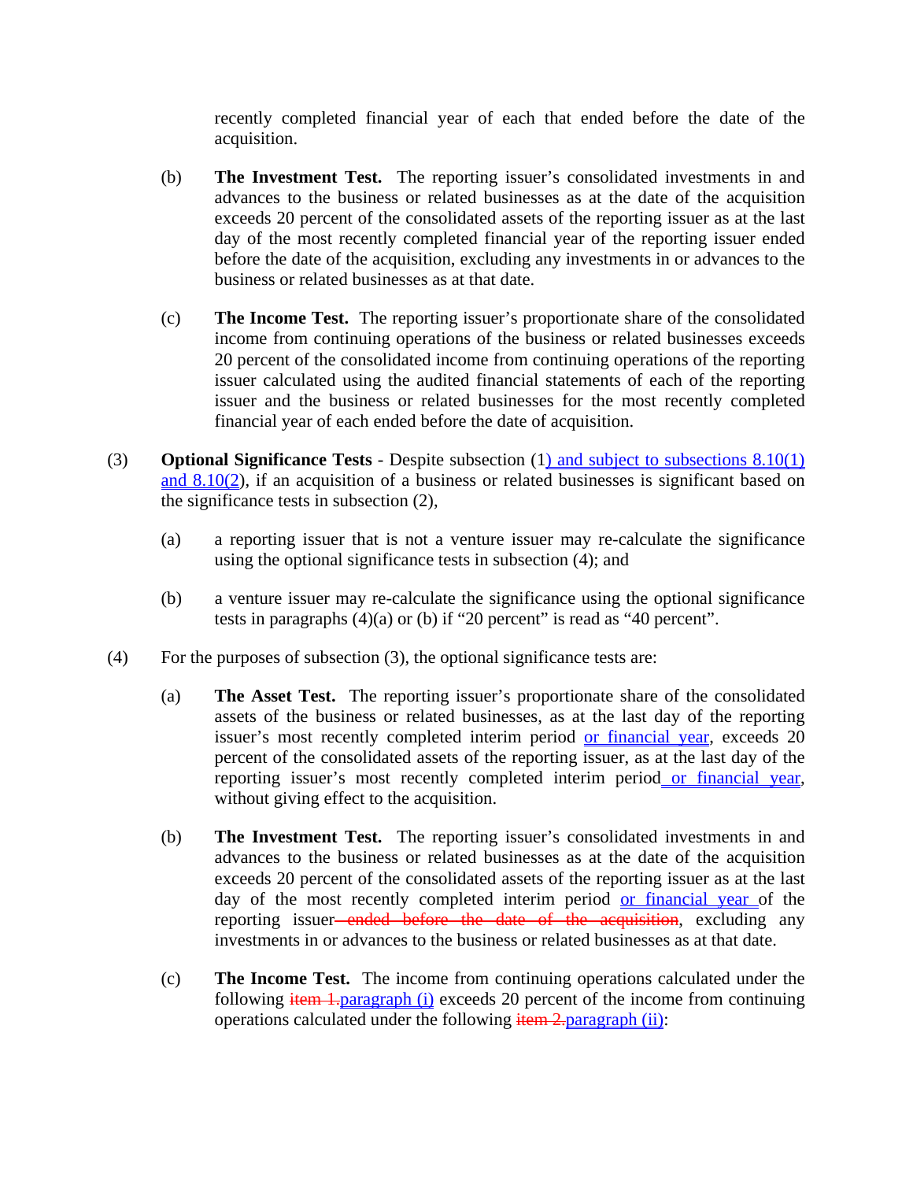recently completed financial year of each that ended before the date of the acquisition.

(b) **The Investment Test.** The reporting issuer's consolidated investments in and advances to the business or related businesses as at the date of the acquisition exceeds 20 percent of the consolidated assets of the reporting issuer as at the last day of the most recently completed financial year of the reporting issuer ended before the date of the acquisition, excluding any investments in or advances to the business or related businesses as at that date.

(c) **The Income Test.** The reporting issuer's proportionate share of the consolidated income from continuing operations of the business or related businesses exceeds 20 percent of the consolidated income from continuing operations of the reporting issuer calculated using the audited financial statements of each of the reporting issuer and the business or related businesses for the most recently completed financial year of each ended before the date of acquisition.

(3) **Optional Significance Tests** - Despite subsection (1) and subject to subsections 8.10(1) and 8.10(2), if an acquisition of a business or related businesses is significant based on the significance tests in subsection (2),

(a) a reporting issuer that is not a venture issuer may re-calculate the significance using the optional significance tests in subsection (4); and

(b) a venture issuer may re-calculate the significance using the optional significance tests in paragraphs (4)(a) or (b) if "20 percent" is read as "40 percent".

(4) For the purposes of subsection (3), the optional significance tests are:

(a) **The Asset Test.** The reporting issuer's proportionate share of the consolidated assets of the business or related businesses, as at the last day of the reporting issuer's most recently completed interim period or financial year, exceeds 20 percent of the consolidated assets of the reporting issuer, as at the last day of the reporting issuer's most recently completed interim period or financial year, without giving effect to the acquisition.

(b) **The Investment Test.** The reporting issuer's consolidated investments in and advances to the business or related businesses as at the date of the acquisition exceeds 20 percent of the consolidated assets of the reporting issuer as at the last day of the most recently completed interim period or financial year of the reporting issuer ~~ended before the date of the acquisition~~, excluding any investments in or advances to the business or related businesses as at that date.

(c) **The Income Test.** The income from continuing operations calculated under the following ~~item 1.~~paragraph (i) exceeds 20 percent of the income from continuing operations calculated under the following ~~item 2.~~paragraph (ii):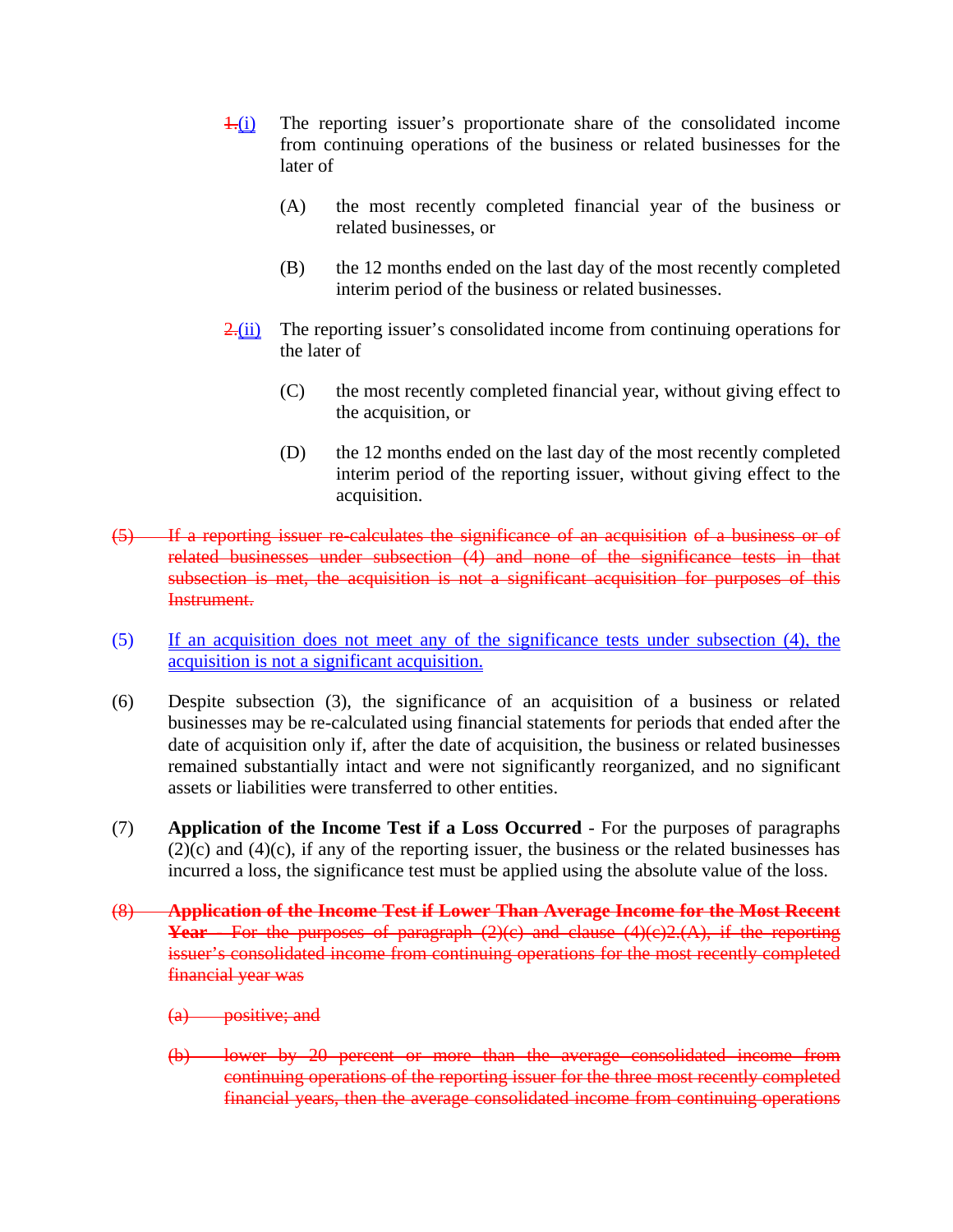~~1.~~(i) The reporting issuer's proportionate share of the consolidated income from continuing operations of the business or related businesses for the later of

(A) the most recently completed financial year of the business or related businesses, or

(B) the 12 months ended on the last day of the most recently completed interim period of the business or related businesses.

~~2.~~(ii) The reporting issuer's consolidated income from continuing operations for the later of

(C) the most recently completed financial year, without giving effect to the acquisition, or

(D) the 12 months ended on the last day of the most recently completed interim period of the reporting issuer, without giving effect to the acquisition.

~~(5) If a reporting issuer re-calculates the significance of an acquisition of a business or of related businesses under subsection (4) and none of the significance tests in that subsection is met, the acquisition is not a significant acquisition for purposes of this Instrument.~~

(5) If an acquisition does not meet any of the significance tests under subsection (4), the acquisition is not a significant acquisition.

(6) Despite subsection (3), the significance of an acquisition of a business or related businesses may be re-calculated using financial statements for periods that ended after the date of acquisition only if, after the date of acquisition, the business or related businesses remained substantially intact and were not significantly reorganized, and no significant assets or liabilities were transferred to other entities.

(7) **Application of the Income Test if a Loss Occurred** - For the purposes of paragraphs (2)(c) and (4)(c), if any of the reporting issuer, the business or the related businesses has incurred a loss, the significance test must be applied using the absolute value of the loss.

~~(8) **Application of the Income Test if Lower Than Average Income for the Most Recent Year** - For the purposes of paragraph (2)(c) and clause (4)(c)2.(A), if the reporting issuer's consolidated income from continuing operations for the most recently completed financial year was~~

~~(a) positive; and~~

~~(b) lower by 20 percent or more than the average consolidated income from continuing operations of the reporting issuer for the three most recently completed financial years, then the average consolidated income from continuing operations~~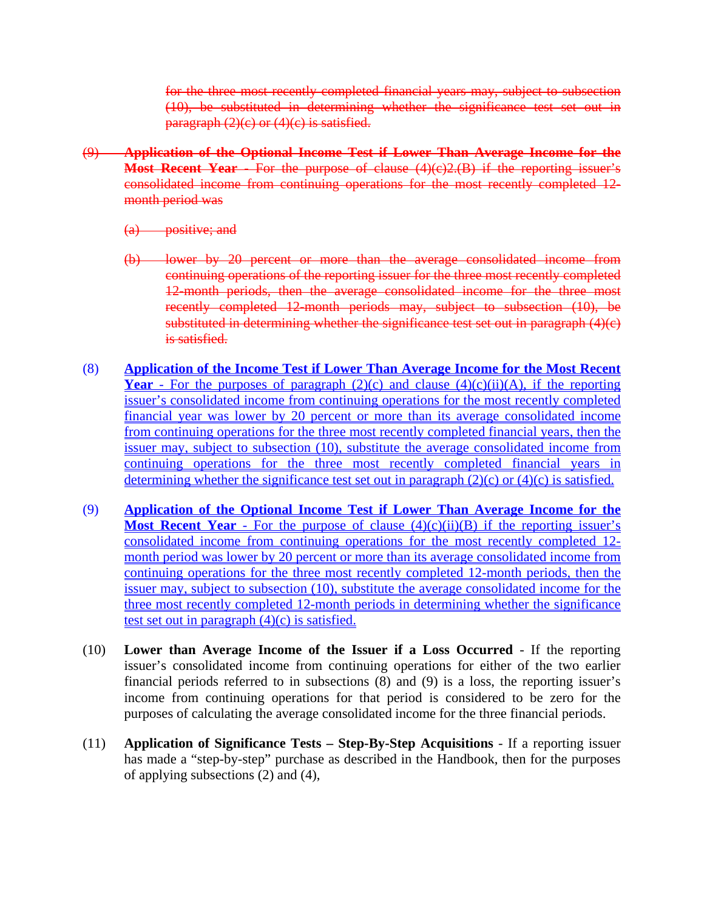~~for the three most recently completed financial years may, subject to subsection (10), be substituted in determining whether the significance test set out in paragraph (2)(c) or (4)(c) is satisfied.~~

~~(9) **Application of the Optional Income Test if Lower Than Average Income for the Most Recent Year** - For the purpose of clause (4)(c)2.(B) if the reporting issuer's consolidated income from continuing operations for the most recently completed 12-month period was~~

~~(a) positive; and~~

~~(b) lower by 20 percent or more than the average consolidated income from continuing operations of the reporting issuer for the three most recently completed 12-month periods, then the average consolidated income for the three most recently completed 12-month periods may, subject to subsection (10), be substituted in determining whether the significance test set out in paragraph (4)(c) is satisfied.~~

(8) <u>**Application of the Income Test if Lower Than Average Income for the Most Recent Year** - For the purposes of paragraph (2)(c) and clause (4)(c)(ii)(A), if the reporting issuer's consolidated income from continuing operations for the most recently completed financial year was lower by 20 percent or more than its average consolidated income from continuing operations for the three most recently completed financial years, then the issuer may, subject to subsection (10), substitute the average consolidated income from continuing operations for the three most recently completed financial years in determining whether the significance test set out in paragraph (2)(c) or (4)(c) is satisfied.</u>

(9) <u>**Application of the Optional Income Test if Lower Than Average Income for the Most Recent Year** - For the purpose of clause (4)(c)(ii)(B) if the reporting issuer's consolidated income from continuing operations for the most recently completed 12-month period was lower by 20 percent or more than its average consolidated income from continuing operations for the three most recently completed 12-month periods, then the issuer may, subject to subsection (10), substitute the average consolidated income for the three most recently completed 12-month periods in determining whether the significance test set out in paragraph (4)(c) is satisfied.</u>

(10) **Lower than Average Income of the Issuer if a Loss Occurred** - If the reporting issuer's consolidated income from continuing operations for either of the two earlier financial periods referred to in subsections (8) and (9) is a loss, the reporting issuer's income from continuing operations for that period is considered to be zero for the purposes of calculating the average consolidated income for the three financial periods.

(11) **Application of Significance Tests – Step-By-Step Acquisitions** - If a reporting issuer has made a "step-by-step" purchase as described in the Handbook, then for the purposes of applying subsections (2) and (4),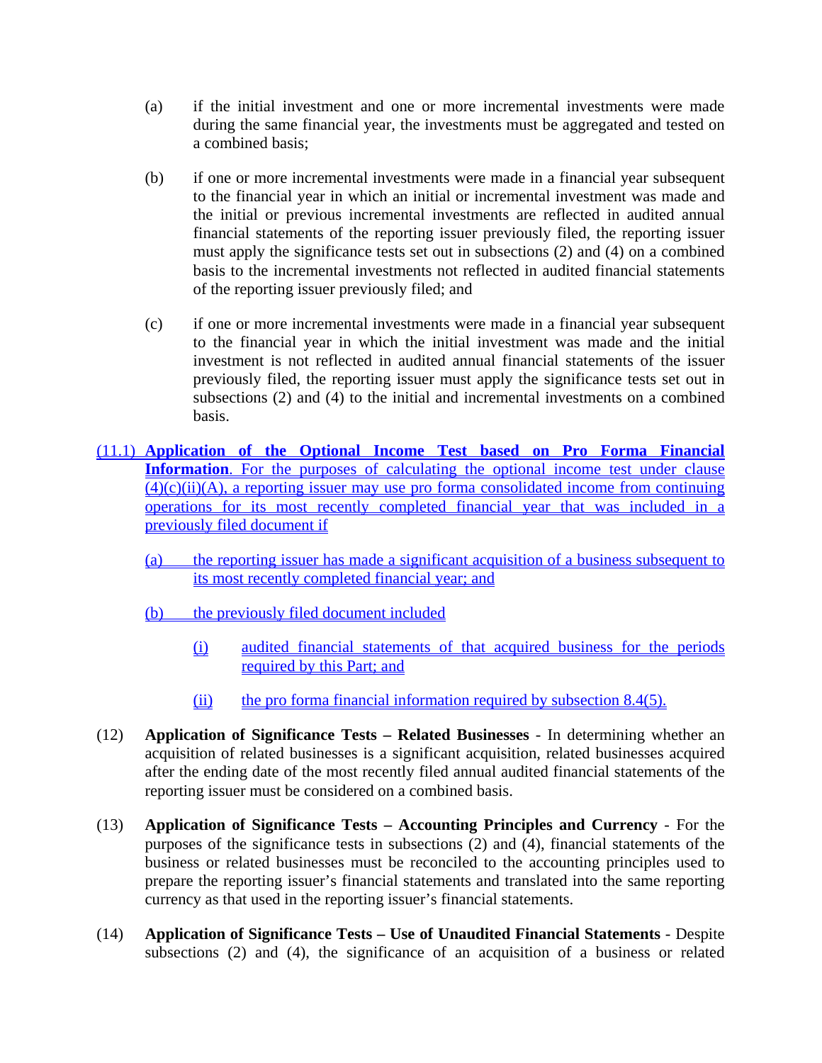(a) if the initial investment and one or more incremental investments were made during the same financial year, the investments must be aggregated and tested on a combined basis;

(b) if one or more incremental investments were made in a financial year subsequent to the financial year in which an initial or incremental investment was made and the initial or previous incremental investments are reflected in audited annual financial statements of the reporting issuer previously filed, the reporting issuer must apply the significance tests set out in subsections (2) and (4) on a combined basis to the incremental investments not reflected in audited financial statements of the reporting issuer previously filed; and

(c) if one or more incremental investments were made in a financial year subsequent to the financial year in which the initial investment was made and the initial investment is not reflected in audited annual financial statements of the issuer previously filed, the reporting issuer must apply the significance tests set out in subsections (2) and (4) to the initial and incremental investments on a combined basis.

(11.1) **Application of the Optional Income Test based on Pro Forma Financial Information**. For the purposes of calculating the optional income test under clause (4)(c)(ii)(A), a reporting issuer may use pro forma consolidated income from continuing operations for its most recently completed financial year that was included in a previously filed document if

(a) the reporting issuer has made a significant acquisition of a business subsequent to its most recently completed financial year; and

(b) the previously filed document included

(i) audited financial statements of that acquired business for the periods required by this Part; and

(ii) the pro forma financial information required by subsection 8.4(5).

(12) **Application of Significance Tests – Related Businesses** - In determining whether an acquisition of related businesses is a significant acquisition, related businesses acquired after the ending date of the most recently filed annual audited financial statements of the reporting issuer must be considered on a combined basis.

(13) **Application of Significance Tests – Accounting Principles and Currency** - For the purposes of the significance tests in subsections (2) and (4), financial statements of the business or related businesses must be reconciled to the accounting principles used to prepare the reporting issuer's financial statements and translated into the same reporting currency as that used in the reporting issuer's financial statements.

(14) **Application of Significance Tests – Use of Unaudited Financial Statements** - Despite subsections (2) and (4), the significance of an acquisition of a business or related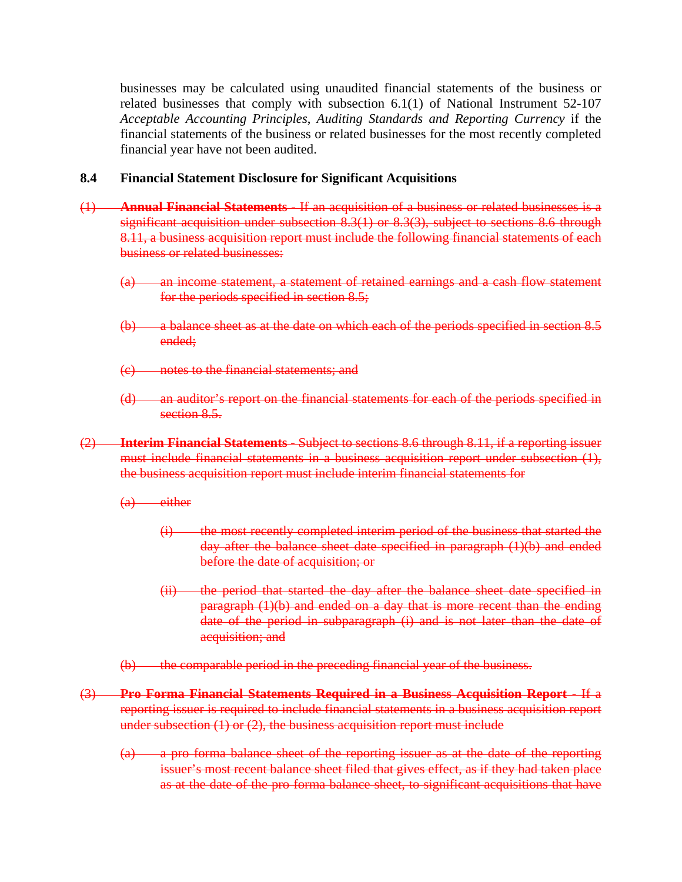businesses may be calculated using unaudited financial statements of the business or related businesses that comply with subsection 6.1(1) of National Instrument 52-107 *Acceptable Accounting Principles, Auditing Standards and Reporting Currency* if the financial statements of the business or related businesses for the most recently completed financial year have not been audited.

**8.4 Financial Statement Disclosure for Significant Acquisitions**

~~(1) **Annual Financial Statements** - If an acquisition of a business or related businesses is a significant acquisition under subsection 8.3(1) or 8.3(3), subject to sections 8.6 through 8.11, a business acquisition report must include the following financial statements of each business or related businesses:~~

~~(a) an income statement, a statement of retained earnings and a cash flow statement for the periods specified in section 8.5;~~

~~(b) a balance sheet as at the date on which each of the periods specified in section 8.5 ended;~~

~~(c) notes to the financial statements; and~~

~~(d) an auditor's report on the financial statements for each of the periods specified in section 8.5.~~

~~(2) **Interim Financial Statements** - Subject to sections 8.6 through 8.11, if a reporting issuer must include financial statements in a business acquisition report under subsection (1), the business acquisition report must include interim financial statements for~~

~~(a) either~~

~~(i) the most recently completed interim period of the business that started the day after the balance sheet date specified in paragraph (1)(b) and ended before the date of acquisition; or~~

~~(ii) the period that started the day after the balance sheet date specified in paragraph (1)(b) and ended on a day that is more recent than the ending date of the period in subparagraph (i) and is not later than the date of acquisition; and~~

~~(b) the comparable period in the preceding financial year of the business.~~

~~(3) **Pro Forma Financial Statements Required in a Business Acquisition Report** - If a reporting issuer is required to include financial statements in a business acquisition report under subsection (1) or (2), the business acquisition report must include~~

~~(a) a pro forma balance sheet of the reporting issuer as at the date of the reporting issuer's most recent balance sheet filed that gives effect, as if they had taken place as at the date of the pro forma balance sheet, to significant acquisitions that have~~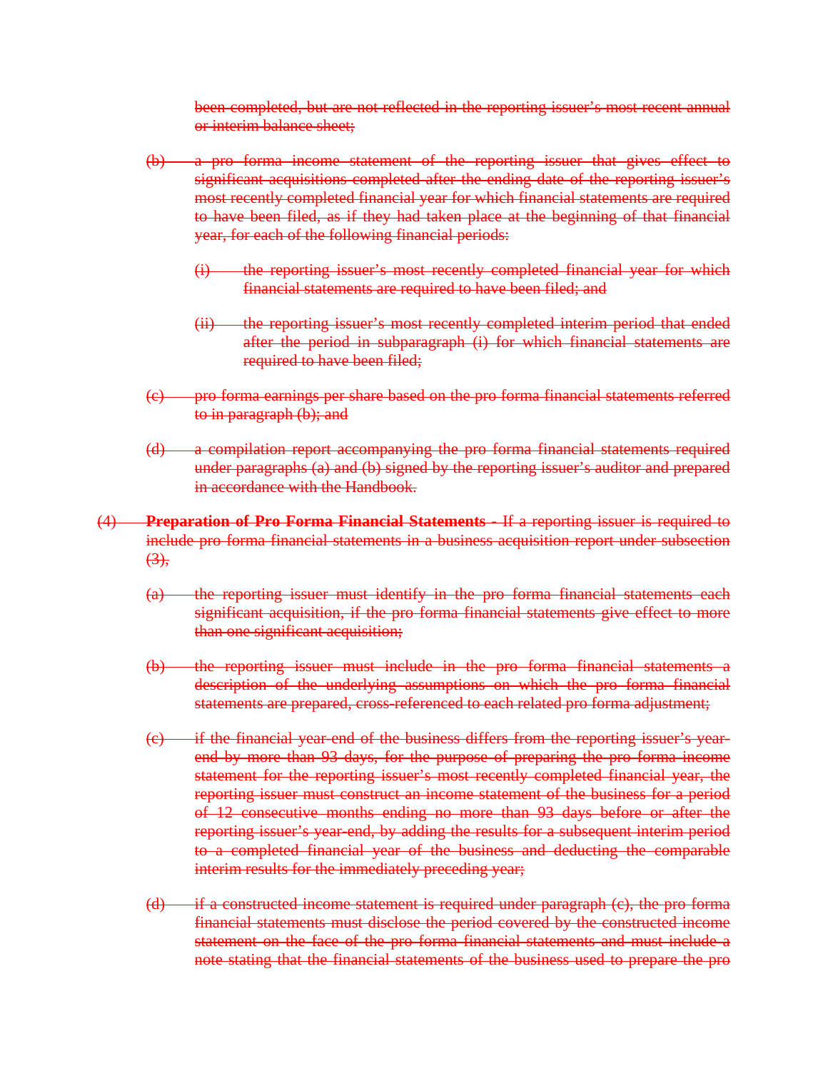~~been completed, but are not reflected in the reporting issuer's most recent annual or interim balance sheet;~~

~~(b) a pro forma income statement of the reporting issuer that gives effect to significant acquisitions completed after the ending date of the reporting issuer's most recently completed financial year for which financial statements are required to have been filed, as if they had taken place at the beginning of that financial year, for each of the following financial periods:~~

~~(i) the reporting issuer's most recently completed financial year for which financial statements are required to have been filed; and~~

~~(ii) the reporting issuer's most recently completed interim period that ended after the period in subparagraph (i) for which financial statements are required to have been filed;~~

~~(c) pro forma earnings per share based on the pro forma financial statements referred to in paragraph (b); and~~

~~(d) a compilation report accompanying the pro forma financial statements required under paragraphs (a) and (b) signed by the reporting issuer's auditor and prepared in accordance with the Handbook.~~

~~(4) **Preparation of Pro Forma Financial Statements** - If a reporting issuer is required to include pro forma financial statements in a business acquisition report under subsection (3),~~

~~(a) the reporting issuer must identify in the pro forma financial statements each significant acquisition, if the pro forma financial statements give effect to more than one significant acquisition;~~

~~(b) the reporting issuer must include in the pro forma financial statements a description of the underlying assumptions on which the pro forma financial statements are prepared, cross-referenced to each related pro forma adjustment;~~

~~(c) if the financial year-end of the business differs from the reporting issuer's year-end by more than 93 days, for the purpose of preparing the pro forma income statement for the reporting issuer's most recently completed financial year, the reporting issuer must construct an income statement of the business for a period of 12 consecutive months ending no more than 93 days before or after the reporting issuer's year-end, by adding the results for a subsequent interim period to a completed financial year of the business and deducting the comparable interim results for the immediately preceding year;~~

~~(d) if a constructed income statement is required under paragraph (c), the pro forma financial statements must disclose the period covered by the constructed income statement on the face of the pro forma financial statements and must include a note stating that the financial statements of the business used to prepare the pro~~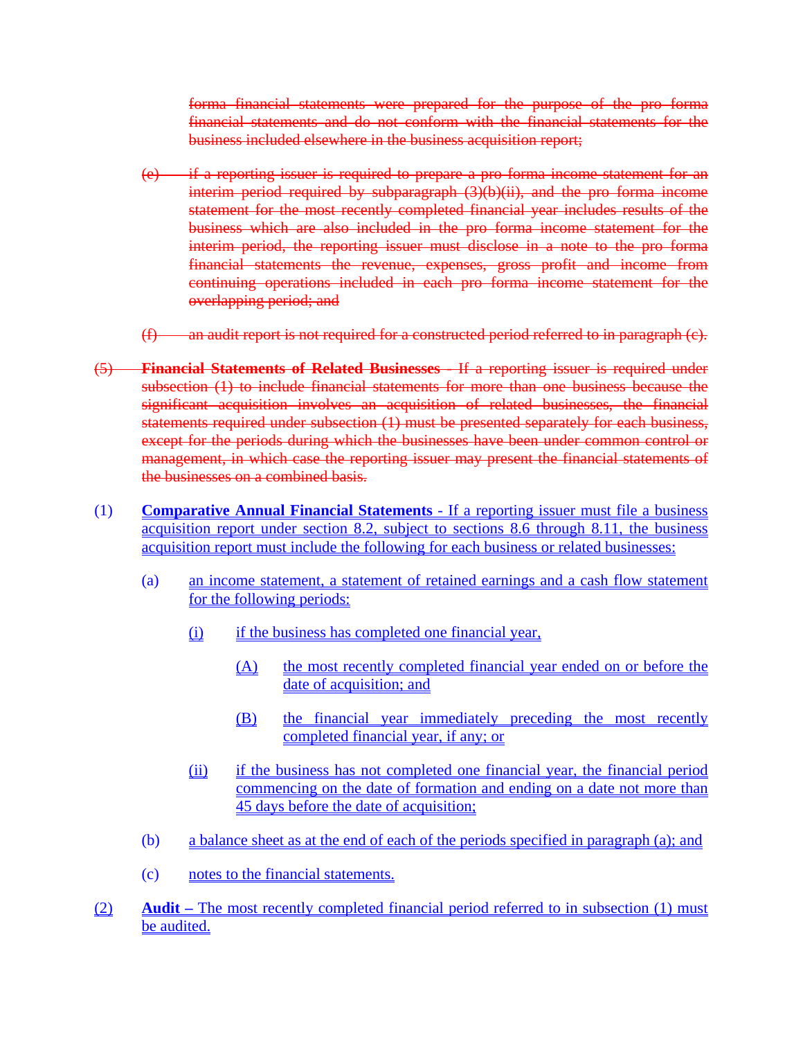~~forma financial statements were prepared for the purpose of the pro forma financial statements and do not conform with the financial statements for the business included elsewhere in the business acquisition report;~~

~~(e) if a reporting issuer is required to prepare a pro forma income statement for an interim period required by subparagraph (3)(b)(ii), and the pro forma income statement for the most recently completed financial year includes results of the business which are also included in the pro forma income statement for the interim period, the reporting issuer must disclose in a note to the pro forma financial statements the revenue, expenses, gross profit and income from continuing operations included in each pro forma income statement for the overlapping period; and~~

~~(f) an audit report is not required for a constructed period referred to in paragraph (c).~~

~~(5) **Financial Statements of Related Businesses** - If a reporting issuer is required under subsection (1) to include financial statements for more than one business because the significant acquisition involves an acquisition of related businesses, the financial statements required under subsection (1) must be presented separately for each business, except for the periods during which the businesses have been under common control or management, in which case the reporting issuer may present the financial statements of the businesses on a combined basis.~~

(1) <u>**Comparative Annual Financial Statements** - If a reporting issuer must file a business acquisition report under section 8.2, subject to sections 8.6 through 8.11, the business acquisition report must include the following for each business or related businesses:</u>

(a) <u>an income statement, a statement of retained earnings and a cash flow statement for the following periods:</u>

<u>(i)</u> <u>if the business has completed one financial year,</u>

<u>(A)</u> <u>the most recently completed financial year ended on or before the date of acquisition; and</u>

<u>(B)</u> <u>the financial year immediately preceding the most recently completed financial year, if any; or</u>

<u>(ii)</u> <u>if the business has not completed one financial year, the financial period commencing on the date of formation and ending on a date not more than 45 days before the date of acquisition;</u>

(b) <u>a balance sheet as at the end of each of the periods specified in paragraph (a); and</u>

(c) <u>notes to the financial statements.</u>

<u>(2)</u> <u>**Audit** – The most recently completed financial period referred to in subsection (1) must be audited.</u>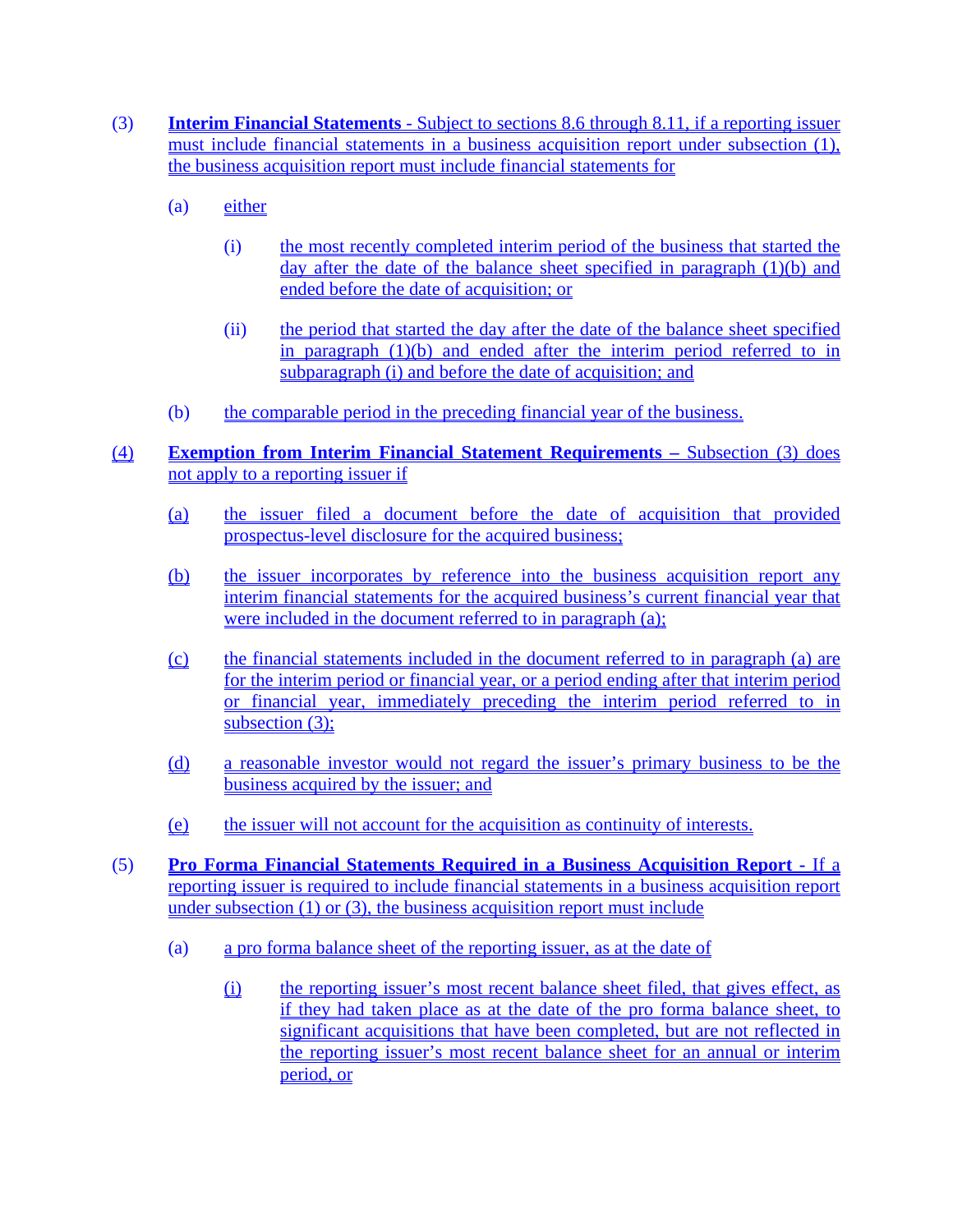(3) **Interim Financial Statements** - Subject to sections 8.6 through 8.11, if a reporting issuer must include financial statements in a business acquisition report under subsection (1), the business acquisition report must include financial statements for

(a) either

(i) the most recently completed interim period of the business that started the day after the date of the balance sheet specified in paragraph (1)(b) and ended before the date of acquisition; or

(ii) the period that started the day after the date of the balance sheet specified in paragraph (1)(b) and ended after the interim period referred to in subparagraph (i) and before the date of acquisition; and

(b) the comparable period in the preceding financial year of the business.

(4) **Exemption from Interim Financial Statement Requirements** – Subsection (3) does not apply to a reporting issuer if

(a) the issuer filed a document before the date of acquisition that provided prospectus-level disclosure for the acquired business;

(b) the issuer incorporates by reference into the business acquisition report any interim financial statements for the acquired business's current financial year that were included in the document referred to in paragraph (a);

(c) the financial statements included in the document referred to in paragraph (a) are for the interim period or financial year, or a period ending after that interim period or financial year, immediately preceding the interim period referred to in subsection (3);

(d) a reasonable investor would not regard the issuer's primary business to be the business acquired by the issuer; and

(e) the issuer will not account for the acquisition as continuity of interests.

(5) **Pro Forma Financial Statements Required in a Business Acquisition Report** - If a reporting issuer is required to include financial statements in a business acquisition report under subsection (1) or (3), the business acquisition report must include

(a) a pro forma balance sheet of the reporting issuer, as at the date of

(i) the reporting issuer's most recent balance sheet filed, that gives effect, as if they had taken place as at the date of the pro forma balance sheet, to significant acquisitions that have been completed, but are not reflected in the reporting issuer's most recent balance sheet for an annual or interim period, or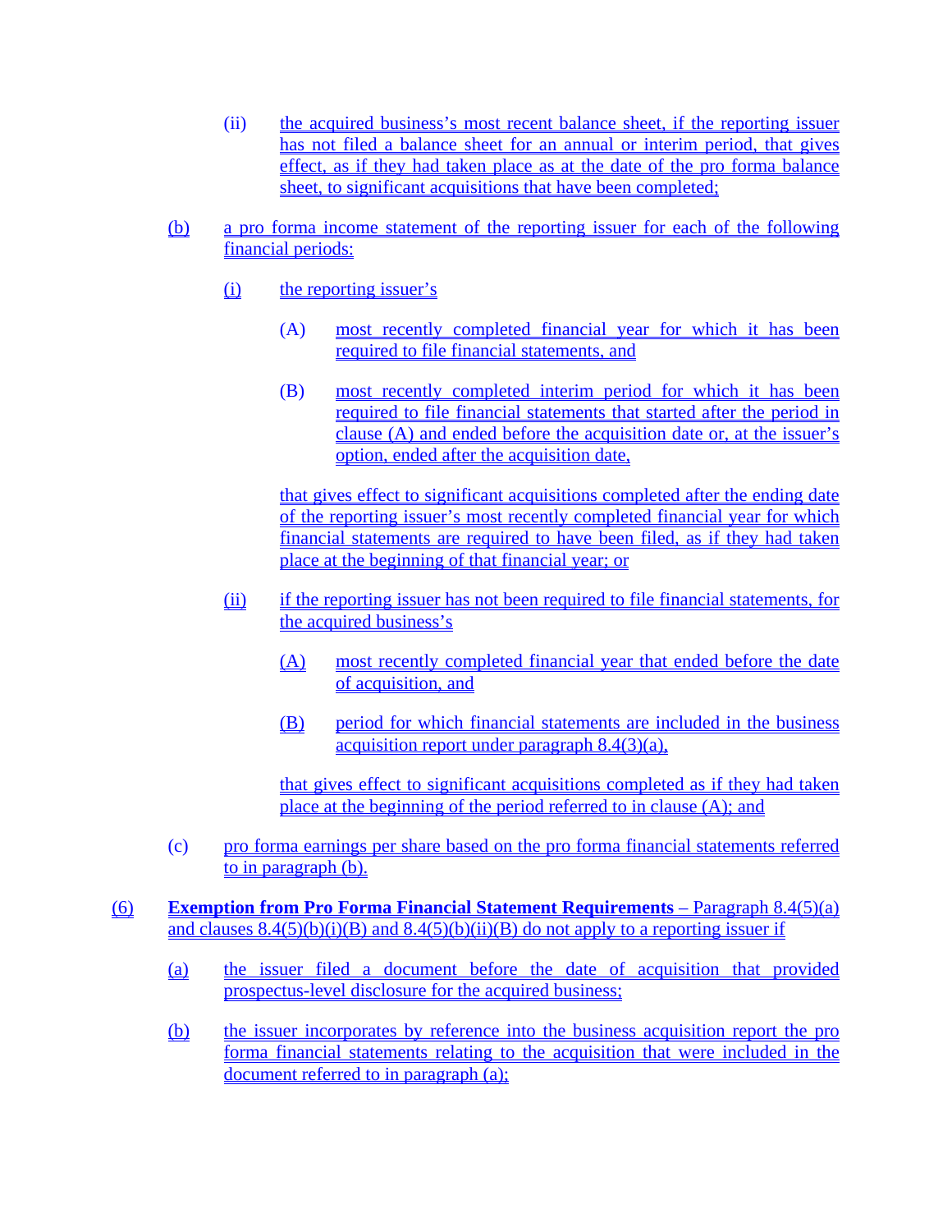(ii) the acquired business's most recent balance sheet, if the reporting issuer has not filed a balance sheet for an annual or interim period, that gives effect, as if they had taken place as at the date of the pro forma balance sheet, to significant acquisitions that have been completed;

(b) a pro forma income statement of the reporting issuer for each of the following financial periods:

(i) the reporting issuer's

(A) most recently completed financial year for which it has been required to file financial statements, and

(B) most recently completed interim period for which it has been required to file financial statements that started after the period in clause (A) and ended before the acquisition date or, at the issuer's option, ended after the acquisition date,

that gives effect to significant acquisitions completed after the ending date of the reporting issuer's most recently completed financial year for which financial statements are required to have been filed, as if they had taken place at the beginning of that financial year; or

(ii) if the reporting issuer has not been required to file financial statements, for the acquired business's

(A) most recently completed financial year that ended before the date of acquisition, and

(B) period for which financial statements are included in the business acquisition report under paragraph 8.4(3)(a),

that gives effect to significant acquisitions completed as if they had taken place at the beginning of the period referred to in clause (A); and

(c) pro forma earnings per share based on the pro forma financial statements referred to in paragraph (b).

(6) **Exemption from Pro Forma Financial Statement Requirements** – Paragraph 8.4(5)(a) and clauses 8.4(5)(b)(i)(B) and 8.4(5)(b)(ii)(B) do not apply to a reporting issuer if

(a) the issuer filed a document before the date of acquisition that provided prospectus-level disclosure for the acquired business;

(b) the issuer incorporates by reference into the business acquisition report the pro forma financial statements relating to the acquisition that were included in the document referred to in paragraph (a);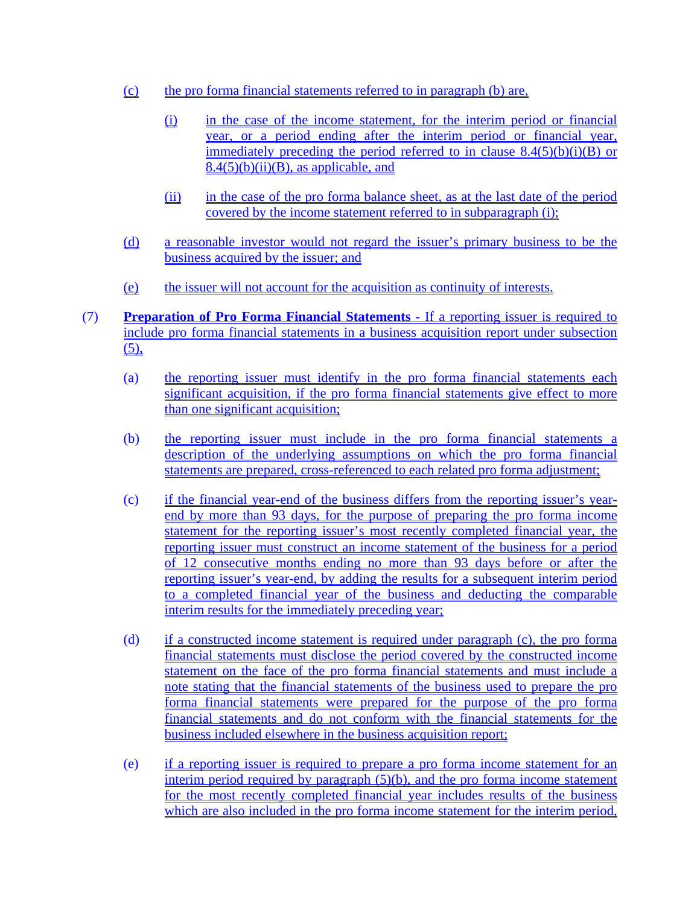(c) the pro forma financial statements referred to in paragraph (b) are,

  (i) in the case of the income statement, for the interim period or financial year, or a period ending after the interim period or financial year, immediately preceding the period referred to in clause 8.4(5)(b)(i)(B) or 8.4(5)(b)(ii)(B), as applicable, and

  (ii) in the case of the pro forma balance sheet, as at the last date of the period covered by the income statement referred to in subparagraph (i);

(d) a reasonable investor would not regard the issuer's primary business to be the business acquired by the issuer; and

(e) the issuer will not account for the acquisition as continuity of interests.

(7) **Preparation of Pro Forma Financial Statements -** If a reporting issuer is required to include pro forma financial statements in a business acquisition report under subsection (5),

(a) the reporting issuer must identify in the pro forma financial statements each significant acquisition, if the pro forma financial statements give effect to more than one significant acquisition;

(b) the reporting issuer must include in the pro forma financial statements a description of the underlying assumptions on which the pro forma financial statements are prepared, cross-referenced to each related pro forma adjustment;

(c) if the financial year-end of the business differs from the reporting issuer's year-end by more than 93 days, for the purpose of preparing the pro forma income statement for the reporting issuer's most recently completed financial year, the reporting issuer must construct an income statement of the business for a period of 12 consecutive months ending no more than 93 days before or after the reporting issuer's year-end, by adding the results for a subsequent interim period to a completed financial year of the business and deducting the comparable interim results for the immediately preceding year;

(d) if a constructed income statement is required under paragraph (c), the pro forma financial statements must disclose the period covered by the constructed income statement on the face of the pro forma financial statements and must include a note stating that the financial statements of the business used to prepare the pro forma financial statements were prepared for the purpose of the pro forma financial statements and do not conform with the financial statements for the business included elsewhere in the business acquisition report;

(e) if a reporting issuer is required to prepare a pro forma income statement for an interim period required by paragraph (5)(b), and the pro forma income statement for the most recently completed financial year includes results of the business which are also included in the pro forma income statement for the interim period,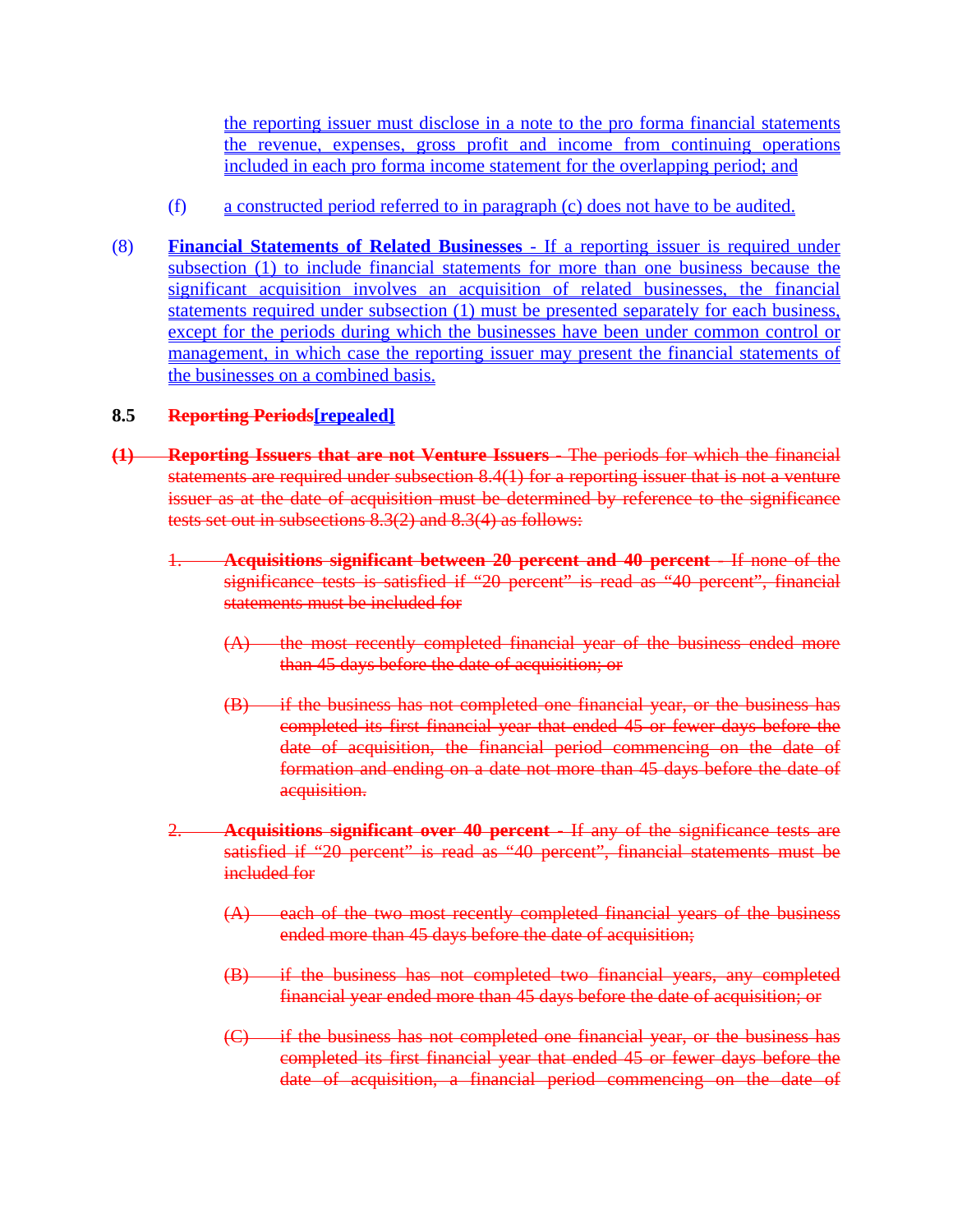the reporting issuer must disclose in a note to the pro forma financial statements the revenue, expenses, gross profit and income from continuing operations included in each pro forma income statement for the overlapping period; and

(f) a constructed period referred to in paragraph (c) does not have to be audited.

(8) **Financial Statements of Related Businesses** - If a reporting issuer is required under subsection (1) to include financial statements for more than one business because the significant acquisition involves an acquisition of related businesses, the financial statements required under subsection (1) must be presented separately for each business, except for the periods during which the businesses have been under common control or management, in which case the reporting issuer may present the financial statements of the businesses on a combined basis.

**8.5 ~~Reporting Periods~~[repealed]**

~~**(1) Reporting Issuers that are not Venture Issuers** - The periods for which the financial statements are required under subsection 8.4(1) for a reporting issuer that is not a venture issuer as at the date of acquisition must be determined by reference to the significance tests set out in subsections 8.3(2) and 8.3(4) as follows:~~

~~1. **Acquisitions significant between 20 percent and 40 percent** - If none of the significance tests is satisfied if "20 percent" is read as "40 percent", financial statements must be included for~~

~~(A) the most recently completed financial year of the business ended more than 45 days before the date of acquisition; or~~

~~(B) if the business has not completed one financial year, or the business has completed its first financial year that ended 45 or fewer days before the date of acquisition, the financial period commencing on the date of formation and ending on a date not more than 45 days before the date of acquisition.~~

~~2. **Acquisitions significant over 40 percent** - If any of the significance tests are satisfied if "20 percent" is read as "40 percent", financial statements must be included for~~

~~(A) each of the two most recently completed financial years of the business ended more than 45 days before the date of acquisition;~~

~~(B) if the business has not completed two financial years, any completed financial year ended more than 45 days before the date of acquisition; or~~

~~(C) if the business has not completed one financial year, or the business has completed its first financial year that ended 45 or fewer days before the date of acquisition, a financial period commencing on the date of~~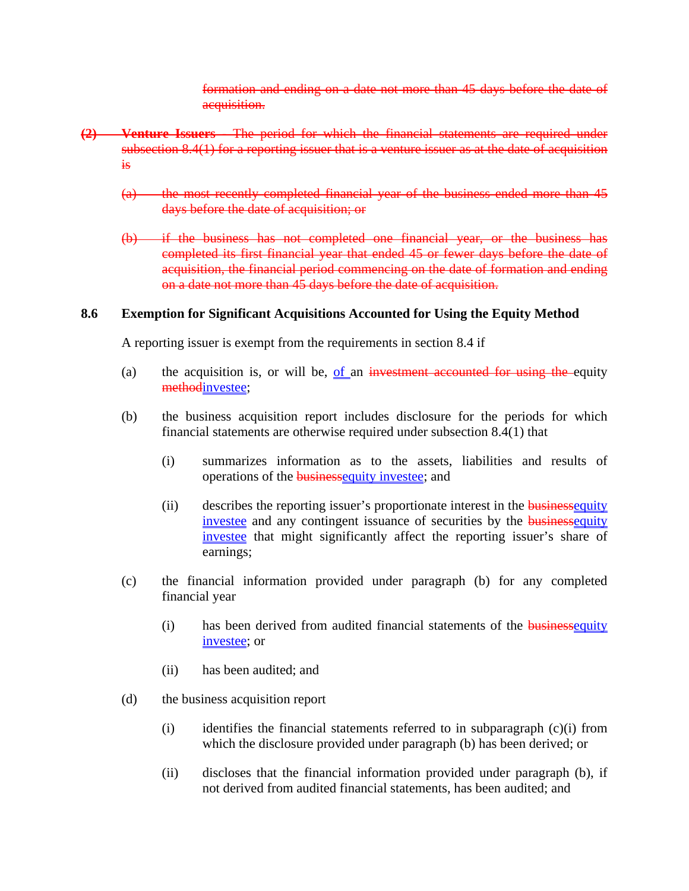~~formation and ending on a date not more than 45 days before the date of acquisition.~~

~~**(2) Venture Issuers** – The period for which the financial statements are required under subsection 8.4(1) for a reporting issuer that is a venture issuer as at the date of acquisition is~~

~~(a) the most recently completed financial year of the business ended more than 45 days before the date of acquisition; or~~

~~(b) if the business has not completed one financial year, or the business has completed its first financial year that ended 45 or fewer days before the date of acquisition, the financial period commencing on the date of formation and ending on a date not more than 45 days before the date of acquisition.~~

### 8.6 Exemption for Significant Acquisitions Accounted for Using the Equity Method

A reporting issuer is exempt from the requirements in section 8.4 if

(a) the acquisition is, or will be, of an ~~investment accounted for using the~~ equity ~~method~~investee;

(b) the business acquisition report includes disclosure for the periods for which financial statements are otherwise required under subsection 8.4(1) that

(i) summarizes information as to the assets, liabilities and results of operations of the ~~business~~equity investee; and

(ii) describes the reporting issuer's proportionate interest in the ~~business~~equity investee and any contingent issuance of securities by the ~~business~~equity investee that might significantly affect the reporting issuer's share of earnings;

(c) the financial information provided under paragraph (b) for any completed financial year

(i) has been derived from audited financial statements of the ~~business~~equity investee; or

(ii) has been audited; and

(d) the business acquisition report

(i) identifies the financial statements referred to in subparagraph (c)(i) from which the disclosure provided under paragraph (b) has been derived; or

(ii) discloses that the financial information provided under paragraph (b), if not derived from audited financial statements, has been audited; and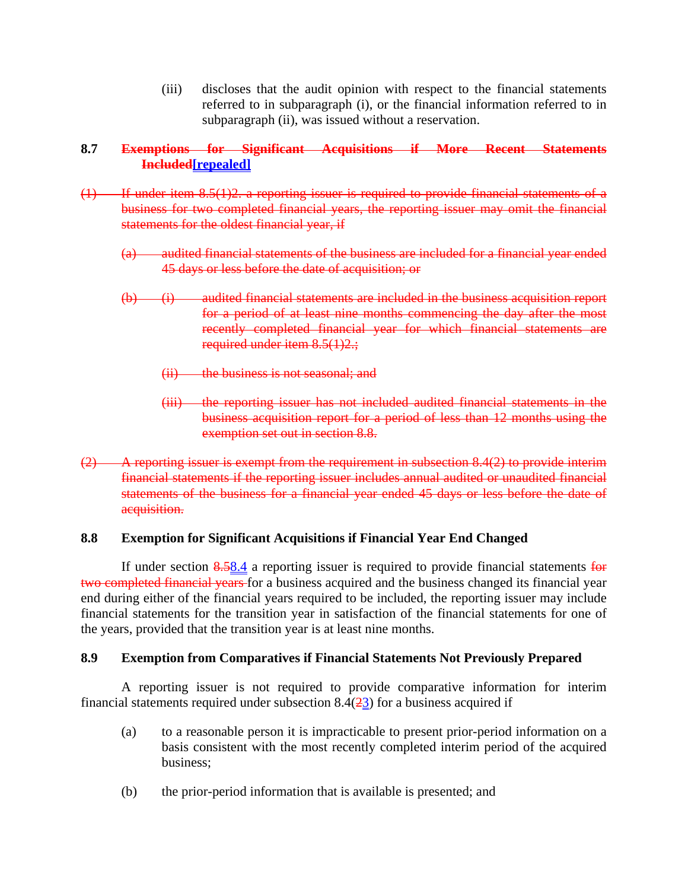(iii) discloses that the audit opinion with respect to the financial statements referred to in subparagraph (i), or the financial information referred to in subparagraph (ii), was issued without a reservation.

**8.7 ~~Exemptions for Significant Acquisitions if More Recent Statements Included~~[repealed]**

~~(1) If under item 8.5(1)2. a reporting issuer is required to provide financial statements of a business for two completed financial years, the reporting issuer may omit the financial statements for the oldest financial year, if~~

~~(a) audited financial statements of the business are included for a financial year ended 45 days or less before the date of acquisition; or~~

~~(b) (i) audited financial statements are included in the business acquisition report for a period of at least nine months commencing the day after the most recently completed financial year for which financial statements are required under item 8.5(1)2.;~~

~~(ii) the business is not seasonal; and~~

~~(iii) the reporting issuer has not included audited financial statements in the business acquisition report for a period of less than 12 months using the exemption set out in section 8.8.~~

~~(2) A reporting issuer is exempt from the requirement in subsection 8.4(2) to provide interim financial statements if the reporting issuer includes annual audited or unaudited financial statements of the business for a financial year ended 45 days or less before the date of acquisition.~~

**8.8 Exemption for Significant Acquisitions if Financial Year End Changed**

If under section ~~8.5~~8.4 a reporting issuer is required to provide financial statements ~~for two completed financial years~~ for a business acquired and the business changed its financial year end during either of the financial years required to be included, the reporting issuer may include financial statements for the transition year in satisfaction of the financial statements for one of the years, provided that the transition year is at least nine months.

**8.9 Exemption from Comparatives if Financial Statements Not Previously Prepared**

A reporting issuer is not required to provide comparative information for interim financial statements required under subsection 8.4(~~2~~3) for a business acquired if

(a) to a reasonable person it is impracticable to present prior-period information on a basis consistent with the most recently completed interim period of the acquired business;

(b) the prior-period information that is available is presented; and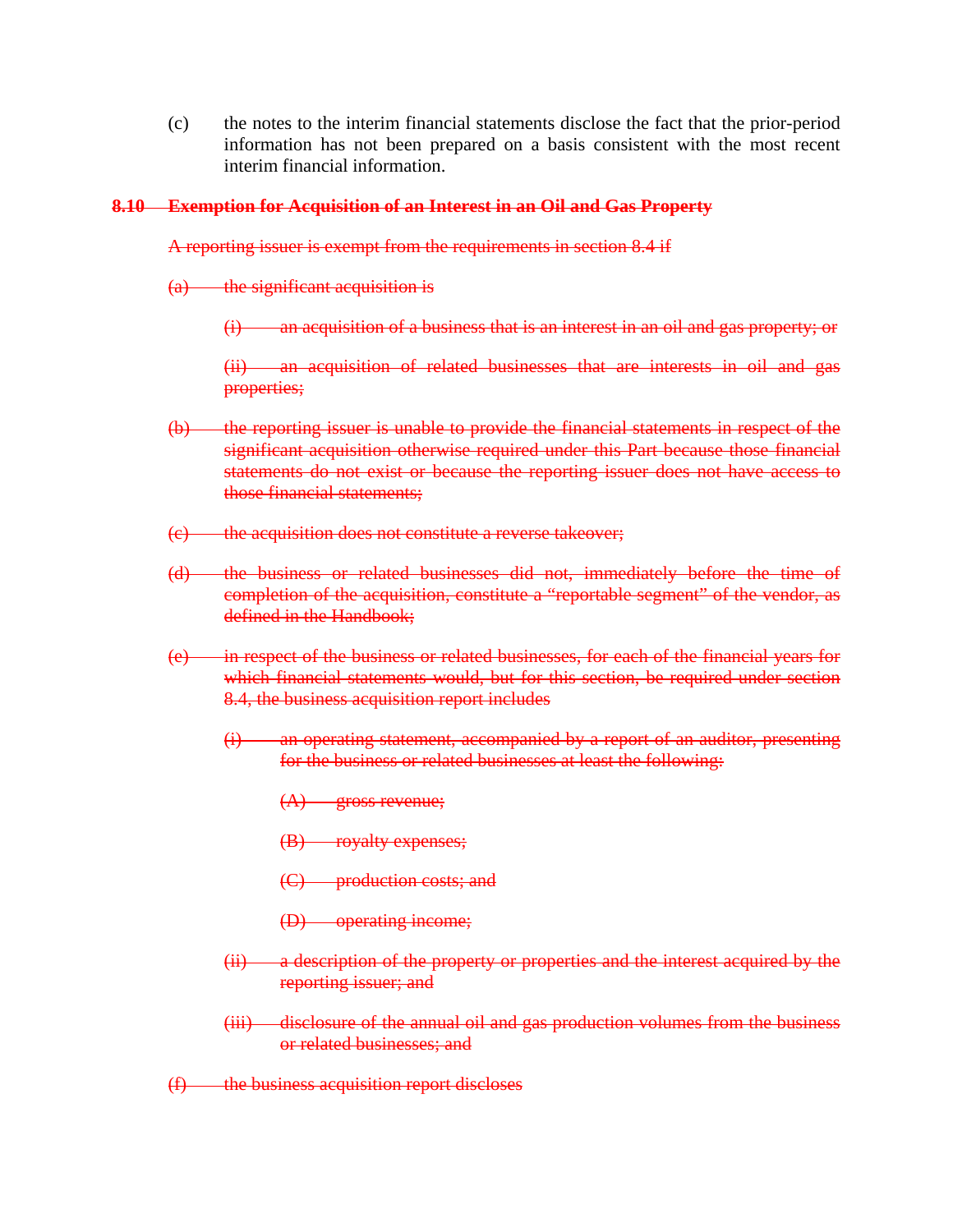(c) the notes to the interim financial statements disclose the fact that the prior-period information has not been prepared on a basis consistent with the most recent interim financial information.

~~**8.10 Exemption for Acquisition of an Interest in an Oil and Gas Property**~~

~~A reporting issuer is exempt from the requirements in section 8.4 if~~

~~(a) the significant acquisition is~~

~~(i) an acquisition of a business that is an interest in an oil and gas property; or~~

~~(ii) an acquisition of related businesses that are interests in oil and gas properties;~~

~~(b) the reporting issuer is unable to provide the financial statements in respect of the significant acquisition otherwise required under this Part because those financial statements do not exist or because the reporting issuer does not have access to those financial statements;~~

~~(c) the acquisition does not constitute a reverse takeover;~~

~~(d) the business or related businesses did not, immediately before the time of completion of the acquisition, constitute a "reportable segment" of the vendor, as defined in the Handbook;~~

~~(e) in respect of the business or related businesses, for each of the financial years for which financial statements would, but for this section, be required under section 8.4, the business acquisition report includes~~

~~(i) an operating statement, accompanied by a report of an auditor, presenting for the business or related businesses at least the following:~~

~~(A) gross revenue;~~

~~(B) royalty expenses;~~

~~(C) production costs; and~~

~~(D) operating income;~~

~~(ii) a description of the property or properties and the interest acquired by the reporting issuer; and~~

~~(iii) disclosure of the annual oil and gas production volumes from the business or related businesses; and~~

~~(f) the business acquisition report discloses~~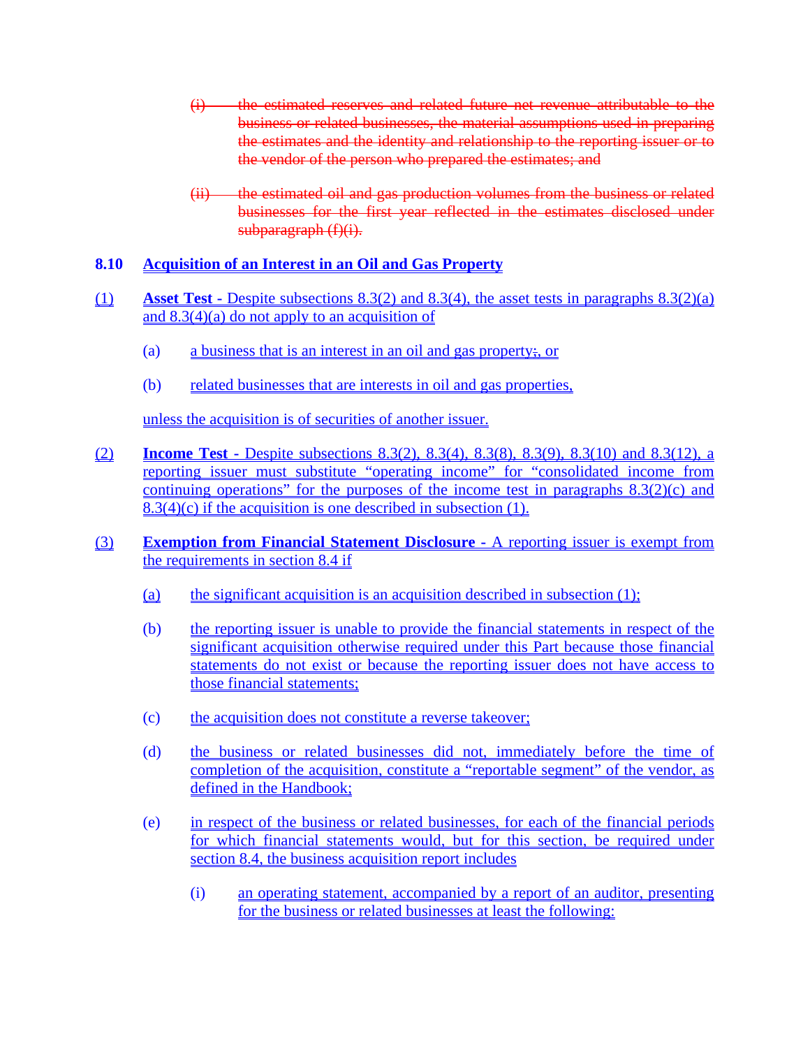(i) ~~the estimated reserves and related future net revenue attributable to the business or related businesses, the material assumptions used in preparing the estimates and the identity and relationship to the reporting issuer or to the vendor of the person who prepared the estimates; and~~

(ii) ~~the estimated oil and gas production volumes from the business or related businesses for the first year reflected in the estimates disclosed under subparagraph (f)(i).~~

**8.10 Acquisition of an Interest in an Oil and Gas Property**

(1) **Asset Test -** Despite subsections 8.3(2) and 8.3(4), the asset tests in paragraphs 8.3(2)(a) and 8.3(4)(a) do not apply to an acquisition of

(a) a business that is an interest in an oil and gas property;, or

(b) related businesses that are interests in oil and gas properties,

unless the acquisition is of securities of another issuer.

(2) **Income Test -** Despite subsections 8.3(2), 8.3(4), 8.3(8), 8.3(9), 8.3(10) and 8.3(12), a reporting issuer must substitute "operating income" for "consolidated income from continuing operations" for the purposes of the income test in paragraphs 8.3(2)(c) and 8.3(4)(c) if the acquisition is one described in subsection (1).

(3) **Exemption from Financial Statement Disclosure -** A reporting issuer is exempt from the requirements in section 8.4 if

(a) the significant acquisition is an acquisition described in subsection (1);

(b) the reporting issuer is unable to provide the financial statements in respect of the significant acquisition otherwise required under this Part because those financial statements do not exist or because the reporting issuer does not have access to those financial statements;

(c) the acquisition does not constitute a reverse takeover;

(d) the business or related businesses did not, immediately before the time of completion of the acquisition, constitute a "reportable segment" of the vendor, as defined in the Handbook;

(e) in respect of the business or related businesses, for each of the financial periods for which financial statements would, but for this section, be required under section 8.4, the business acquisition report includes

(i) an operating statement, accompanied by a report of an auditor, presenting for the business or related businesses at least the following: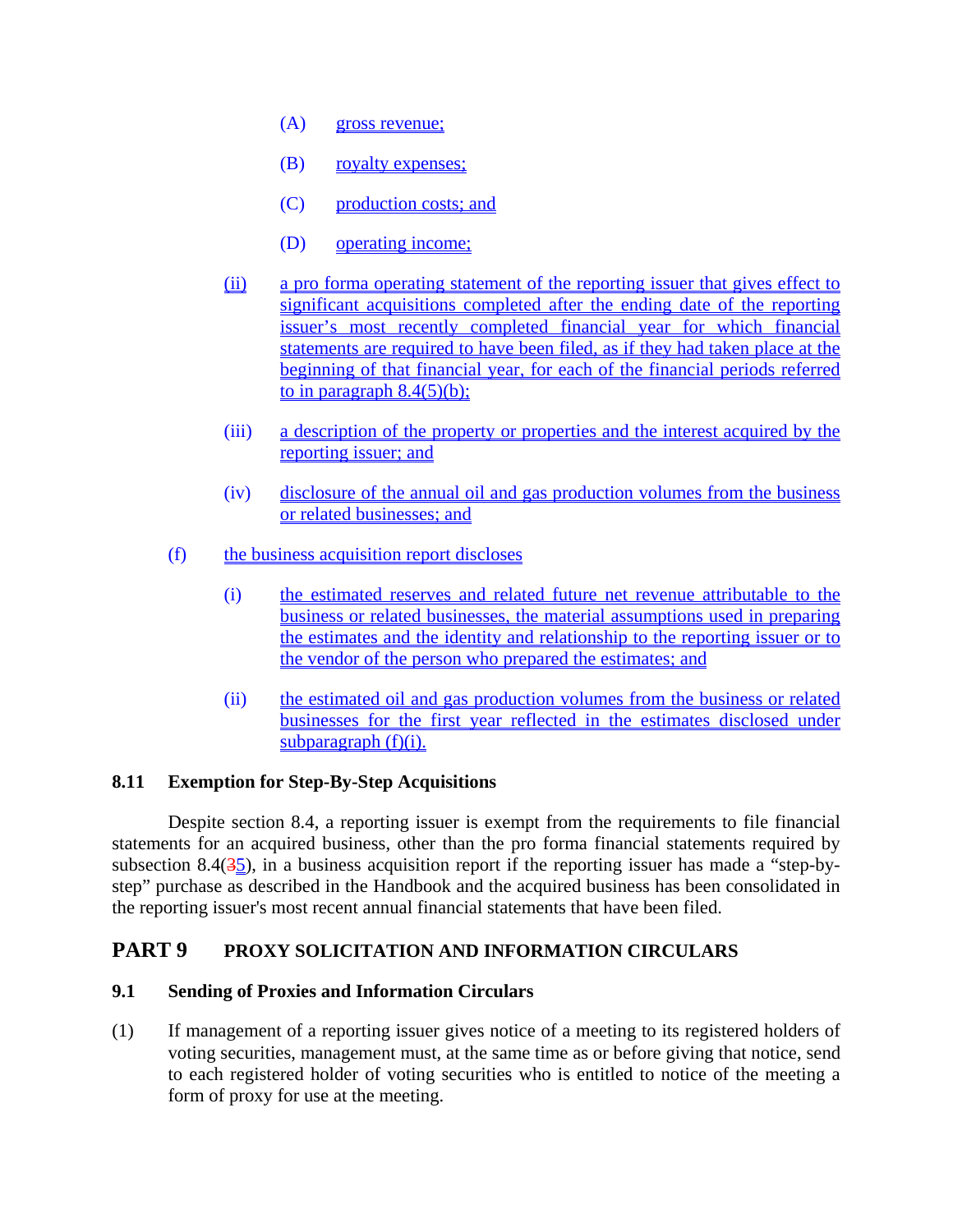(A) gross revenue;

(B) royalty expenses;

(C) production costs; and

(D) operating income;

(ii) a pro forma operating statement of the reporting issuer that gives effect to significant acquisitions completed after the ending date of the reporting issuer's most recently completed financial year for which financial statements are required to have been filed, as if they had taken place at the beginning of that financial year, for each of the financial periods referred to in paragraph 8.4(5)(b);

(iii) a description of the property or properties and the interest acquired by the reporting issuer; and

(iv) disclosure of the annual oil and gas production volumes from the business or related businesses; and

(f) the business acquisition report discloses

(i) the estimated reserves and related future net revenue attributable to the business or related businesses, the material assumptions used in preparing the estimates and the identity and relationship to the reporting issuer or to the vendor of the person who prepared the estimates; and

(ii) the estimated oil and gas production volumes from the business or related businesses for the first year reflected in the estimates disclosed under subparagraph (f)(i).

### 8.11 Exemption for Step-By-Step Acquisitions

Despite section 8.4, a reporting issuer is exempt from the requirements to file financial statements for an acquired business, other than the pro forma financial statements required by subsection 8.4(~~3~~5), in a business acquisition report if the reporting issuer has made a "step-by-step" purchase as described in the Handbook and the acquired business has been consolidated in the reporting issuer's most recent annual financial statements that have been filed.

## PART 9 PROXY SOLICITATION AND INFORMATION CIRCULARS

### 9.1 Sending of Proxies and Information Circulars

(1) If management of a reporting issuer gives notice of a meeting to its registered holders of voting securities, management must, at the same time as or before giving that notice, send to each registered holder of voting securities who is entitled to notice of the meeting a form of proxy for use at the meeting.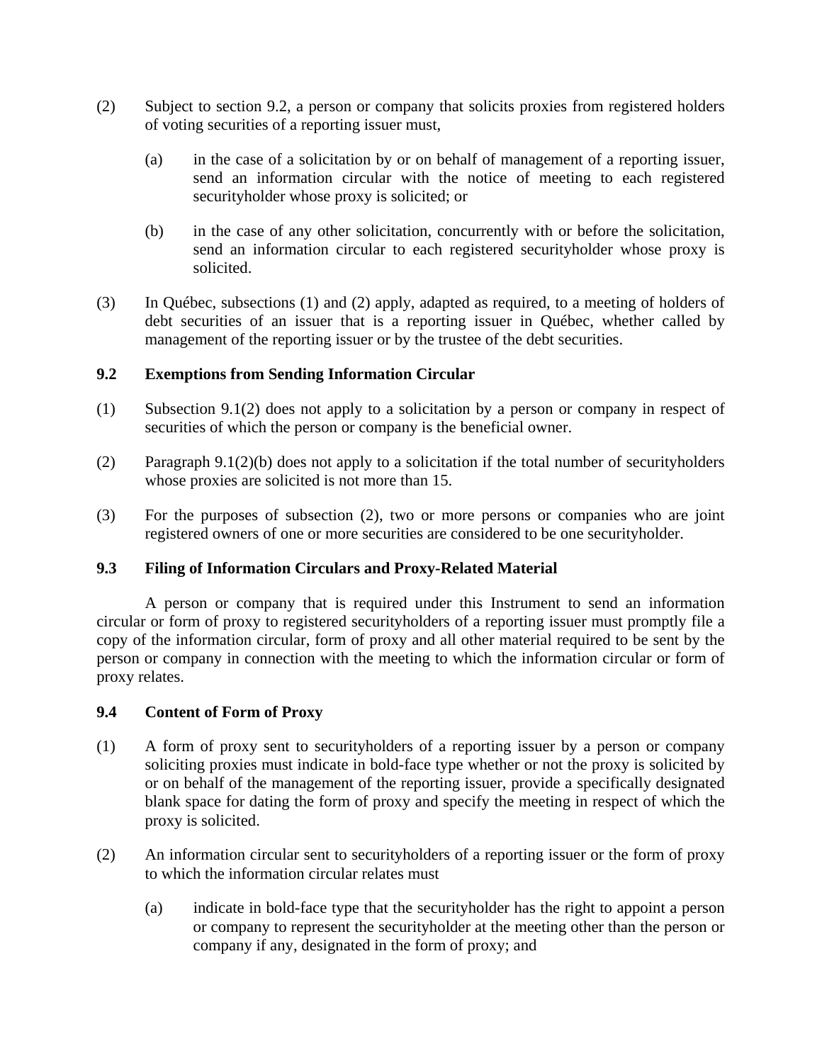(2) Subject to section 9.2, a person or company that solicits proxies from registered holders of voting securities of a reporting issuer must,

(a) in the case of a solicitation by or on behalf of management of a reporting issuer, send an information circular with the notice of meeting to each registered securityholder whose proxy is solicited; or

(b) in the case of any other solicitation, concurrently with or before the solicitation, send an information circular to each registered securityholder whose proxy is solicited.

(3) In Québec, subsections (1) and (2) apply, adapted as required, to a meeting of holders of debt securities of an issuer that is a reporting issuer in Québec, whether called by management of the reporting issuer or by the trustee of the debt securities.

### 9.2 Exemptions from Sending Information Circular

(1) Subsection 9.1(2) does not apply to a solicitation by a person or company in respect of securities of which the person or company is the beneficial owner.

(2) Paragraph 9.1(2)(b) does not apply to a solicitation if the total number of securityholders whose proxies are solicited is not more than 15.

(3) For the purposes of subsection (2), two or more persons or companies who are joint registered owners of one or more securities are considered to be one securityholder.

### 9.3 Filing of Information Circulars and Proxy-Related Material

A person or company that is required under this Instrument to send an information circular or form of proxy to registered securityholders of a reporting issuer must promptly file a copy of the information circular, form of proxy and all other material required to be sent by the person or company in connection with the meeting to which the information circular or form of proxy relates.

### 9.4 Content of Form of Proxy

(1) A form of proxy sent to securityholders of a reporting issuer by a person or company soliciting proxies must indicate in bold-face type whether or not the proxy is solicited by or on behalf of the management of the reporting issuer, provide a specifically designated blank space for dating the form of proxy and specify the meeting in respect of which the proxy is solicited.

(2) An information circular sent to securityholders of a reporting issuer or the form of proxy to which the information circular relates must

(a) indicate in bold-face type that the securityholder has the right to appoint a person or company to represent the securityholder at the meeting other than the person or company if any, designated in the form of proxy; and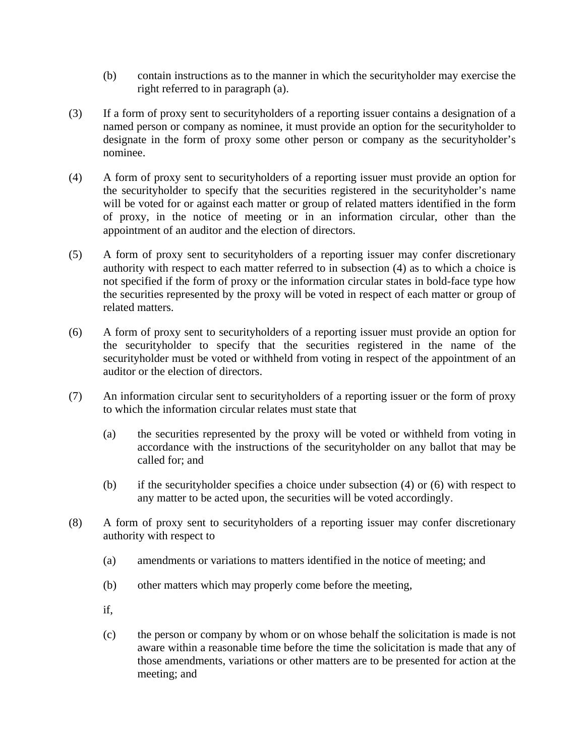(b) contain instructions as to the manner in which the securityholder may exercise the right referred to in paragraph (a).

(3) If a form of proxy sent to securityholders of a reporting issuer contains a designation of a named person or company as nominee, it must provide an option for the securityholder to designate in the form of proxy some other person or company as the securityholder's nominee.

(4) A form of proxy sent to securityholders of a reporting issuer must provide an option for the securityholder to specify that the securities registered in the securityholder's name will be voted for or against each matter or group of related matters identified in the form of proxy, in the notice of meeting or in an information circular, other than the appointment of an auditor and the election of directors.

(5) A form of proxy sent to securityholders of a reporting issuer may confer discretionary authority with respect to each matter referred to in subsection (4) as to which a choice is not specified if the form of proxy or the information circular states in bold-face type how the securities represented by the proxy will be voted in respect of each matter or group of related matters.

(6) A form of proxy sent to securityholders of a reporting issuer must provide an option for the securityholder to specify that the securities registered in the name of the securityholder must be voted or withheld from voting in respect of the appointment of an auditor or the election of directors.

(7) An information circular sent to securityholders of a reporting issuer or the form of proxy to which the information circular relates must state that

(a) the securities represented by the proxy will be voted or withheld from voting in accordance with the instructions of the securityholder on any ballot that may be called for; and

(b) if the securityholder specifies a choice under subsection (4) or (6) with respect to any matter to be acted upon, the securities will be voted accordingly.

(8) A form of proxy sent to securityholders of a reporting issuer may confer discretionary authority with respect to

(a) amendments or variations to matters identified in the notice of meeting; and

(b) other matters which may properly come before the meeting,

if,

(c) the person or company by whom or on whose behalf the solicitation is made is not aware within a reasonable time before the time the solicitation is made that any of those amendments, variations or other matters are to be presented for action at the meeting; and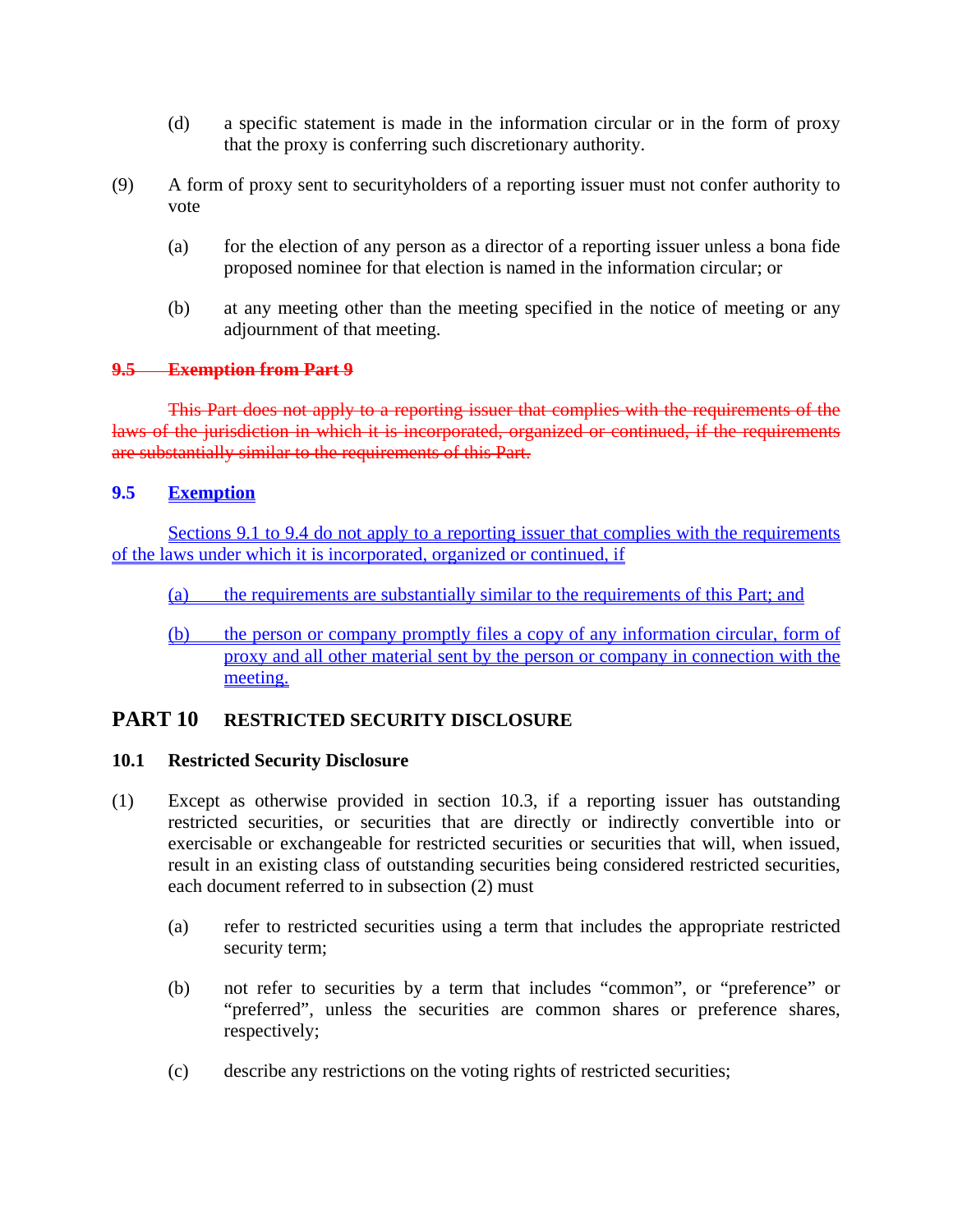(d) a specific statement is made in the information circular or in the form of proxy that the proxy is conferring such discretionary authority.

(9) A form of proxy sent to securityholders of a reporting issuer must not confer authority to vote

(a) for the election of any person as a director of a reporting issuer unless a bona fide proposed nominee for that election is named in the information circular; or

(b) at any meeting other than the meeting specified in the notice of meeting or any adjournment of that meeting.

~~**9.5 Exemption from Part 9**~~

~~This Part does not apply to a reporting issuer that complies with the requirements of the laws of the jurisdiction in which it is incorporated, organized or continued, if the requirements are substantially similar to the requirements of this Part.~~

**9.5 Exemption**

Sections 9.1 to 9.4 do not apply to a reporting issuer that complies with the requirements of the laws under which it is incorporated, organized or continued, if

(a) the requirements are substantially similar to the requirements of this Part; and

(b) the person or company promptly files a copy of any information circular, form of proxy and all other material sent by the person or company in connection with the meeting.

## PART 10 RESTRICTED SECURITY DISCLOSURE

### 10.1 Restricted Security Disclosure

(1) Except as otherwise provided in section 10.3, if a reporting issuer has outstanding restricted securities, or securities that are directly or indirectly convertible into or exercisable or exchangeable for restricted securities or securities that will, when issued, result in an existing class of outstanding securities being considered restricted securities, each document referred to in subsection (2) must

(a) refer to restricted securities using a term that includes the appropriate restricted security term;

(b) not refer to securities by a term that includes "common", or "preference" or "preferred", unless the securities are common shares or preference shares, respectively;

(c) describe any restrictions on the voting rights of restricted securities;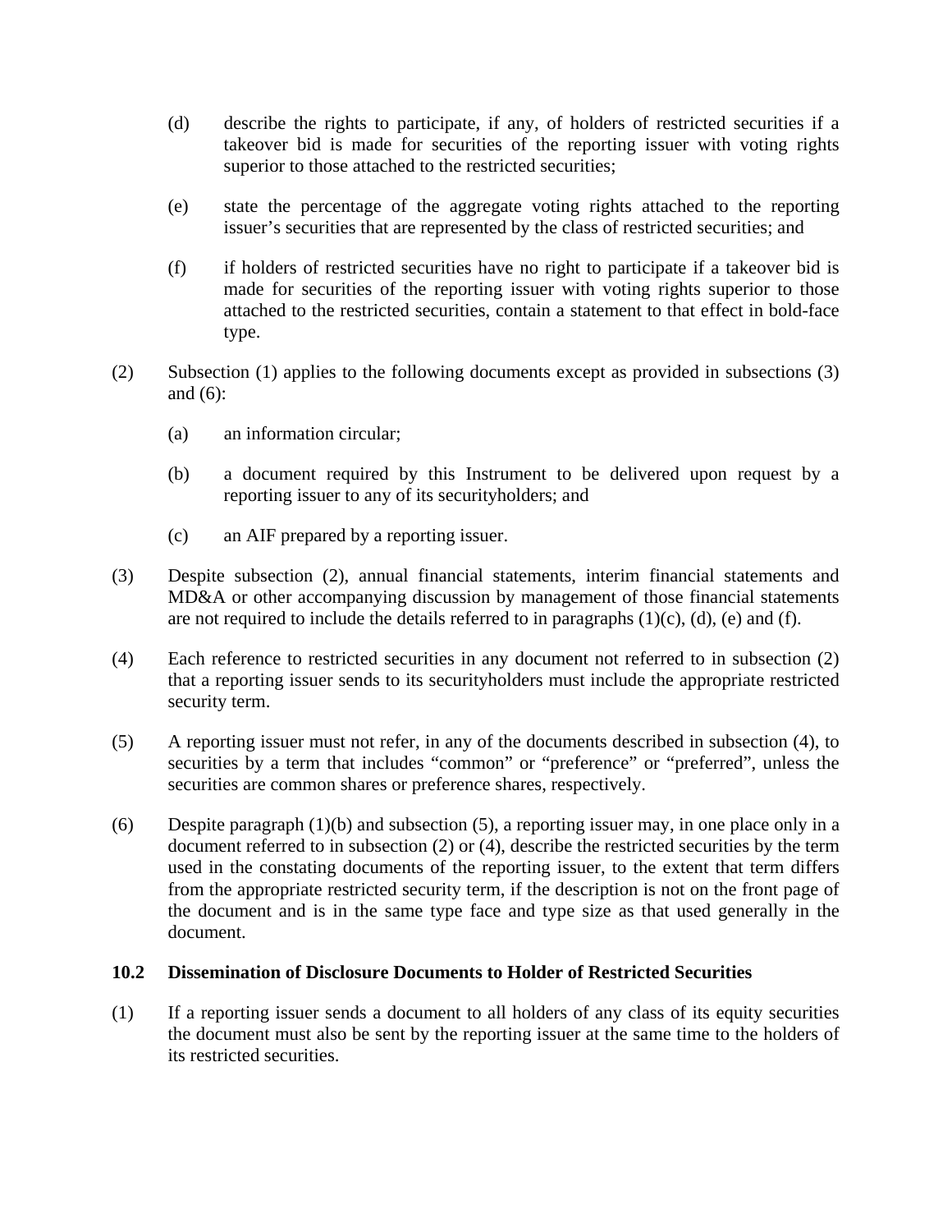(d) describe the rights to participate, if any, of holders of restricted securities if a takeover bid is made for securities of the reporting issuer with voting rights superior to those attached to the restricted securities;

(e) state the percentage of the aggregate voting rights attached to the reporting issuer's securities that are represented by the class of restricted securities; and

(f) if holders of restricted securities have no right to participate if a takeover bid is made for securities of the reporting issuer with voting rights superior to those attached to the restricted securities, contain a statement to that effect in bold-face type.

(2) Subsection (1) applies to the following documents except as provided in subsections (3) and (6):

(a) an information circular;

(b) a document required by this Instrument to be delivered upon request by a reporting issuer to any of its securityholders; and

(c) an AIF prepared by a reporting issuer.

(3) Despite subsection (2), annual financial statements, interim financial statements and MD&A or other accompanying discussion by management of those financial statements are not required to include the details referred to in paragraphs (1)(c), (d), (e) and (f).

(4) Each reference to restricted securities in any document not referred to in subsection (2) that a reporting issuer sends to its securityholders must include the appropriate restricted security term.

(5) A reporting issuer must not refer, in any of the documents described in subsection (4), to securities by a term that includes "common" or "preference" or "preferred", unless the securities are common shares or preference shares, respectively.

(6) Despite paragraph (1)(b) and subsection (5), a reporting issuer may, in one place only in a document referred to in subsection (2) or (4), describe the restricted securities by the term used in the constating documents of the reporting issuer, to the extent that term differs from the appropriate restricted security term, if the description is not on the front page of the document and is in the same type face and type size as that used generally in the document.

### 10.2 Dissemination of Disclosure Documents to Holder of Restricted Securities

(1) If a reporting issuer sends a document to all holders of any class of its equity securities the document must also be sent by the reporting issuer at the same time to the holders of its restricted securities.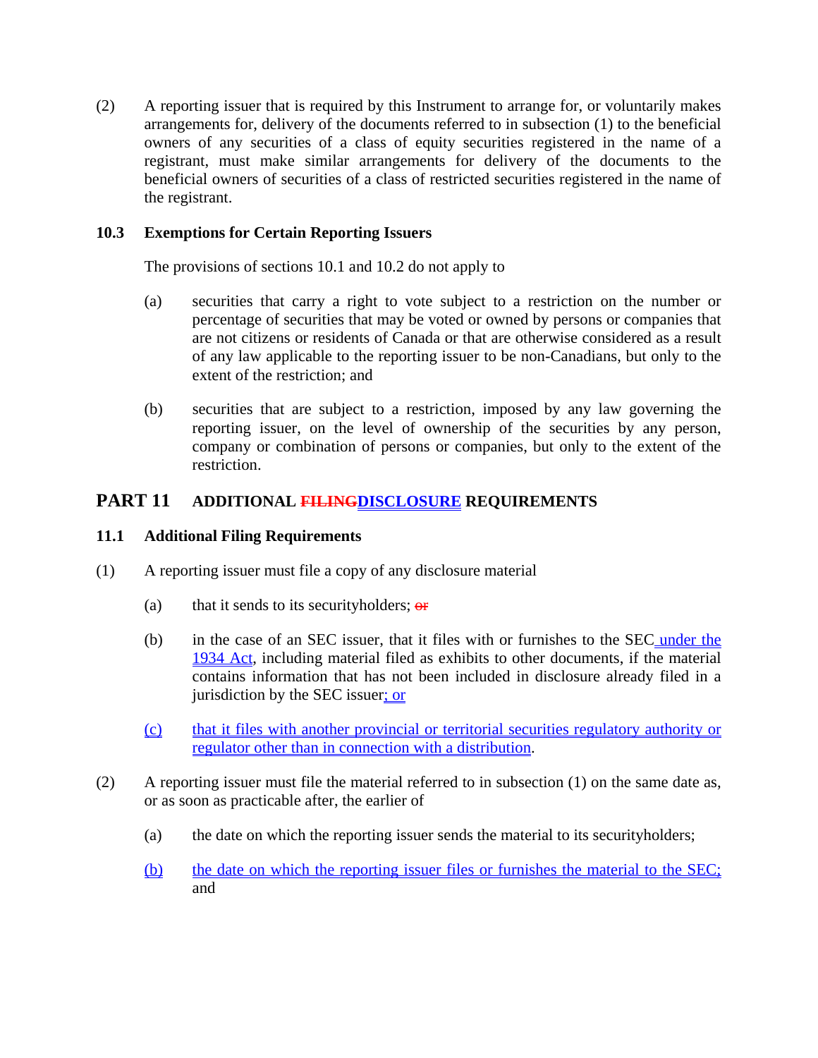(2) A reporting issuer that is required by this Instrument to arrange for, or voluntarily makes arrangements for, delivery of the documents referred to in subsection (1) to the beneficial owners of any securities of a class of equity securities registered in the name of a registrant, must make similar arrangements for delivery of the documents to the beneficial owners of securities of a class of restricted securities registered in the name of the registrant.

### 10.3 Exemptions for Certain Reporting Issuers

The provisions of sections 10.1 and 10.2 do not apply to

(a) securities that carry a right to vote subject to a restriction on the number or percentage of securities that may be voted or owned by persons or companies that are not citizens or residents of Canada or that are otherwise considered as a result of any law applicable to the reporting issuer to be non-Canadians, but only to the extent of the restriction; and

(b) securities that are subject to a restriction, imposed by any law governing the reporting issuer, on the level of ownership of the securities by any person, company or combination of persons or companies, but only to the extent of the restriction.

## PART 11 ADDITIONAL ~~FILING~~DISCLOSURE REQUIREMENTS

### 11.1 Additional Filing Requirements

(1) A reporting issuer must file a copy of any disclosure material

(a) that it sends to its securityholders; ~~or~~

(b) in the case of an SEC issuer, that it files with or furnishes to the SEC under the 1934 Act, including material filed as exhibits to other documents, if the material contains information that has not been included in disclosure already filed in a jurisdiction by the SEC issuer; or

(c) that it files with another provincial or territorial securities regulatory authority or regulator other than in connection with a distribution.

(2) A reporting issuer must file the material referred to in subsection (1) on the same date as, or as soon as practicable after, the earlier of

(a) the date on which the reporting issuer sends the material to its securityholders;

(b) the date on which the reporting issuer files or furnishes the material to the SEC; and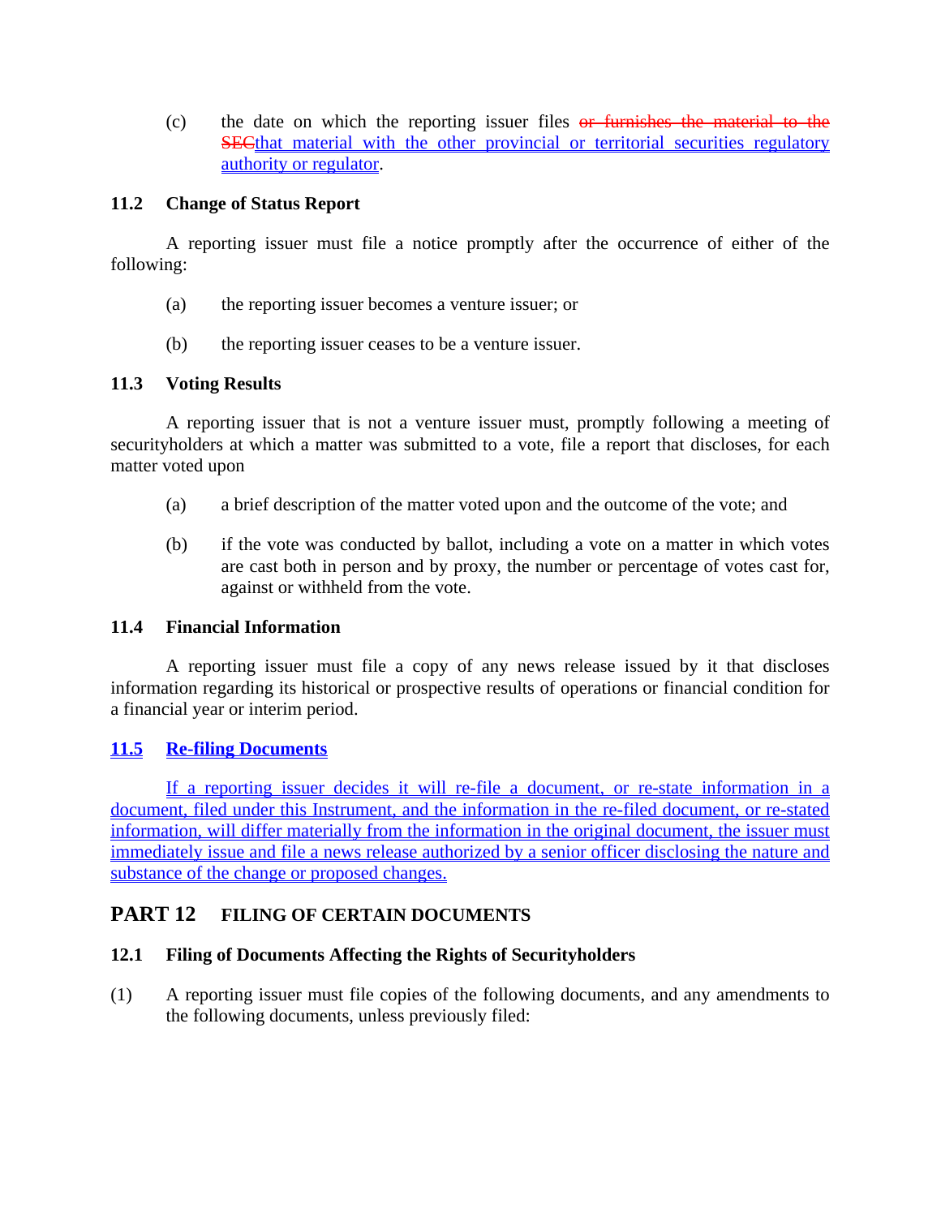(c) the date on which the reporting issuer files ~~or furnishes the material to the SEC~~that material with the other provincial or territorial securities regulatory authority or regulator.

### 11.2 Change of Status Report

A reporting issuer must file a notice promptly after the occurrence of either of the following:

(a) the reporting issuer becomes a venture issuer; or

(b) the reporting issuer ceases to be a venture issuer.

### 11.3 Voting Results

A reporting issuer that is not a venture issuer must, promptly following a meeting of securityholders at which a matter was submitted to a vote, file a report that discloses, for each matter voted upon

(a) a brief description of the matter voted upon and the outcome of the vote; and

(b) if the vote was conducted by ballot, including a vote on a matter in which votes are cast both in person and by proxy, the number or percentage of votes cast for, against or withheld from the vote.

### 11.4 Financial Information

A reporting issuer must file a copy of any news release issued by it that discloses information regarding its historical or prospective results of operations or financial condition for a financial year or interim period.

### 11.5 Re-filing Documents

If a reporting issuer decides it will re-file a document, or re-state information in a document, filed under this Instrument, and the information in the re-filed document, or re-stated information, will differ materially from the information in the original document, the issuer must immediately issue and file a news release authorized by a senior officer disclosing the nature and substance of the change or proposed changes.

## PART 12 FILING OF CERTAIN DOCUMENTS

### 12.1 Filing of Documents Affecting the Rights of Securityholders

(1) A reporting issuer must file copies of the following documents, and any amendments to the following documents, unless previously filed: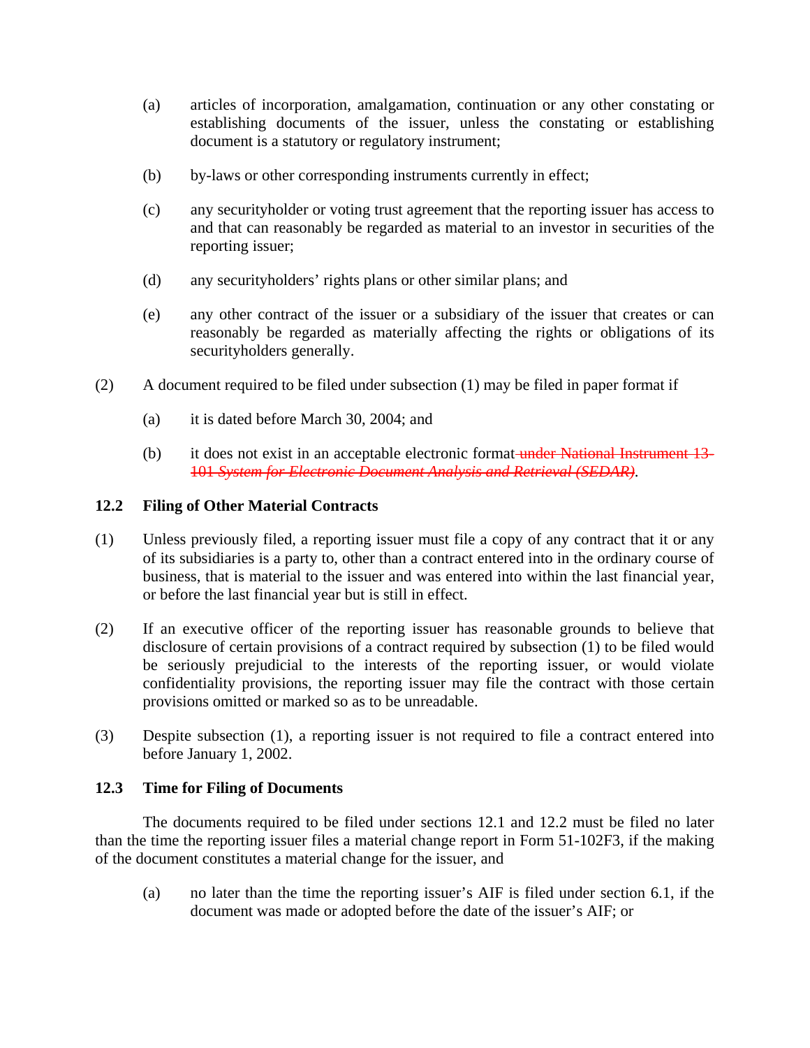(a) articles of incorporation, amalgamation, continuation or any other constating or establishing documents of the issuer, unless the constating or establishing document is a statutory or regulatory instrument;

(b) by-laws or other corresponding instruments currently in effect;

(c) any securityholder or voting trust agreement that the reporting issuer has access to and that can reasonably be regarded as material to an investor in securities of the reporting issuer;

(d) any securityholders' rights plans or other similar plans; and

(e) any other contract of the issuer or a subsidiary of the issuer that creates or can reasonably be regarded as materially affecting the rights or obligations of its securityholders generally.

(2) A document required to be filed under subsection (1) may be filed in paper format if

(a) it is dated before March 30, 2004; and

(b) it does not exist in an acceptable electronic format~~ under National Instrument 13-101 *System for Electronic Document Analysis and Retrieval (SEDAR)*~~.

**12.2 Filing of Other Material Contracts**

(1) Unless previously filed, a reporting issuer must file a copy of any contract that it or any of its subsidiaries is a party to, other than a contract entered into in the ordinary course of business, that is material to the issuer and was entered into within the last financial year, or before the last financial year but is still in effect.

(2) If an executive officer of the reporting issuer has reasonable grounds to believe that disclosure of certain provisions of a contract required by subsection (1) to be filed would be seriously prejudicial to the interests of the reporting issuer, or would violate confidentiality provisions, the reporting issuer may file the contract with those certain provisions omitted or marked so as to be unreadable.

(3) Despite subsection (1), a reporting issuer is not required to file a contract entered into before January 1, 2002.

**12.3 Time for Filing of Documents**

The documents required to be filed under sections 12.1 and 12.2 must be filed no later than the time the reporting issuer files a material change report in Form 51-102F3, if the making of the document constitutes a material change for the issuer, and

(a) no later than the time the reporting issuer's AIF is filed under section 6.1, if the document was made or adopted before the date of the issuer's AIF; or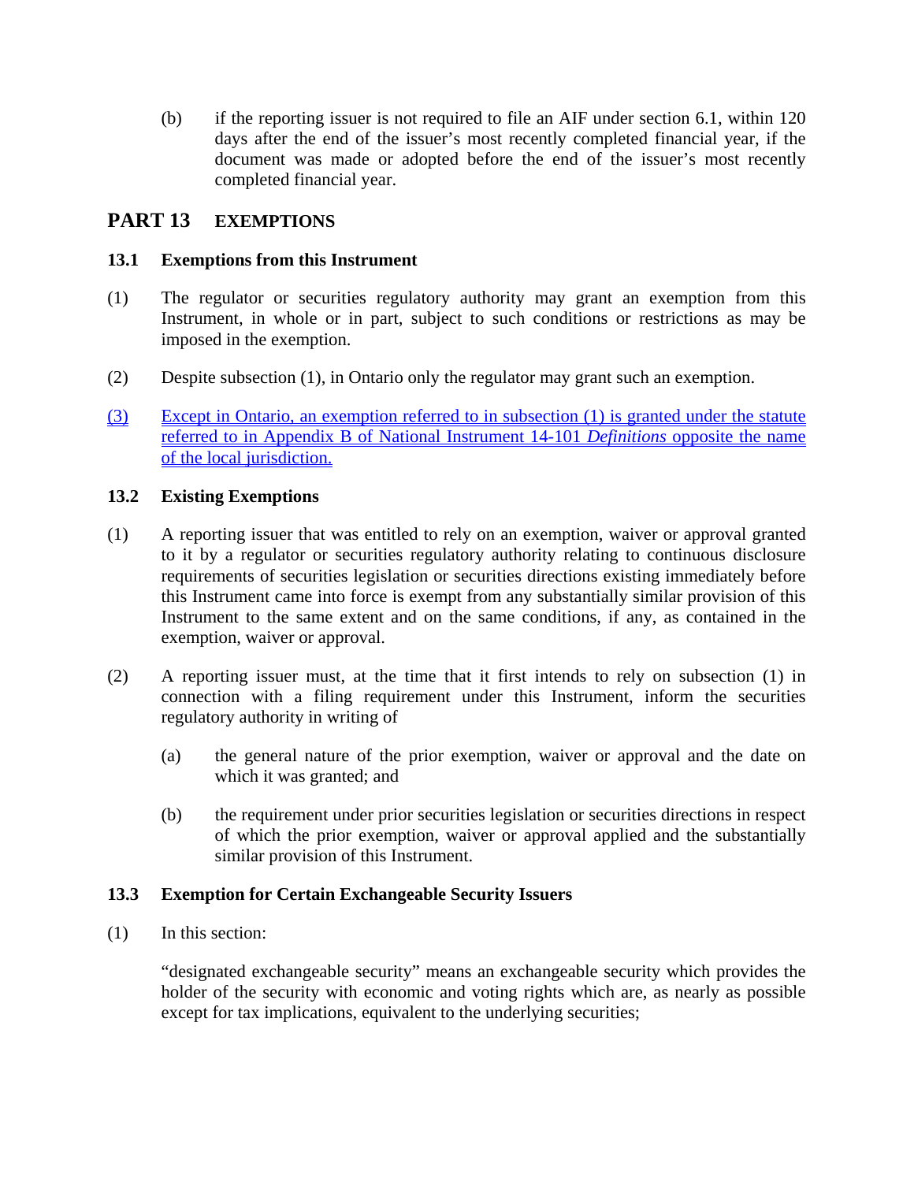(b) if the reporting issuer is not required to file an AIF under section 6.1, within 120 days after the end of the issuer's most recently completed financial year, if the document was made or adopted before the end of the issuer's most recently completed financial year.

## PART 13 EXEMPTIONS

### 13.1 Exemptions from this Instrument

(1) The regulator or securities regulatory authority may grant an exemption from this Instrument, in whole or in part, subject to such conditions or restrictions as may be imposed in the exemption.

(2) Despite subsection (1), in Ontario only the regulator may grant such an exemption.

(3) Except in Ontario, an exemption referred to in subsection (1) is granted under the statute referred to in Appendix B of National Instrument 14-101 *Definitions* opposite the name of the local jurisdiction.

### 13.2 Existing Exemptions

(1) A reporting issuer that was entitled to rely on an exemption, waiver or approval granted to it by a regulator or securities regulatory authority relating to continuous disclosure requirements of securities legislation or securities directions existing immediately before this Instrument came into force is exempt from any substantially similar provision of this Instrument to the same extent and on the same conditions, if any, as contained in the exemption, waiver or approval.

(2) A reporting issuer must, at the time that it first intends to rely on subsection (1) in connection with a filing requirement under this Instrument, inform the securities regulatory authority in writing of

(a) the general nature of the prior exemption, waiver or approval and the date on which it was granted; and

(b) the requirement under prior securities legislation or securities directions in respect of which the prior exemption, waiver or approval applied and the substantially similar provision of this Instrument.

### 13.3 Exemption for Certain Exchangeable Security Issuers

(1) In this section:

"designated exchangeable security" means an exchangeable security which provides the holder of the security with economic and voting rights which are, as nearly as possible except for tax implications, equivalent to the underlying securities;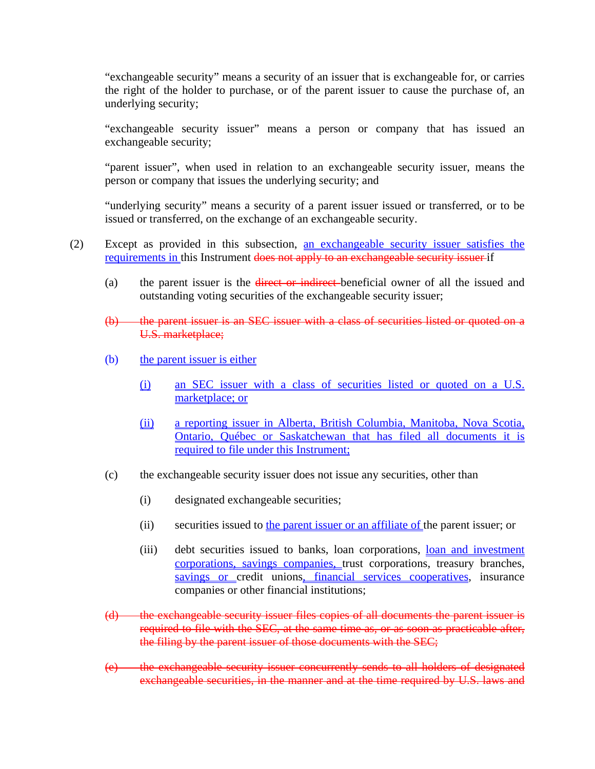"exchangeable security" means a security of an issuer that is exchangeable for, or carries the right of the holder to purchase, or of the parent issuer to cause the purchase of, an underlying security;

"exchangeable security issuer" means a person or company that has issued an exchangeable security;

"parent issuer", when used in relation to an exchangeable security issuer, means the person or company that issues the underlying security; and

"underlying security" means a security of a parent issuer issued or transferred, or to be issued or transferred, on the exchange of an exchangeable security.

(2) Except as provided in this subsection, <u>an exchangeable security issuer satisfies the requirements in</u> this Instrument ~~does not apply to an exchangeable security issuer~~ if

(a) the parent issuer is the ~~direct or indirect~~ beneficial owner of all the issued and outstanding voting securities of the exchangeable security issuer;

~~(b) the parent issuer is an SEC issuer with a class of securities listed or quoted on a U.S. marketplace;~~

<u>(b) the parent issuer is either</u>

<u>(i) an SEC issuer with a class of securities listed or quoted on a U.S. marketplace; or</u>

<u>(ii) a reporting issuer in Alberta, British Columbia, Manitoba, Nova Scotia, Ontario, Québec or Saskatchewan that has filed all documents it is required to file under this Instrument;</u>

(c) the exchangeable security issuer does not issue any securities, other than

(i) designated exchangeable securities;

(ii) securities issued to <u>the parent issuer or an affiliate of</u> the parent issuer; or

(iii) debt securities issued to banks, loan corporations, <u>loan and investment corporations, savings companies,</u> trust corporations, treasury branches, <u>savings or</u> credit unions<u>, financial services cooperatives</u>, insurance companies or other financial institutions;

~~(d) the exchangeable security issuer files copies of all documents the parent issuer is required to file with the SEC, at the same time as, or as soon as practicable after, the filing by the parent issuer of those documents with the SEC;~~

~~(e) the exchangeable security issuer concurrently sends to all holders of designated exchangeable securities, in the manner and at the time required by U.S. laws and~~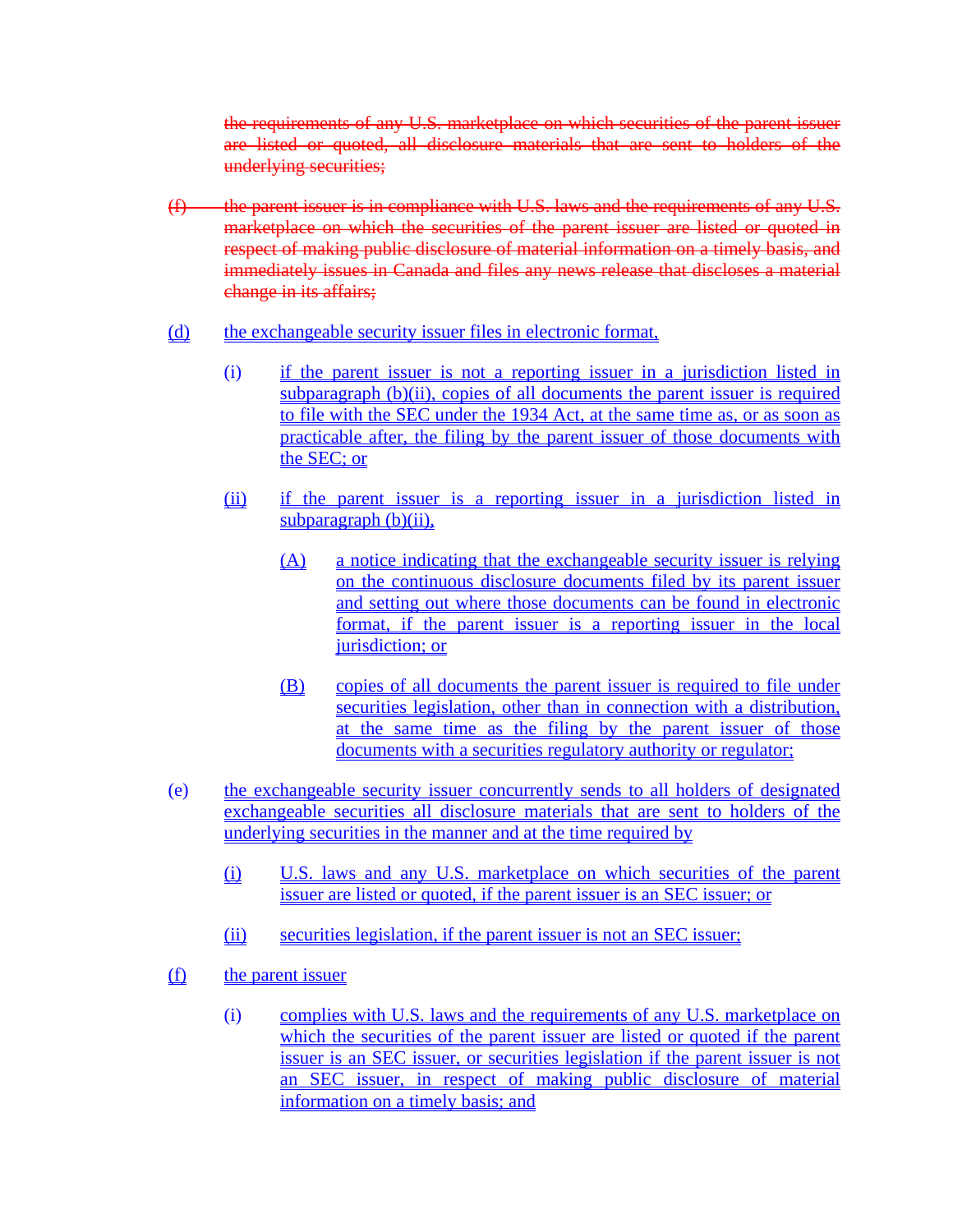~~the requirements of any U.S. marketplace on which securities of the parent issuer are listed or quoted, all disclosure materials that are sent to holders of the underlying securities;~~

~~(f) the parent issuer is in compliance with U.S. laws and the requirements of any U.S. marketplace on which the securities of the parent issuer are listed or quoted in respect of making public disclosure of material information on a timely basis, and immediately issues in Canada and files any news release that discloses a material change in its affairs;~~

(d) the exchangeable security issuer files in electronic format,

   (i) if the parent issuer is not a reporting issuer in a jurisdiction listed in subparagraph (b)(ii), copies of all documents the parent issuer is required to file with the SEC under the 1934 Act, at the same time as, or as soon as practicable after, the filing by the parent issuer of those documents with the SEC; or

   (ii) if the parent issuer is a reporting issuer in a jurisdiction listed in subparagraph (b)(ii),

      (A) a notice indicating that the exchangeable security issuer is relying on the continuous disclosure documents filed by its parent issuer and setting out where those documents can be found in electronic format, if the parent issuer is a reporting issuer in the local jurisdiction; or

      (B) copies of all documents the parent issuer is required to file under securities legislation, other than in connection with a distribution, at the same time as the filing by the parent issuer of those documents with a securities regulatory authority or regulator;

(e) the exchangeable security issuer concurrently sends to all holders of designated exchangeable securities all disclosure materials that are sent to holders of the underlying securities in the manner and at the time required by

   (i) U.S. laws and any U.S. marketplace on which securities of the parent issuer are listed or quoted, if the parent issuer is an SEC issuer; or

   (ii) securities legislation, if the parent issuer is not an SEC issuer;

(f) the parent issuer

   (i) complies with U.S. laws and the requirements of any U.S. marketplace on which the securities of the parent issuer are listed or quoted if the parent issuer is an SEC issuer, or securities legislation if the parent issuer is not an SEC issuer, in respect of making public disclosure of material information on a timely basis; and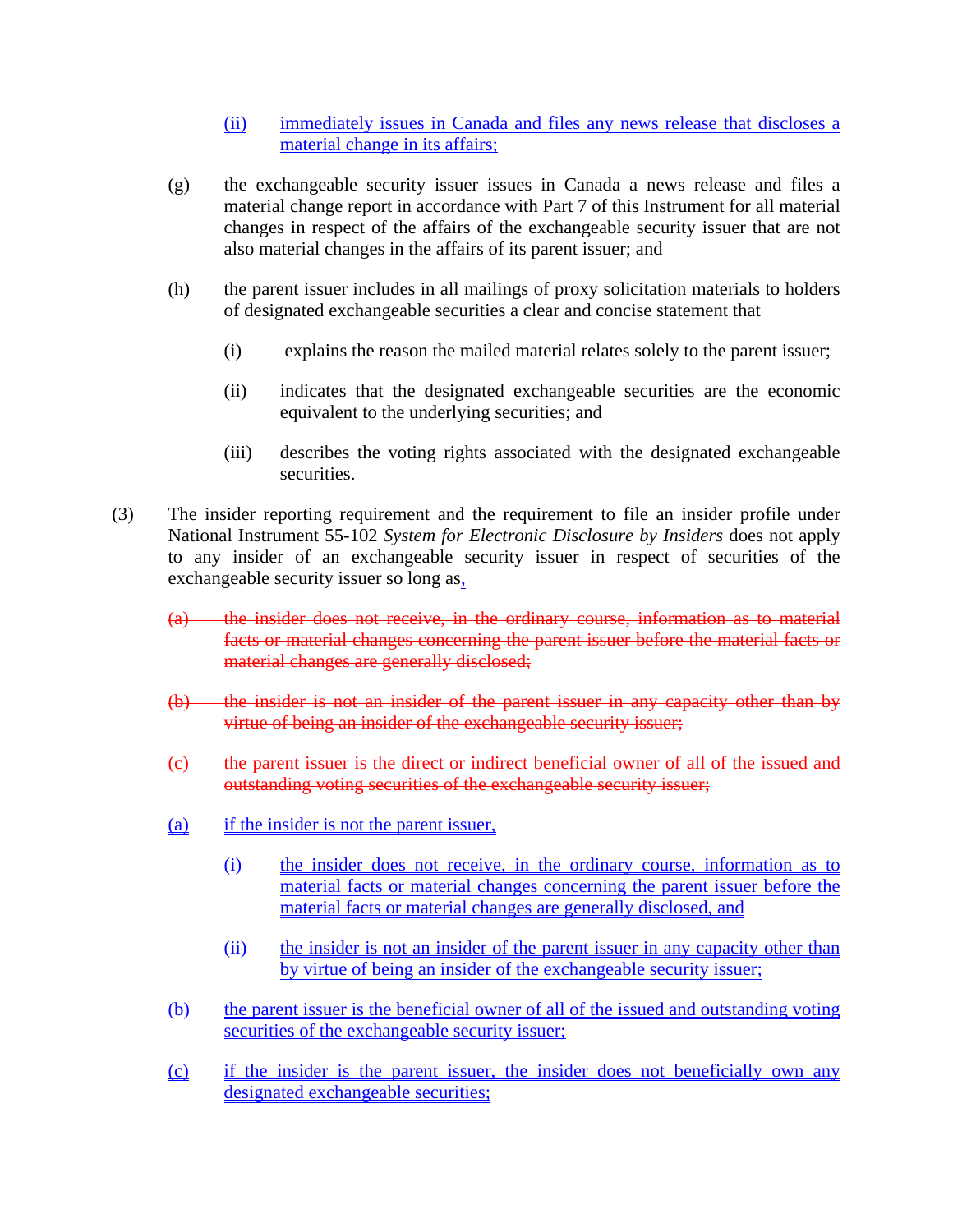(ii) immediately issues in Canada and files any news release that discloses a material change in its affairs;

(g) the exchangeable security issuer issues in Canada a news release and files a material change report in accordance with Part 7 of this Instrument for all material changes in respect of the affairs of the exchangeable security issuer that are not also material changes in the affairs of its parent issuer; and

(h) the parent issuer includes in all mailings of proxy solicitation materials to holders of designated exchangeable securities a clear and concise statement that

(i) explains the reason the mailed material relates solely to the parent issuer;

(ii) indicates that the designated exchangeable securities are the economic equivalent to the underlying securities; and

(iii) describes the voting rights associated with the designated exchangeable securities.

(3) The insider reporting requirement and the requirement to file an insider profile under National Instrument 55-102 *System for Electronic Disclosure by Insiders* does not apply to any insider of an exchangeable security issuer in respect of securities of the exchangeable security issuer so long as,

~~(a) the insider does not receive, in the ordinary course, information as to material facts or material changes concerning the parent issuer before the material facts or material changes are generally disclosed;~~

~~(b) the insider is not an insider of the parent issuer in any capacity other than by virtue of being an insider of the exchangeable security issuer;~~

~~(c) the parent issuer is the direct or indirect beneficial owner of all of the issued and outstanding voting securities of the exchangeable security issuer;~~

(a) if the insider is not the parent issuer,

(i) the insider does not receive, in the ordinary course, information as to material facts or material changes concerning the parent issuer before the material facts or material changes are generally disclosed, and

(ii) the insider is not an insider of the parent issuer in any capacity other than by virtue of being an insider of the exchangeable security issuer;

(b) the parent issuer is the beneficial owner of all of the issued and outstanding voting securities of the exchangeable security issuer;

(c) if the insider is the parent issuer, the insider does not beneficially own any designated exchangeable securities;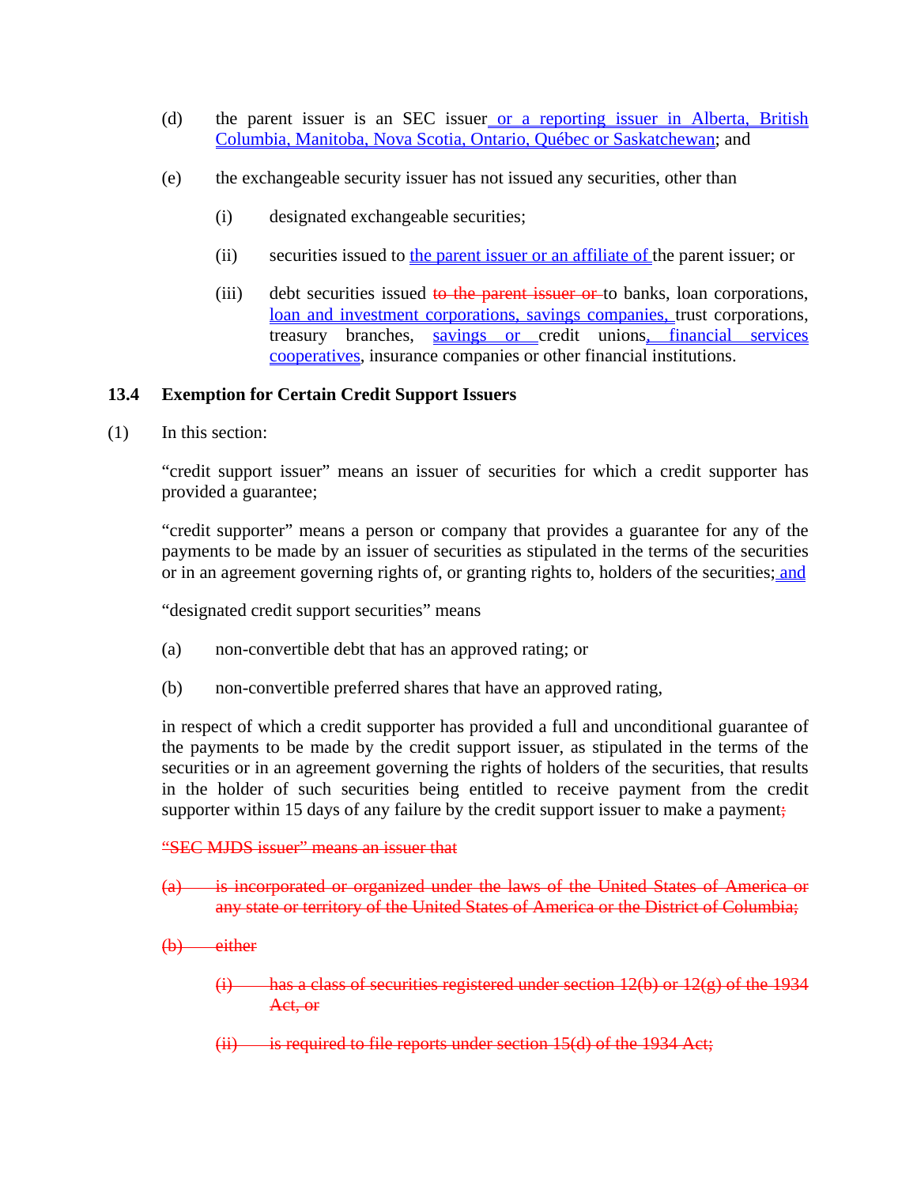(d) the parent issuer is an SEC issuer or a reporting issuer in Alberta, British Columbia, Manitoba, Nova Scotia, Ontario, Québec or Saskatchewan; and

(e) the exchangeable security issuer has not issued any securities, other than

(i) designated exchangeable securities;

(ii) securities issued to the parent issuer or an affiliate of the parent issuer; or

(iii) debt securities issued ~~to the parent issuer or~~ to banks, loan corporations, loan and investment corporations, savings companies, trust corporations, treasury branches, savings or credit unions, financial services cooperatives, insurance companies or other financial institutions.

### 13.4 Exemption for Certain Credit Support Issuers

(1) In this section:

"credit support issuer" means an issuer of securities for which a credit supporter has provided a guarantee;

"credit supporter" means a person or company that provides a guarantee for any of the payments to be made by an issuer of securities as stipulated in the terms of the securities or in an agreement governing rights of, or granting rights to, holders of the securities; and

"designated credit support securities" means

(a) non-convertible debt that has an approved rating; or

(b) non-convertible preferred shares that have an approved rating,

in respect of which a credit supporter has provided a full and unconditional guarantee of the payments to be made by the credit support issuer, as stipulated in the terms of the securities or in an agreement governing the rights of holders of the securities, that results in the holder of such securities being entitled to receive payment from the credit supporter within 15 days of any failure by the credit support issuer to make a payment~~;~~

~~"SEC MJDS issuer" means an issuer that~~

~~(a) is incorporated or organized under the laws of the United States of America or any state or territory of the United States of America or the District of Columbia;~~

~~(b) either~~

~~(i) has a class of securities registered under section 12(b) or 12(g) of the 1934 Act, or~~

~~(ii) is required to file reports under section 15(d) of the 1934 Act;~~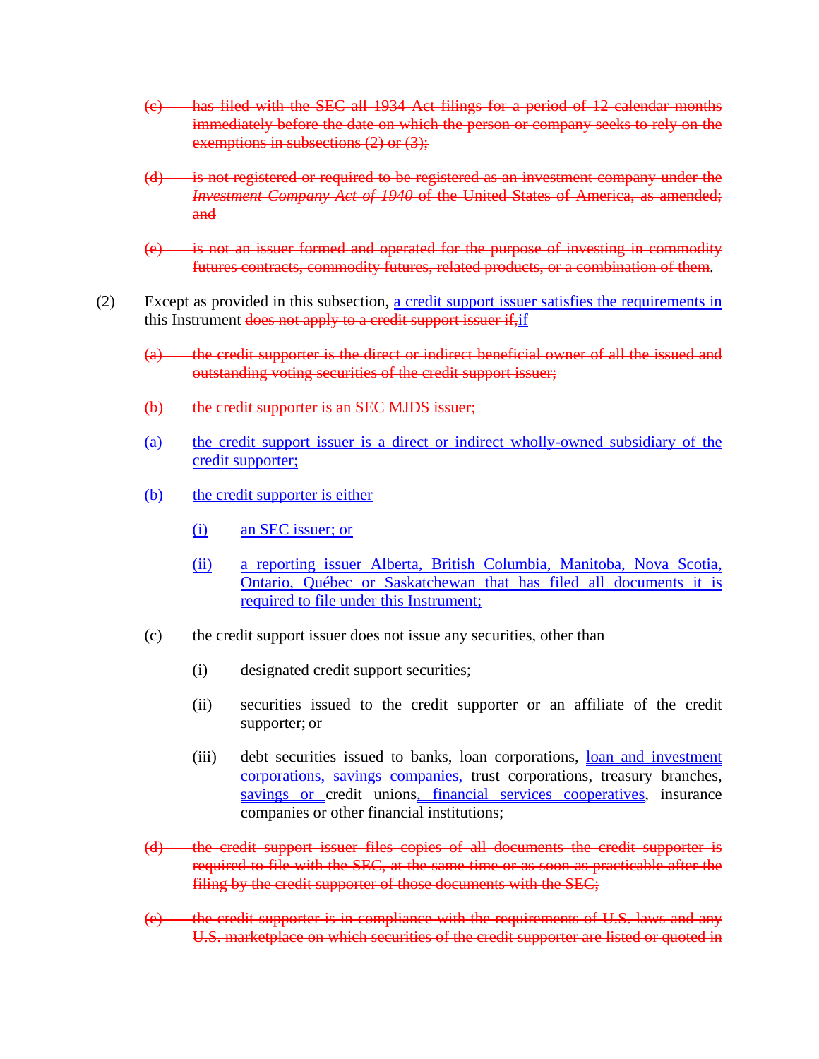~~(c) has filed with the SEC all 1934 Act filings for a period of 12 calendar months immediately before the date on which the person or company seeks to rely on the exemptions in subsections (2) or (3);~~

~~(d) is not registered or required to be registered as an investment company under the *Investment Company Act of 1940* of the United States of America, as amended; and~~

~~(e) is not an issuer formed and operated for the purpose of investing in commodity futures contracts, commodity futures, related products, or a combination of them~~.

(2) Except as provided in this subsection, a credit support issuer satisfies the requirements in this Instrument ~~does not apply to a credit support issuer if,~~if

~~(a) the credit supporter is the direct or indirect beneficial owner of all the issued and outstanding voting securities of the credit support issuer;~~

~~(b) the credit supporter is an SEC MJDS issuer;~~

(a) the credit support issuer is a direct or indirect wholly-owned subsidiary of the credit supporter;

(b) the credit supporter is either

(i) an SEC issuer; or

(ii) a reporting issuer Alberta, British Columbia, Manitoba, Nova Scotia, Ontario, Québec or Saskatchewan that has filed all documents it is required to file under this Instrument;

(c) the credit support issuer does not issue any securities, other than

(i) designated credit support securities;

(ii) securities issued to the credit supporter or an affiliate of the credit supporter; or

(iii) debt securities issued to banks, loan corporations, loan and investment corporations, savings companies, trust corporations, treasury branches, savings or credit unions, financial services cooperatives, insurance companies or other financial institutions;

~~(d) the credit support issuer files copies of all documents the credit supporter is required to file with the SEC, at the same time or as soon as practicable after the filing by the credit supporter of those documents with the SEC;~~

~~(e) the credit supporter is in compliance with the requirements of U.S. laws and any U.S. marketplace on which securities of the credit supporter are listed or quoted in~~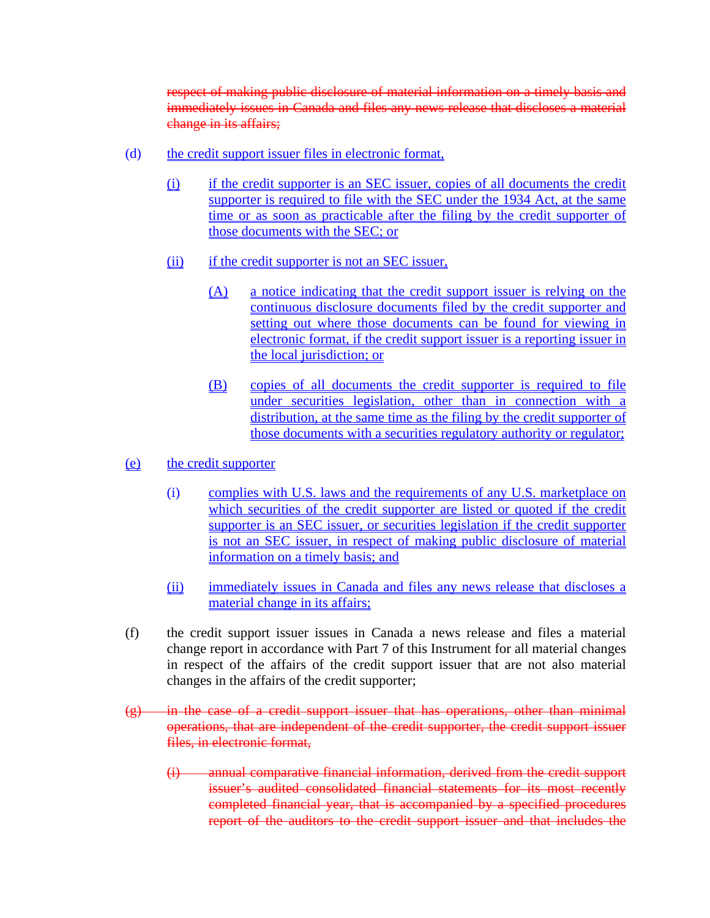~~respect of making public disclosure of material information on a timely basis and immediately issues in Canada and files any news release that discloses a material change in its affairs;~~

(d) the credit support issuer files in electronic format,

(i) if the credit supporter is an SEC issuer, copies of all documents the credit supporter is required to file with the SEC under the 1934 Act, at the same time or as soon as practicable after the filing by the credit supporter of those documents with the SEC; or

(ii) if the credit supporter is not an SEC issuer,

(A) a notice indicating that the credit support issuer is relying on the continuous disclosure documents filed by the credit supporter and setting out where those documents can be found for viewing in electronic format, if the credit support issuer is a reporting issuer in the local jurisdiction; or

(B) copies of all documents the credit supporter is required to file under securities legislation, other than in connection with a distribution, at the same time as the filing by the credit supporter of those documents with a securities regulatory authority or regulator;

(e) the credit supporter

(i) complies with U.S. laws and the requirements of any U.S. marketplace on which securities of the credit supporter are listed or quoted if the credit supporter is an SEC issuer, or securities legislation if the credit supporter is not an SEC issuer, in respect of making public disclosure of material information on a timely basis; and

(ii) immediately issues in Canada and files any news release that discloses a material change in its affairs;

(f) the credit support issuer issues in Canada a news release and files a material change report in accordance with Part 7 of this Instrument for all material changes in respect of the affairs of the credit support issuer that are not also material changes in the affairs of the credit supporter;

~~(g) in the case of a credit support issuer that has operations, other than minimal operations, that are independent of the credit supporter, the credit support issuer files, in electronic format,~~

~~(i) annual comparative financial information, derived from the credit support issuer's audited consolidated financial statements for its most recently completed financial year, that is accompanied by a specified procedures report of the auditors to the credit support issuer and that includes the~~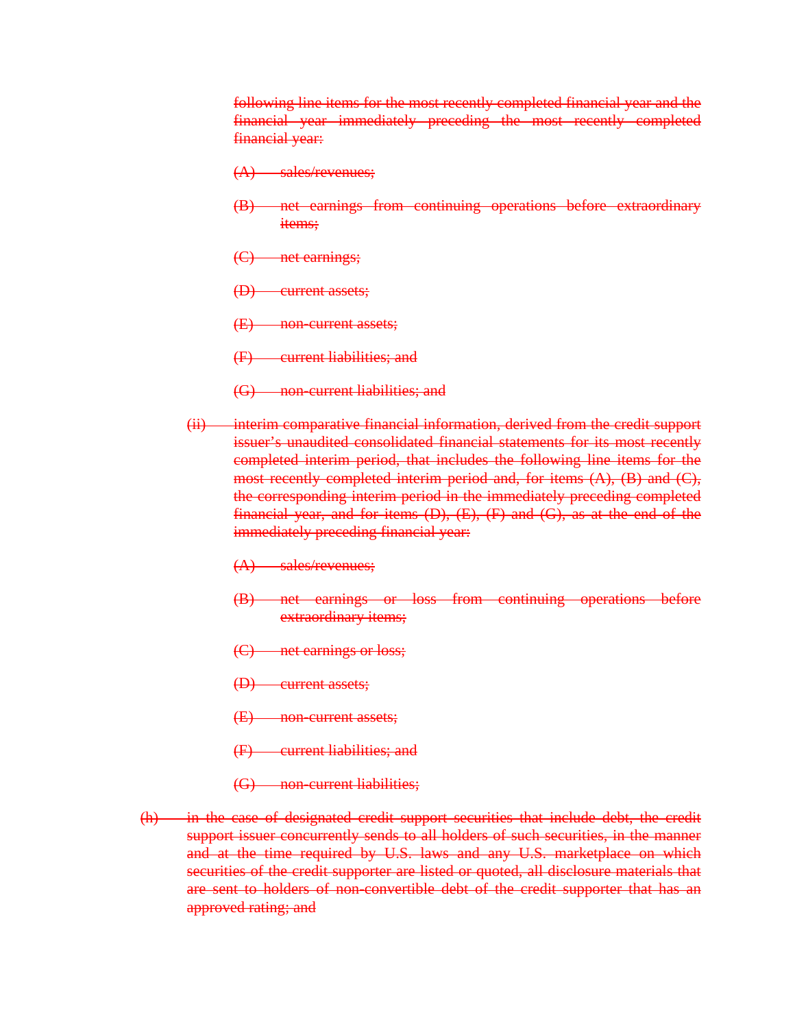following line items for the most recently completed financial year and the financial year immediately preceding the most recently completed financial year:

(A) sales/revenues;

(B) net earnings from continuing operations before extraordinary items;

(C) net earnings;

(D) current assets;

(E) non-current assets;

(F) current liabilities; and

(G) non-current liabilities; and

(ii) interim comparative financial information, derived from the credit support issuer's unaudited consolidated financial statements for its most recently completed interim period, that includes the following line items for the most recently completed interim period and, for items (A), (B) and (C), the corresponding interim period in the immediately preceding completed financial year, and for items (D), (E), (F) and (G), as at the end of the immediately preceding financial year:

(A) sales/revenues;

(B) net earnings or loss from continuing operations before extraordinary items;

(C) net earnings or loss;

(D) current assets;

(E) non-current assets;

(F) current liabilities; and

(G) non-current liabilities;

(h) in the case of designated credit support securities that include debt, the credit support issuer concurrently sends to all holders of such securities, in the manner and at the time required by U.S. laws and any U.S. marketplace on which securities of the credit supporter are listed or quoted, all disclosure materials that are sent to holders of non-convertible debt of the credit supporter that has an approved rating; and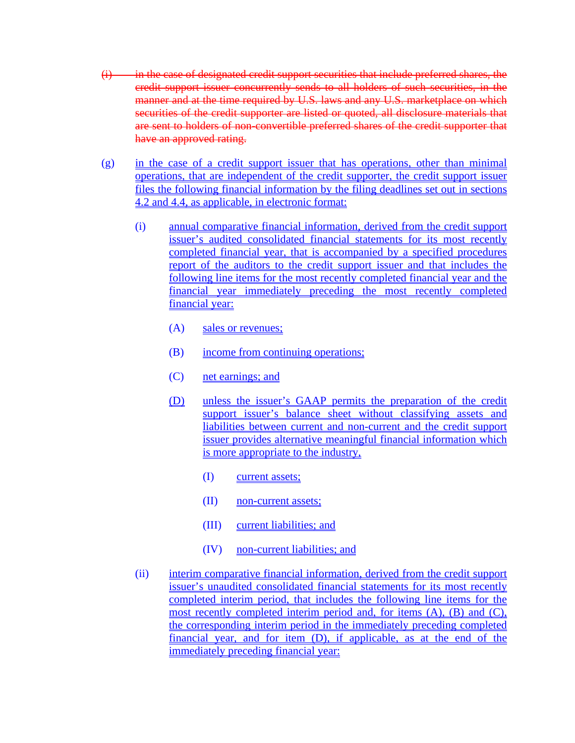~~(i) in the case of designated credit support securities that include preferred shares, the credit support issuer concurrently sends to all holders of such securities, in the manner and at the time required by U.S. laws and any U.S. marketplace on which securities of the credit supporter are listed or quoted, all disclosure materials that are sent to holders of non-convertible preferred shares of the credit supporter that have an approved rating.~~

(g) <u>in the case of a credit support issuer that has operations, other than minimal operations, that are independent of the credit supporter, the credit support issuer files the following financial information by the filing deadlines set out in sections 4.2 and 4.4, as applicable, in electronic format:</u>

(i) <u>annual comparative financial information, derived from the credit support issuer's audited consolidated financial statements for its most recently completed financial year, that is accompanied by a specified procedures report of the auditors to the credit support issuer and that includes the following line items for the most recently completed financial year and the financial year immediately preceding the most recently completed financial year:</u>

(A) <u>sales or revenues;</u>

(B) <u>income from continuing operations;</u>

(C) <u>net earnings; and</u>

<u>(D)</u> <u>unless the issuer's GAAP permits the preparation of the credit support issuer's balance sheet without classifying assets and liabilities between current and non-current and the credit support issuer provides alternative meaningful financial information which is more appropriate to the industry,</u>

(I) <u>current assets;</u>

(II) <u>non-current assets;</u>

(III) <u>current liabilities; and</u>

(IV) <u>non-current liabilities; and</u>

(ii) <u>interim comparative financial information, derived from the credit support issuer's unaudited consolidated financial statements for its most recently completed interim period, that includes the following line items for the most recently completed interim period and, for items (A), (B) and (C), the corresponding interim period in the immediately preceding completed financial year, and for item (D), if applicable, as at the end of the immediately preceding financial year:</u>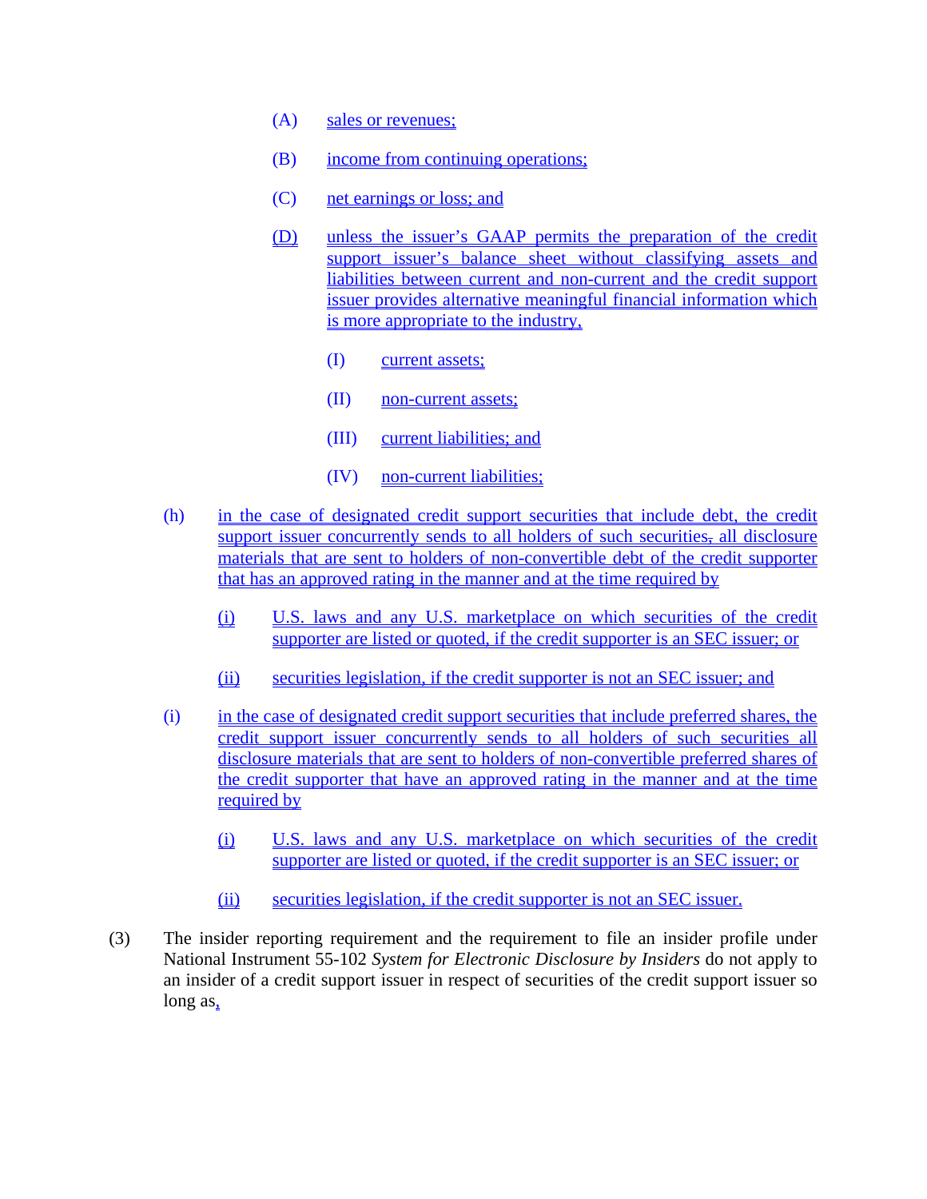(A) sales or revenues;

(B) income from continuing operations;

(C) net earnings or loss; and

(D) unless the issuer's GAAP permits the preparation of the credit support issuer's balance sheet without classifying assets and liabilities between current and non-current and the credit support issuer provides alternative meaningful financial information which is more appropriate to the industry,

(I) current assets;

(II) non-current assets;

(III) current liabilities; and

(IV) non-current liabilities;

(h) in the case of designated credit support securities that include debt, the credit support issuer concurrently sends to all holders of such securities, all disclosure materials that are sent to holders of non-convertible debt of the credit supporter that has an approved rating in the manner and at the time required by

(i) U.S. laws and any U.S. marketplace on which securities of the credit supporter are listed or quoted, if the credit supporter is an SEC issuer; or

(ii) securities legislation, if the credit supporter is not an SEC issuer; and

(i) in the case of designated credit support securities that include preferred shares, the credit support issuer concurrently sends to all holders of such securities all disclosure materials that are sent to holders of non-convertible preferred shares of the credit supporter that have an approved rating in the manner and at the time required by

(i) U.S. laws and any U.S. marketplace on which securities of the credit supporter are listed or quoted, if the credit supporter is an SEC issuer; or

(ii) securities legislation, if the credit supporter is not an SEC issuer.

(3) The insider reporting requirement and the requirement to file an insider profile under National Instrument 55-102 *System for Electronic Disclosure by Insiders* do not apply to an insider of a credit support issuer in respect of securities of the credit support issuer so long as,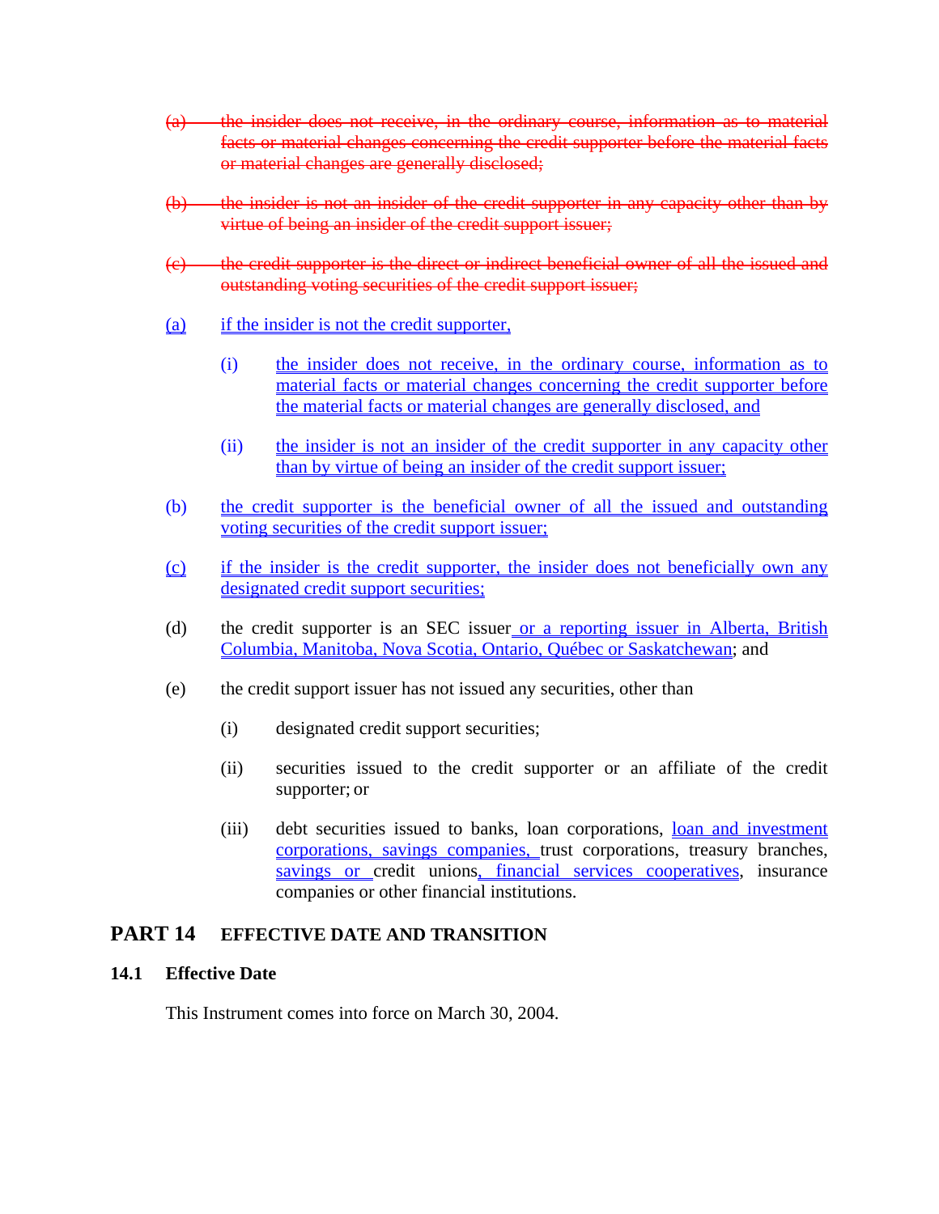~~(a) the insider does not receive, in the ordinary course, information as to material facts or material changes concerning the credit supporter before the material facts or material changes are generally disclosed;~~

~~(b) the insider is not an insider of the credit supporter in any capacity other than by virtue of being an insider of the credit support issuer;~~

~~(c) the credit supporter is the direct or indirect beneficial owner of all the issued and outstanding voting securities of the credit support issuer;~~

(a) if the insider is not the credit supporter,

   (i) the insider does not receive, in the ordinary course, information as to material facts or material changes concerning the credit supporter before the material facts or material changes are generally disclosed, and

   (ii) the insider is not an insider of the credit supporter in any capacity other than by virtue of being an insider of the credit support issuer;

(b) the credit supporter is the beneficial owner of all the issued and outstanding voting securities of the credit support issuer;

(c) if the insider is the credit supporter, the insider does not beneficially own any designated credit support securities;

(d) the credit supporter is an SEC issuer or a reporting issuer in Alberta, British Columbia, Manitoba, Nova Scotia, Ontario, Québec or Saskatchewan; and

(e) the credit support issuer has not issued any securities, other than

   (i) designated credit support securities;

   (ii) securities issued to the credit supporter or an affiliate of the credit supporter; or

   (iii) debt securities issued to banks, loan corporations, loan and investment corporations, savings companies, trust corporations, treasury branches, savings or credit unions, financial services cooperatives, insurance companies or other financial institutions.

## PART 14 EFFECTIVE DATE AND TRANSITION

### 14.1 Effective Date

This Instrument comes into force on March 30, 2004.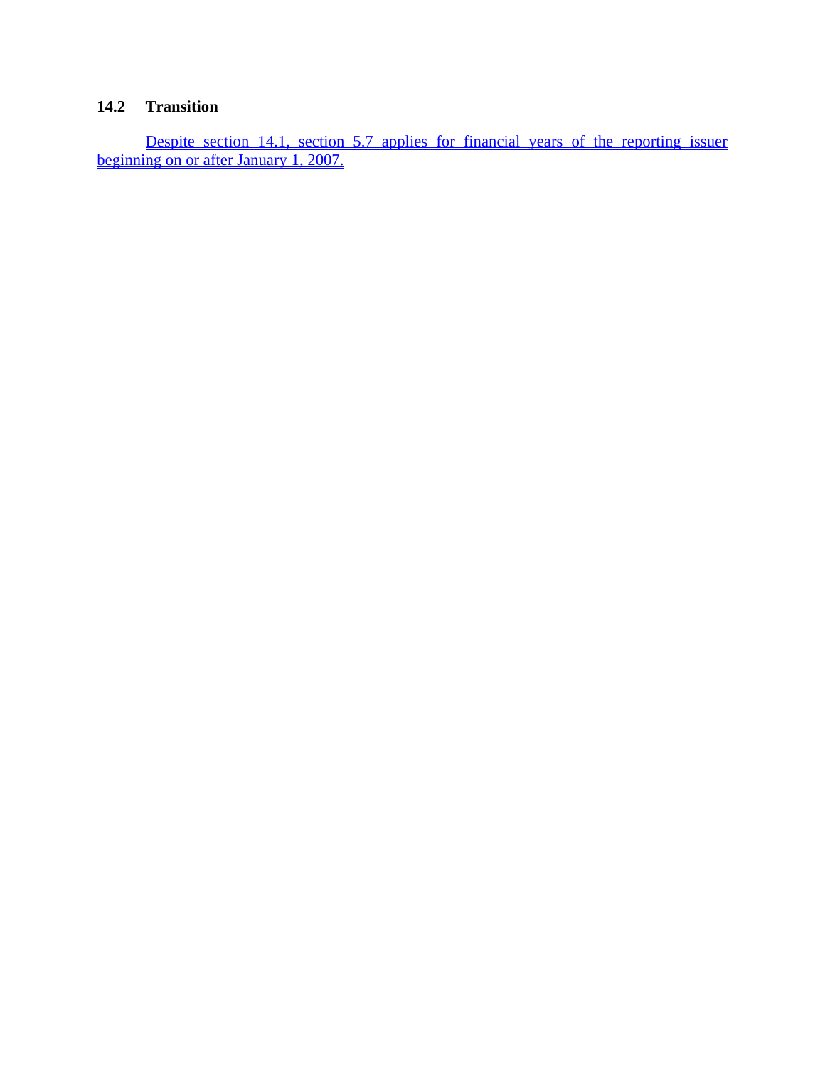### 14.2 Transition

Despite section 14.1, section 5.7 applies for financial years of the reporting issuer beginning on or after January 1, 2007.